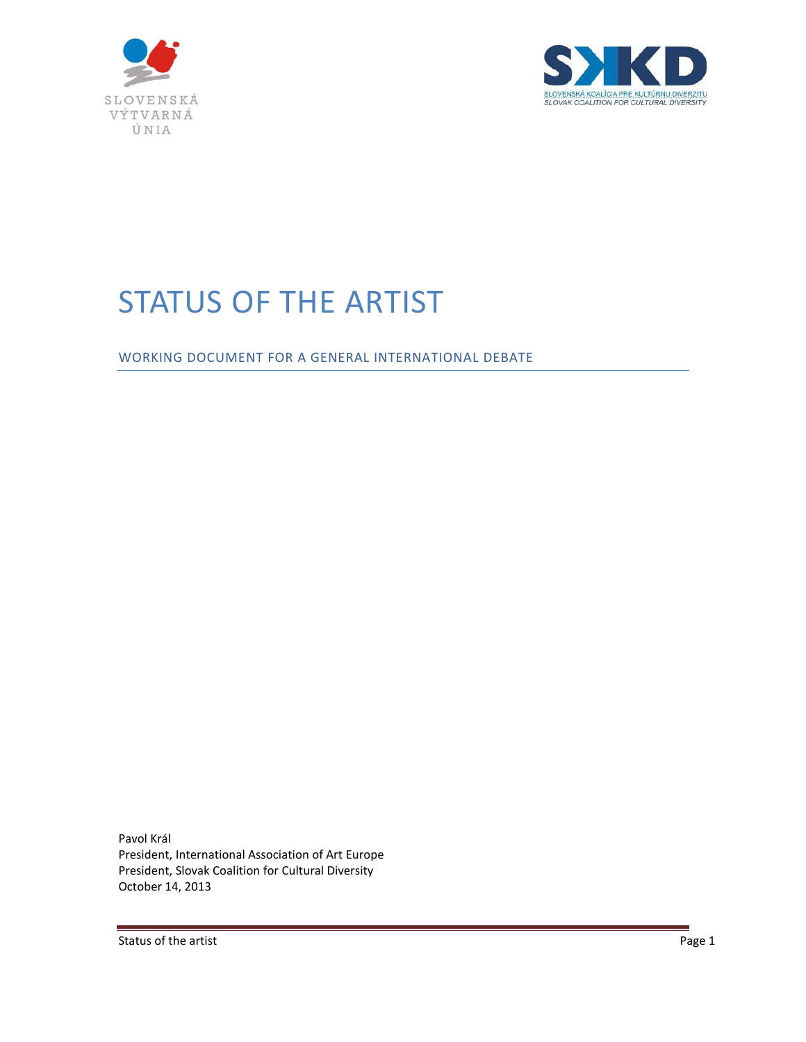SLOVENSKÁ VÝTVARNÁ ÚNIA

SKKD
SLOVENSKÁ KOALÍCIA PRE KULTÚRNU DIVERZITU
SLOVAK COALITION FOR CULTURAL DIVERSITY

# STATUS OF THE ARTIST

## WORKING DOCUMENT FOR A GENERAL INTERNATIONAL DEBATE

Pavol Král  
President, International Association of Art Europe  
President, Slovak Coalition for Cultural Diversity  
October 14, 2013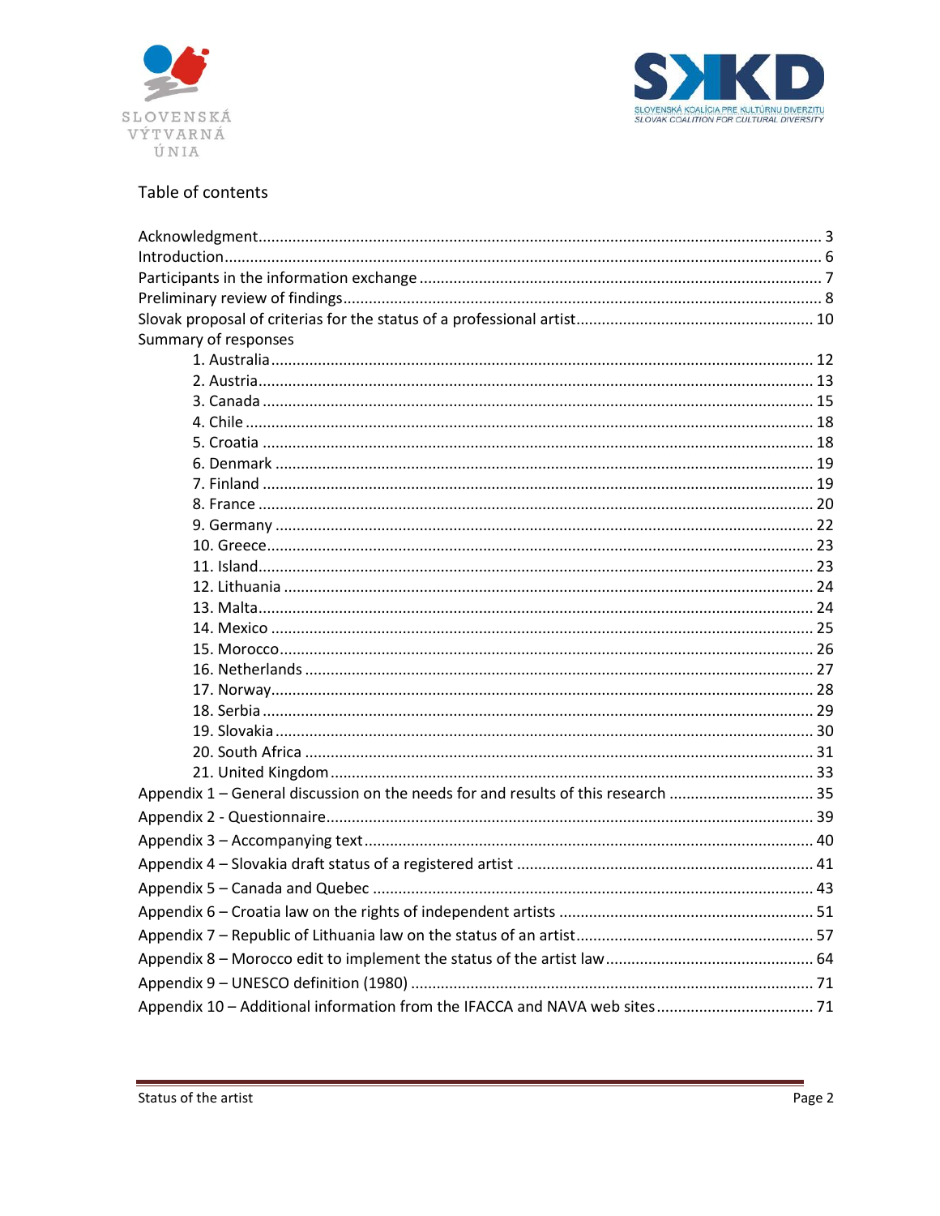# Table of contents

- Acknowledgment .... 3
- Introduction .... 6
- Participants in the information exchange .... 7
- Preliminary review of findings .... 8
- Slovak proposal of criterias for the status of a professional artist .... 10
- Summary of responses
  1. Australia .... 12
  2. Austria .... 13
  3. Canada .... 15
  4. Chile .... 18
  5. Croatia .... 18
  6. Denmark .... 19
  7. Finland .... 19
  8. France .... 20
  9. Germany .... 22
  10. Greece .... 23
  11. Island .... 23
  12. Lithuania .... 24
  13. Malta .... 24
  14. Mexico .... 25
  15. Morocco .... 26
  16. Netherlands .... 27
  17. Norway .... 28
  18. Serbia .... 29
  19. Slovakia .... 30
  20. South Africa .... 31
  21. United Kingdom .... 33
- Appendix 1 – General discussion on the needs for and results of this research .... 35
- Appendix 2 - Questionnaire .... 39
- Appendix 3 – Accompanying text .... 40
- Appendix 4 – Slovakia draft status of a registered artist .... 41
- Appendix 5 – Canada and Quebec .... 43
- Appendix 6 – Croatia law on the rights of independent artists .... 51
- Appendix 7 – Republic of Lithuania law on the status of an artist .... 57
- Appendix 8 – Morocco edit to implement the status of the artist law .... 64
- Appendix 9 – UNESCO definition (1980) .... 71
- Appendix 10 – Additional information from the IFACCA and NAVA web sites .... 71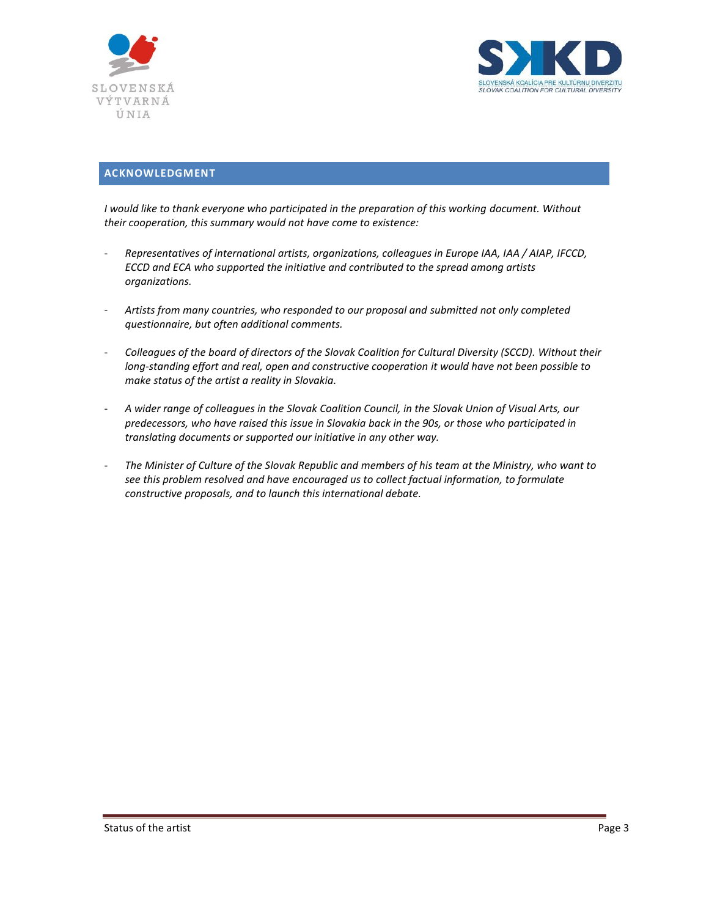## ACKNOWLEDGMENT

*I would like to thank everyone who participated in the preparation of this working document. Without their cooperation, this summary would not have come to existence:*

- *Representatives of international artists, organizations, colleagues in Europe IAA, IAA / AIAP, IFCCD, ECCD and ECA who supported the initiative and contributed to the spread among artists organizations.*

- *Artists from many countries, who responded to our proposal and submitted not only completed questionnaire, but often additional comments.*

- *Colleagues of the board of directors of the Slovak Coalition for Cultural Diversity (SCCD). Without their long-standing effort and real, open and constructive cooperation it would have not been possible to make status of the artist a reality in Slovakia.*

- *A wider range of colleagues in the Slovak Coalition Council, in the Slovak Union of Visual Arts, our predecessors, who have raised this issue in Slovakia back in the 90s, or those who participated in translating documents or supported our initiative in any other way.*

- *The Minister of Culture of the Slovak Republic and members of his team at the Ministry, who want to see this problem resolved and have encouraged us to collect factual information, to formulate constructive proposals, and to launch this international debate.*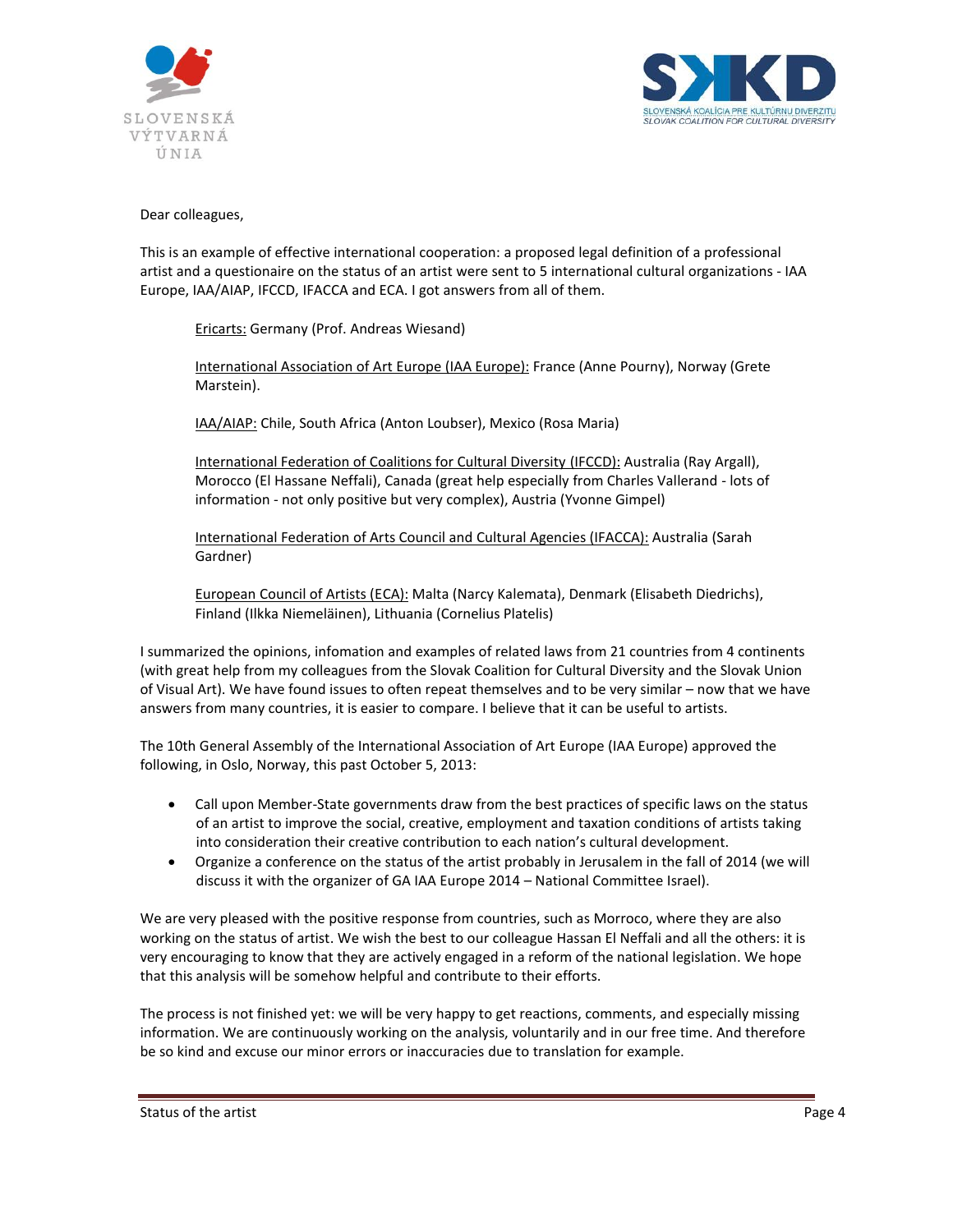SLOVENSKÁ VÝTVARNÁ ÚNIA

SKKD
SLOVENSKÁ KOALÍCIA PRE KULTÚRNU DIVERZITU
SLOVAK COALITION FOR CULTURAL DIVERSITY

Dear colleagues,

This is an example of effective international cooperation: a proposed legal definition of a professional artist and a questionaire on the status of an artist were sent to 5 international cultural organizations - IAA Europe, IAA/AIAP, IFCCD, IFACCA and ECA. I got answers from all of them.

Ericarts: Germany (Prof. Andreas Wiesand)

International Association of Art Europe (IAA Europe): France (Anne Pourny), Norway (Grete Marstein).

IAA/AIAP: Chile, South Africa (Anton Loubser), Mexico (Rosa Maria)

International Federation of Coalitions for Cultural Diversity (IFCCD): Australia (Ray Argall), Morocco (El Hassane Neffali), Canada (great help especially from Charles Vallerand - lots of information - not only positive but very complex), Austria (Yvonne Gimpel)

International Federation of Arts Council and Cultural Agencies (IFACCA): Australia (Sarah Gardner)

European Council of Artists (ECA): Malta (Narcy Kalemata), Denmark (Elisabeth Diedrichs), Finland (Ilkka Niemeläinen), Lithuania (Cornelius Platelis)

I summarized the opinions, infomation and examples of related laws from 21 countries from 4 continents (with great help from my colleagues from the Slovak Coalition for Cultural Diversity and the Slovak Union of Visual Art). We have found issues to often repeat themselves and to be very similar – now that we have answers from many countries, it is easier to compare. I believe that it can be useful to artists.

The 10th General Assembly of the International Association of Art Europe (IAA Europe) approved the following, in Oslo, Norway, this past October 5, 2013:

- Call upon Member-State governments draw from the best practices of specific laws on the status of an artist to improve the social, creative, employment and taxation conditions of artists taking into consideration their creative contribution to each nation's cultural development.
- Organize a conference on the status of the artist probably in Jerusalem in the fall of 2014 (we will discuss it with the organizer of GA IAA Europe 2014 – National Committee Israel).

We are very pleased with the positive response from countries, such as Morroco, where they are also working on the status of artist. We wish the best to our colleague Hassan El Neffali and all the others: it is very encouraging to know that they are actively engaged in a reform of the national legislation. We hope that this analysis will be somehow helpful and contribute to their efforts.

The process is not finished yet: we will be very happy to get reactions, comments, and especially missing information. We are continuously working on the analysis, voluntarily and in our free time. And therefore be so kind and excuse our minor errors or inaccuracies due to translation for example.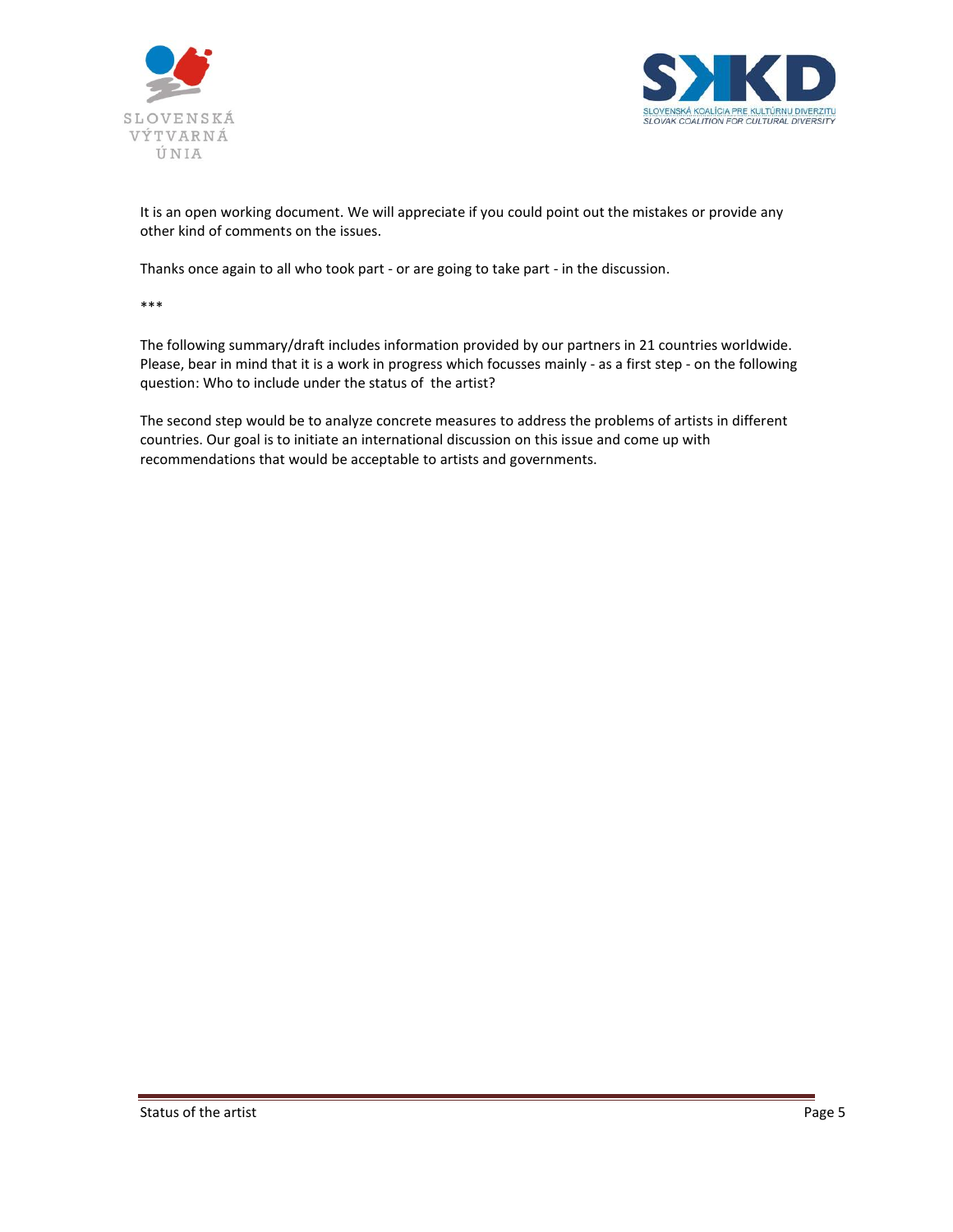It is an open working document. We will appreciate if you could point out the mistakes or provide any other kind of comments on the issues.

Thanks once again to all who took part - or are going to take part - in the discussion.

***

The following summary/draft includes information provided by our partners in 21 countries worldwide. Please, bear in mind that it is a work in progress which focusses mainly - as a first step - on the following question: Who to include under the status of the artist?

The second step would be to analyze concrete measures to address the problems of artists in different countries. Our goal is to initiate an international discussion on this issue and come up with recommendations that would be acceptable to artists and governments.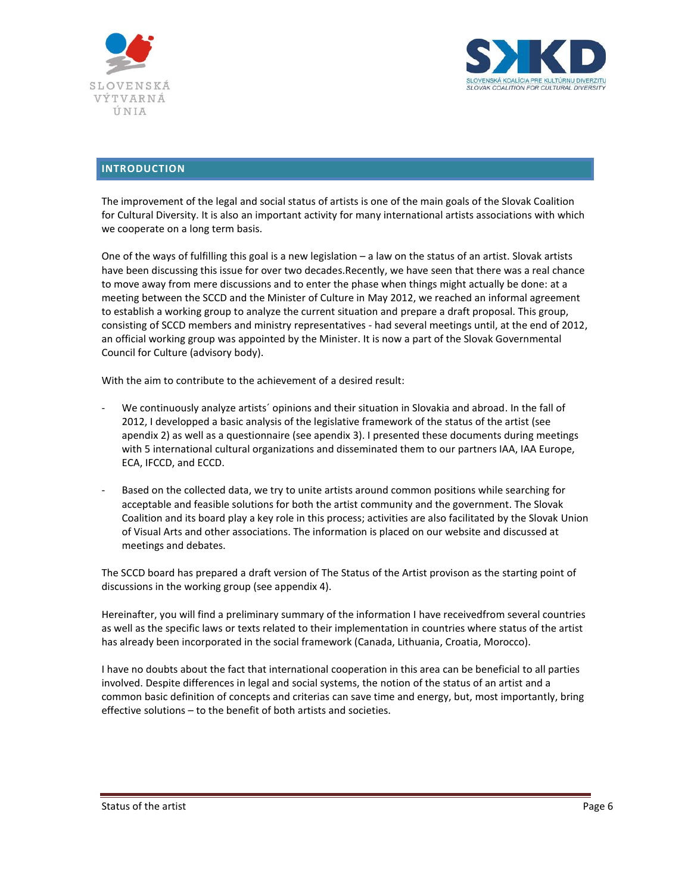## INTRODUCTION

The improvement of the legal and social status of artists is one of the main goals of the Slovak Coalition for Cultural Diversity. It is also an important activity for many international artists associations with which we cooperate on a long term basis.

One of the ways of fulfilling this goal is a new legislation – a law on the status of an artist. Slovak artists have been discussing this issue for over two decades.Recently, we have seen that there was a real chance to move away from mere discussions and to enter the phase when things might actually be done: at a meeting between the SCCD and the Minister of Culture in May 2012, we reached an informal agreement to establish a working group to analyze the current situation and prepare a draft proposal. This group, consisting of SCCD members and ministry representatives - had several meetings until, at the end of 2012, an official working group was appointed by the Minister. It is now a part of the Slovak Governmental Council for Culture (advisory body).

With the aim to contribute to the achievement of a desired result:

- We continuously analyze artists´ opinions and their situation in Slovakia and abroad. In the fall of 2012, I developped a basic analysis of the legislative framework of the status of the artist (see apendix 2) as well as a questionnaire (see apendix 3). I presented these documents during meetings with 5 international cultural organizations and disseminated them to our partners IAA, IAA Europe, ECA, IFCCD, and ECCD.
- Based on the collected data, we try to unite artists around common positions while searching for acceptable and feasible solutions for both the artist community and the government. The Slovak Coalition and its board play a key role in this process; activities are also facilitated by the Slovak Union of Visual Arts and other associations. The information is placed on our website and discussed at meetings and debates.

The SCCD board has prepared a draft version of The Status of the Artist provison as the starting point of discussions in the working group (see appendix 4).

Hereinafter, you will find a preliminary summary of the information I have receivedfrom several countries as well as the specific laws or texts related to their implementation in countries where status of the artist has already been incorporated in the social framework (Canada, Lithuania, Croatia, Morocco).

I have no doubts about the fact that international cooperation in this area can be beneficial to all parties involved. Despite differences in legal and social systems, the notion of the status of an artist and a common basic definition of concepts and criterias can save time and energy, but, most importantly, bring effective solutions – to the benefit of both artists and societies.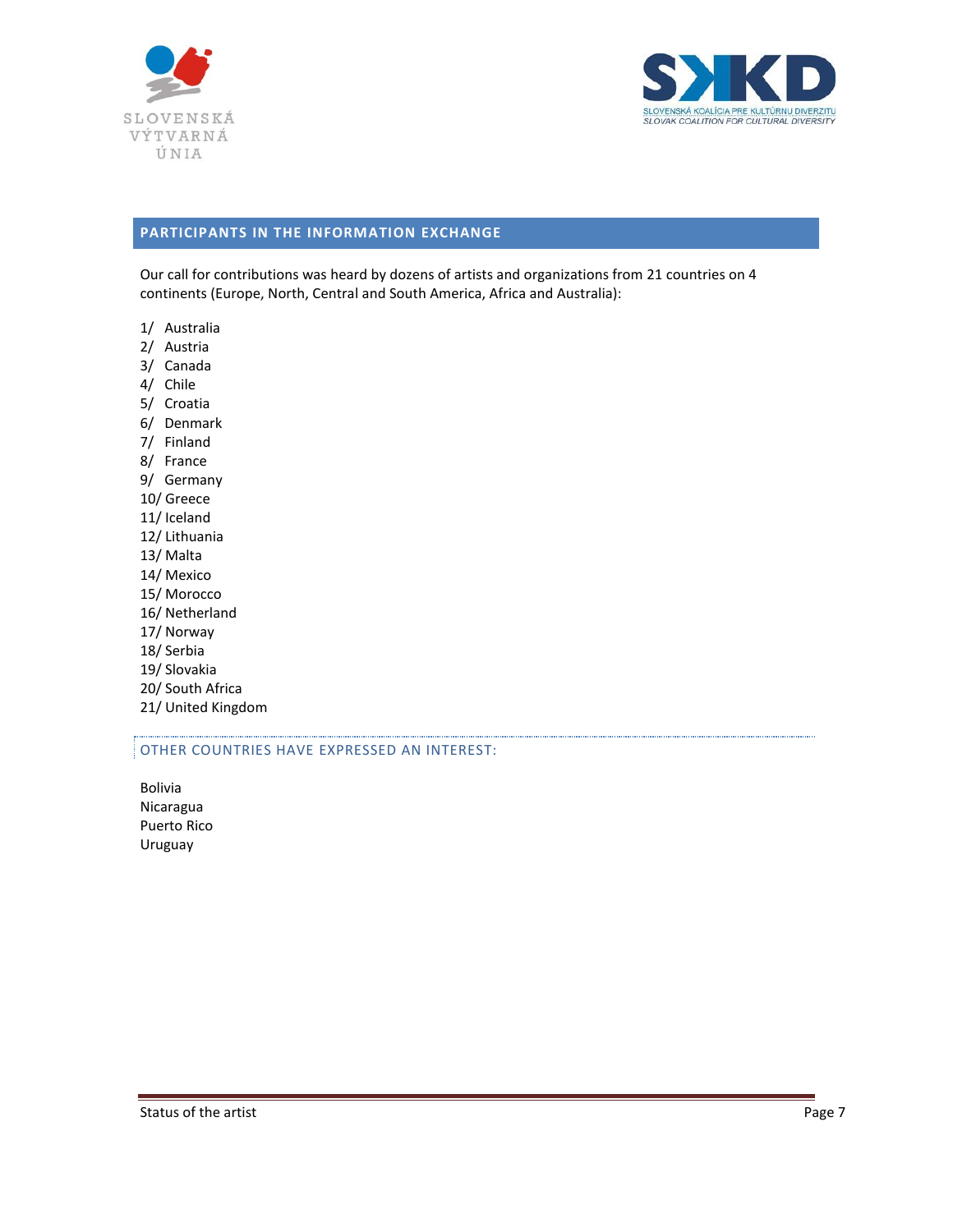## PARTICIPANTS IN THE INFORMATION EXCHANGE

Our call for contributions was heard by dozens of artists and organizations from 21 countries on 4 continents (Europe, North, Central and South America, Africa and Australia):

1/ Australia
2/ Austria
3/ Canada
4/ Chile
5/ Croatia
6/ Denmark
7/ Finland
8/ France
9/ Germany
10/ Greece
11/ Iceland
12/ Lithuania
13/ Malta
14/ Mexico
15/ Morocco
16/ Netherland
17/ Norway
18/ Serbia
19/ Slovakia
20/ South Africa
21/ United Kingdom

### OTHER COUNTRIES HAVE EXPRESSED AN INTEREST:

Bolivia
Nicaragua
Puerto Rico
Uruguay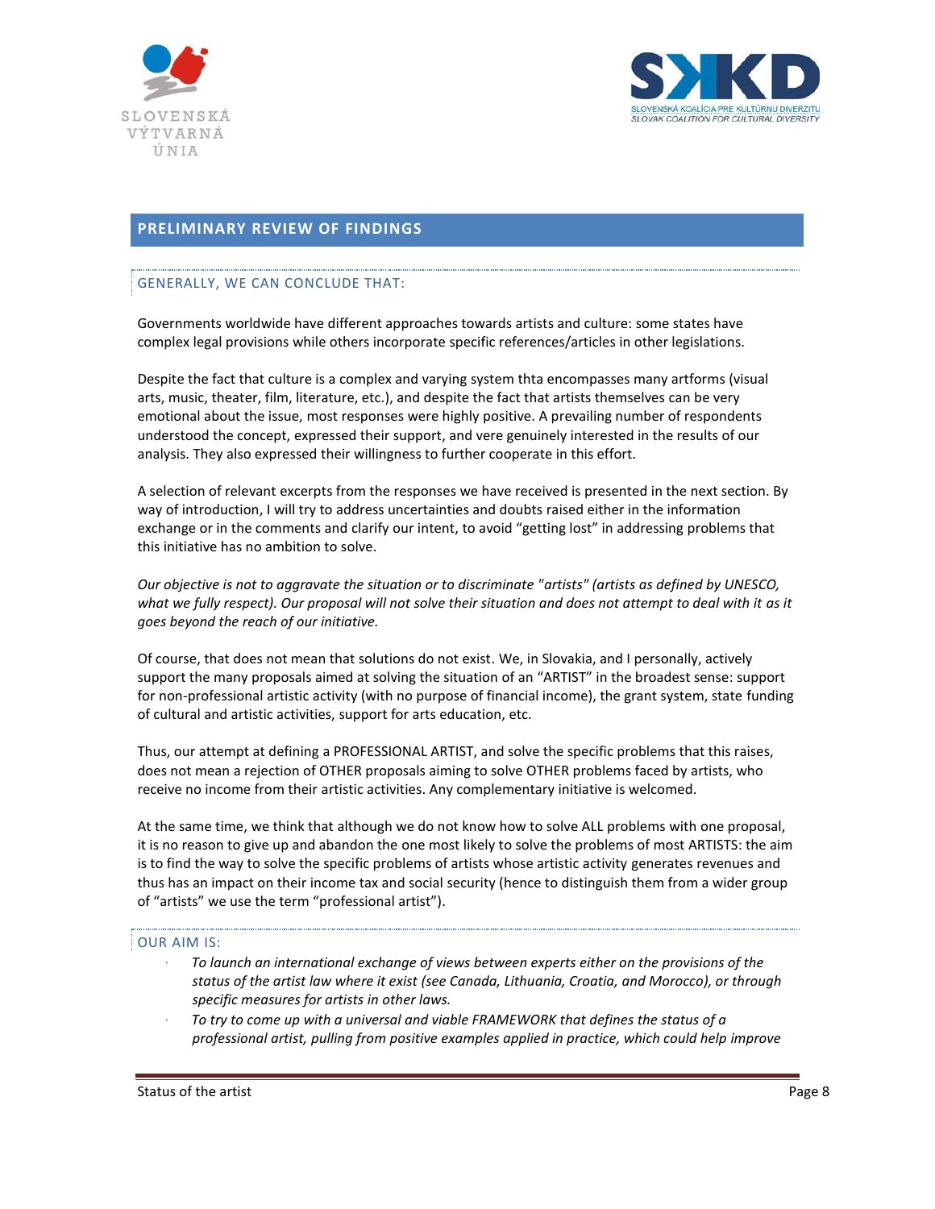## PRELIMINARY REVIEW OF FINDINGS

### GENERALLY, WE CAN CONCLUDE THAT:

Governments worldwide have different approaches towards artists and culture: some states have complex legal provisions while others incorporate specific references/articles in other legislations.

Despite the fact that culture is a complex and varying system thta encompasses many artforms (visual arts, music, theater, film, literature, etc.), and despite the fact that artists themselves can be very emotional about the issue, most responses were highly positive. A prevailing number of respondents understood the concept, expressed their support, and vere genuinely interested in the results of our analysis. They also expressed their willingness to further cooperate in this effort.

A selection of relevant excerpts from the responses we have received is presented in the next section. By way of introduction, I will try to address uncertainties and doubts raised either in the information exchange or in the comments and clarify our intent, to avoid "getting lost" in addressing problems that this initiative has no ambition to solve.

*Our objective is not to aggravate the situation or to discriminate "artists" (artists as defined by UNESCO, what we fully respect). Our proposal will not solve their situation and does not attempt to deal with it as it goes beyond the reach of our initiative.*

Of course, that does not mean that solutions do not exist. We, in Slovakia, and I personally, actively support the many proposals aimed at solving the situation of an "ARTIST" in the broadest sense: support for non-professional artistic activity (with no purpose of financial income), the grant system, state funding of cultural and artistic activities, support for arts education, etc.

Thus, our attempt at defining a PROFESSIONAL ARTIST, and solve the specific problems that this raises, does not mean a rejection of OTHER proposals aiming to solve OTHER problems faced by artists, who receive no income from their artistic activities. Any complementary initiative is welcomed.

At the same time, we think that although we do not know how to solve ALL problems with one proposal, it is no reason to give up and abandon the one most likely to solve the problems of most ARTISTS: the aim is to find the way to solve the specific problems of artists whose artistic activity generates revenues and thus has an impact on their income tax and social security (hence to distinguish them from a wider group of "artists" we use the term "professional artist").

### OUR AIM IS:

- *To launch an international exchange of views between experts either on the provisions of the status of the artist law where it exist (see Canada, Lithuania, Croatia, and Morocco), or through specific measures for artists in other laws.*
- *To try to come up with a universal and viable FRAMEWORK that defines the status of a professional artist, pulling from positive examples applied in practice, which could help improve*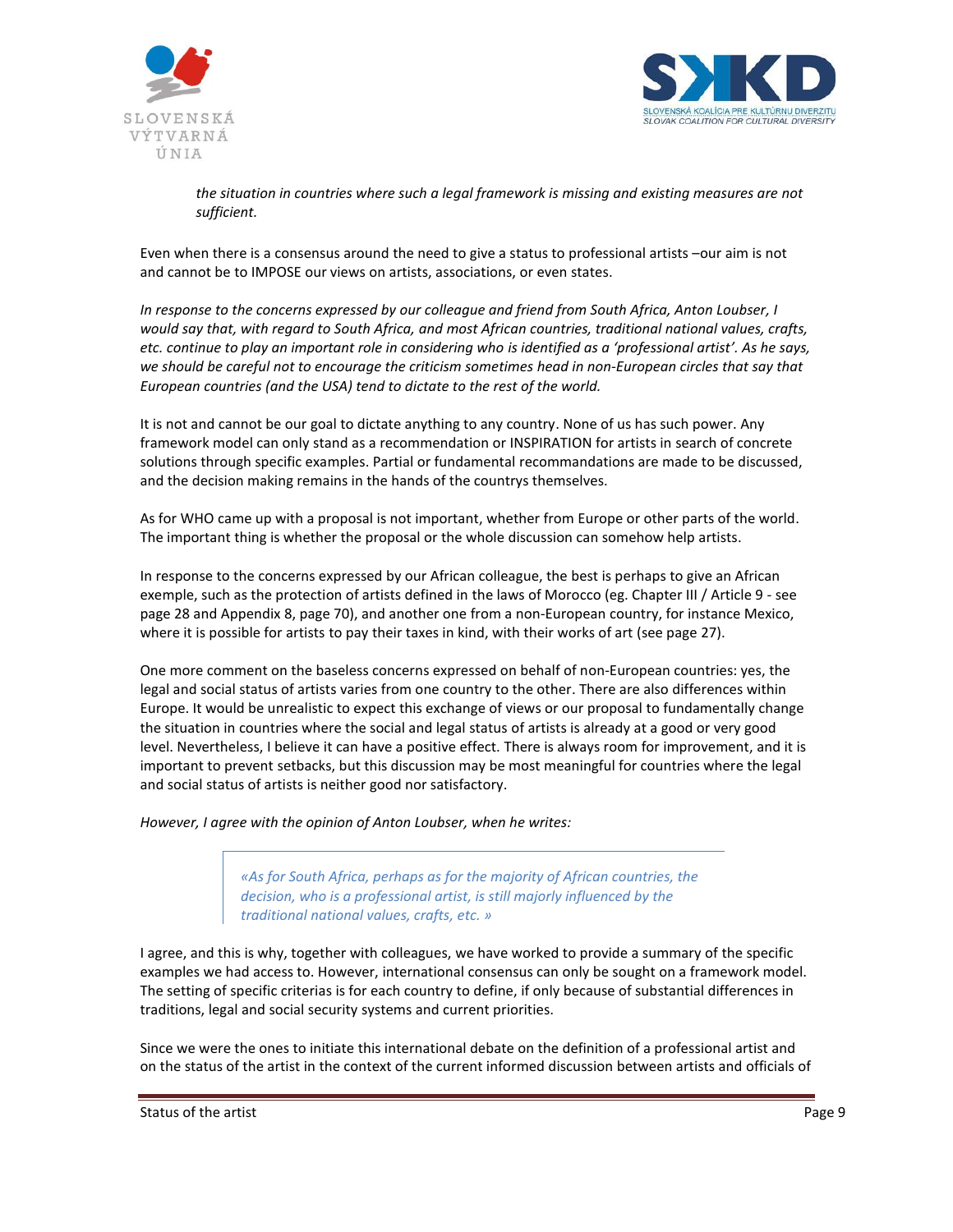*the situation in countries where such a legal framework is missing and existing measures are not sufficient.*

Even when there is a consensus around the need to give a status to professional artists –our aim is not and cannot be to IMPOSE our views on artists, associations, or even states.

*In response to the concerns expressed by our colleague and friend from South Africa, Anton Loubser, I would say that, with regard to South Africa, and most African countries, traditional national values, crafts, etc. continue to play an important role in considering who is identified as a 'professional artist'. As he says, we should be careful not to encourage the criticism sometimes head in non-European circles that say that European countries (and the USA) tend to dictate to the rest of the world.*

It is not and cannot be our goal to dictate anything to any country. None of us has such power. Any framework model can only stand as a recommendation or INSPIRATION for artists in search of concrete solutions through specific examples. Partial or fundamental recommandations are made to be discussed, and the decision making remains in the hands of the countrys themselves.

As for WHO came up with a proposal is not important, whether from Europe or other parts of the world. The important thing is whether the proposal or the whole discussion can somehow help artists.

In response to the concerns expressed by our African colleague, the best is perhaps to give an African exemple, such as the protection of artists defined in the laws of Morocco (eg. Chapter III / Article 9 - see page 28 and Appendix 8, page 70), and another one from a non-European country, for instance Mexico, where it is possible for artists to pay their taxes in kind, with their works of art (see page 27).

One more comment on the baseless concerns expressed on behalf of non-European countries: yes, the legal and social status of artists varies from one country to the other. There are also differences within Europe. It would be unrealistic to expect this exchange of views or our proposal to fundamentally change the situation in countries where the social and legal status of artists is already at a good or very good level. Nevertheless, I believe it can have a positive effect. There is always room for improvement, and it is important to prevent setbacks, but this discussion may be most meaningful for countries where the legal and social status of artists is neither good nor satisfactory.

*However, I agree with the opinion of Anton Loubser, when he writes:*

> *«As for South Africa, perhaps as for the majority of African countries, the decision, who is a professional artist, is still majorly influenced by the traditional national values, crafts, etc. »*

I agree, and this is why, together with colleagues, we have worked to provide a summary of the specific examples we had access to. However, international consensus can only be sought on a framework model. The setting of specific criterias is for each country to define, if only because of substantial differences in traditions, legal and social security systems and current priorities.

Since we were the ones to initiate this international debate on the definition of a professional artist and on the status of the artist in the context of the current informed discussion between artists and officials of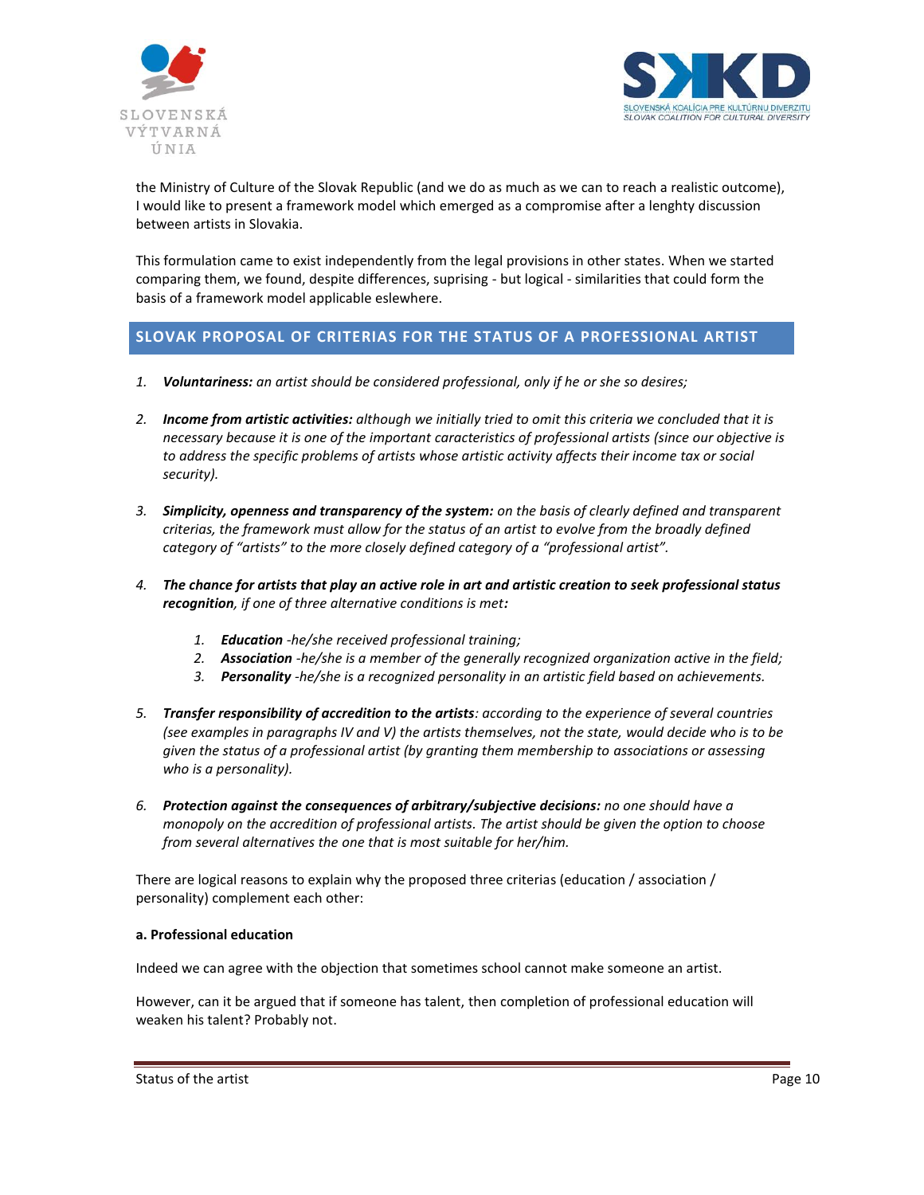the Ministry of Culture of the Slovak Republic (and we do as much as we can to reach a realistic outcome), I would like to present a framework model which emerged as a compromise after a lenghty discussion between artists in Slovakia.

This formulation came to exist independently from the legal provisions in other states. When we started comparing them, we found, despite differences, suprising - but logical - similarities that could form the basis of a framework model applicable eslewhere.

## SLOVAK PROPOSAL OF CRITERIAS FOR THE STATUS OF A PROFESSIONAL ARTIST

1. ***Voluntariness:*** *an artist should be considered professional, only if he or she so desires;*

2. ***Income from artistic activities:*** *although we initially tried to omit this criteria we concluded that it is necessary because it is one of the important caracteristics of professional artists (since our objective is to address the specific problems of artists whose artistic activity affects their income tax or social security).*

3. ***Simplicity, openness and transparency of the system:*** *on the basis of clearly defined and transparent criterias, the framework must allow for the status of an artist to evolve from the broadly defined category of "artists" to the more closely defined category of a "professional artist".*

4. ***The chance for artists that play an active role in art and artistic creation to seek professional status recognition****, if one of three alternative conditions is met**:***

   1. ***Education*** *-he/she received professional training;*
   2. ***Association*** *-he/she is a member of the generally recognized organization active in the field;*
   3. ***Personality*** *-he/she is a recognized personality in an artistic field based on achievements.*

5. ***Transfer responsibility of accredition to the artists****: according to the experience of several countries (see examples in paragraphs IV and V) the artists themselves, not the state, would decide who is to be given the status of a professional artist (by granting them membership to associations or assessing who is a personality).*

6. ***Protection against the consequences of arbitrary/subjective decisions:*** *no one should have a monopoly on the accredition of professional artists. The artist should be given the option to choose from several alternatives the one that is most suitable for her/him.*

There are logical reasons to explain why the proposed three criterias (education / association / personality) complement each other:

**a. Professional education**

Indeed we can agree with the objection that sometimes school cannot make someone an artist.

However, can it be argued that if someone has talent, then completion of professional education will weaken his talent? Probably not.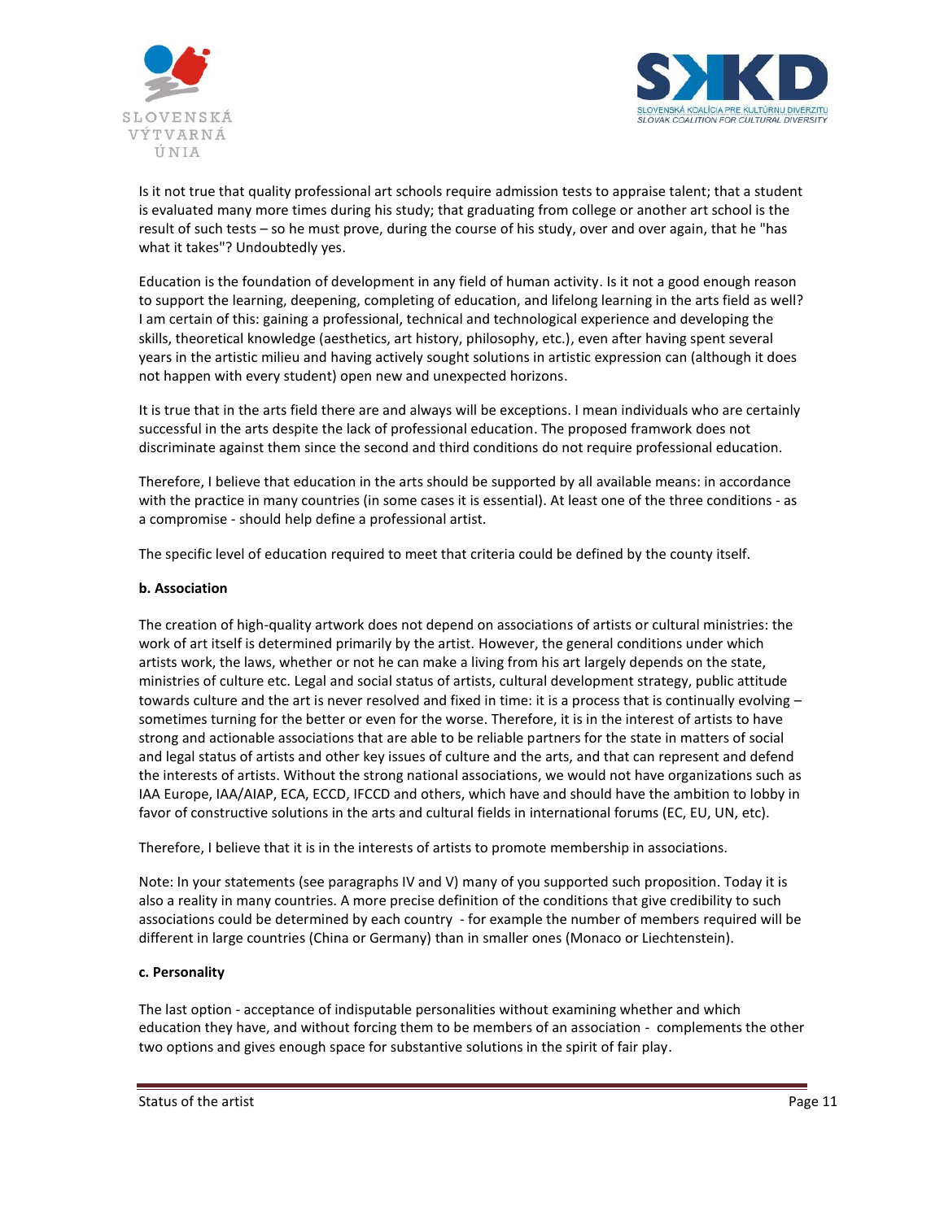Is it not true that quality professional art schools require admission tests to appraise talent; that a student is evaluated many more times during his study; that graduating from college or another art school is the result of such tests – so he must prove, during the course of his study, over and over again, that he "has what it takes"? Undoubtedly yes.

Education is the foundation of development in any field of human activity. Is it not a good enough reason to support the learning, deepening, completing of education, and lifelong learning in the arts field as well? I am certain of this: gaining a professional, technical and technological experience and developing the skills, theoretical knowledge (aesthetics, art history, philosophy, etc.), even after having spent several years in the artistic milieu and having actively sought solutions in artistic expression can (although it does not happen with every student) open new and unexpected horizons.

It is true that in the arts field there are and always will be exceptions. I mean individuals who are certainly successful in the arts despite the lack of professional education. The proposed framwork does not discriminate against them since the second and third conditions do not require professional education.

Therefore, I believe that education in the arts should be supported by all available means: in accordance with the practice in many countries (in some cases it is essential). At least one of the three conditions - as a compromise - should help define a professional artist.

The specific level of education required to meet that criteria could be defined by the county itself.

**b. Association**

The creation of high-quality artwork does not depend on associations of artists or cultural ministries: the work of art itself is determined primarily by the artist. However, the general conditions under which artists work, the laws, whether or not he can make a living from his art largely depends on the state, ministries of culture etc. Legal and social status of artists, cultural development strategy, public attitude towards culture and the art is never resolved and fixed in time: it is a process that is continually evolving – sometimes turning for the better or even for the worse. Therefore, it is in the interest of artists to have strong and actionable associations that are able to be reliable partners for the state in matters of social and legal status of artists and other key issues of culture and the arts, and that can represent and defend the interests of artists. Without the strong national associations, we would not have organizations such as IAA Europe, IAA/AIAP, ECA, ECCD, IFCCD and others, which have and should have the ambition to lobby in favor of constructive solutions in the arts and cultural fields in international forums (EC, EU, UN, etc).

Therefore, I believe that it is in the interests of artists to promote membership in associations.

Note: In your statements (see paragraphs IV and V) many of you supported such proposition. Today it is also a reality in many countries. A more precise definition of the conditions that give credibility to such associations could be determined by each country - for example the number of members required will be different in large countries (China or Germany) than in smaller ones (Monaco or Liechtenstein).

**c. Personality**

The last option - acceptance of indisputable personalities without examining whether and which education they have, and without forcing them to be members of an association - complements the other two options and gives enough space for substantive solutions in the spirit of fair play.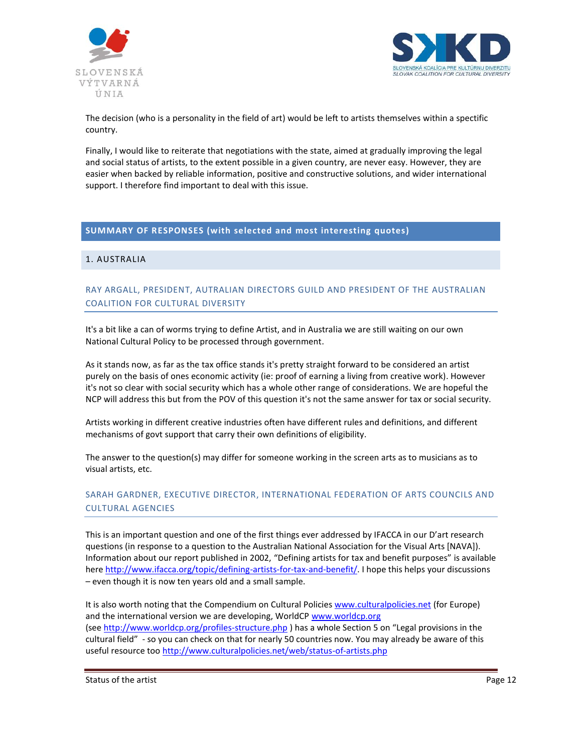The decision (who is a personality in the field of art) would be left to artists themselves within a spectific country.

Finally, I would like to reiterate that negotiations with the state, aimed at gradually improving the legal and social status of artists, to the extent possible in a given country, are never easy. However, they are easier when backed by reliable information, positive and constructive solutions, and wider international support. I therefore find important to deal with this issue.

## SUMMARY OF RESPONSES (with selected and most interesting quotes)

### 1. AUSTRALIA

#### RAY ARGALL, PRESIDENT, AUTRALIAN DIRECTORS GUILD AND PRESIDENT OF THE AUSTRALIAN COALITION FOR CULTURAL DIVERSITY

It's a bit like a can of worms trying to define Artist, and in Australia we are still waiting on our own National Cultural Policy to be processed through government.

As it stands now, as far as the tax office stands it's pretty straight forward to be considered an artist purely on the basis of ones economic activity (ie: proof of earning a living from creative work). However it's not so clear with social security which has a whole other range of considerations. We are hopeful the NCP will address this but from the POV of this question it's not the same answer for tax or social security.

Artists working in different creative industries often have different rules and definitions, and different mechanisms of govt support that carry their own definitions of eligibility.

The answer to the question(s) may differ for someone working in the screen arts as to musicians as to visual artists, etc.

#### SARAH GARDNER, EXECUTIVE DIRECTOR, INTERNATIONAL FEDERATION OF ARTS COUNCILS AND CULTURAL AGENCIES

This is an important question and one of the first things ever addressed by IFACCA in our D'art research questions (in response to a question to the Australian National Association for the Visual Arts [NAVA]). Information about our report published in 2002, "Defining artists for tax and benefit purposes" is available here http://www.ifacca.org/topic/defining-artists-for-tax-and-benefit/. I hope this helps your discussions – even though it is now ten years old and a small sample.

It is also worth noting that the Compendium on Cultural Policies www.culturalpolicies.net (for Europe) and the international version we are developing, WorldCP www.worldcp.org (see http://www.worldcp.org/profiles-structure.php ) has a whole Section 5 on "Legal provisions in the cultural field" - so you can check on that for nearly 50 countries now. You may already be aware of this useful resource too http://www.culturalpolicies.net/web/status-of-artists.php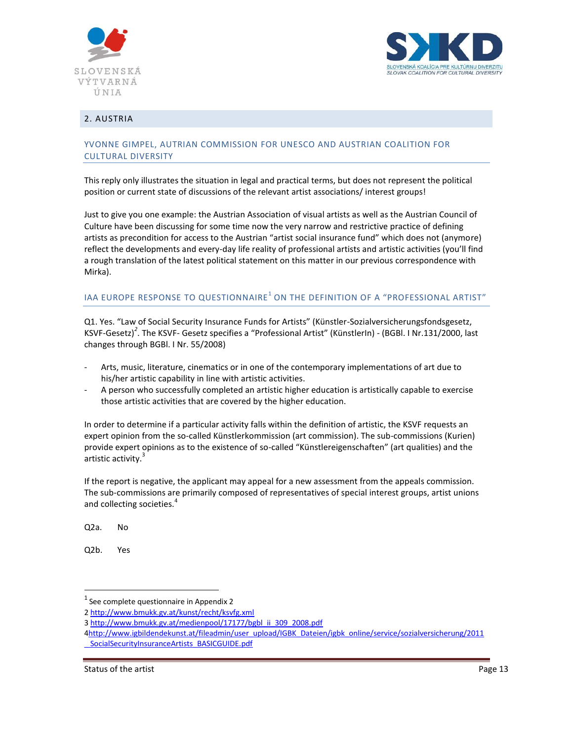## 2. AUSTRIA

### YVONNE GIMPEL, AUTRIAN COMMISSION FOR UNESCO AND AUSTRIAN COALITION FOR CULTURAL DIVERSITY

This reply only illustrates the situation in legal and practical terms, but does not represent the political position or current state of discussions of the relevant artist associations/ interest groups!

Just to give you one example: the Austrian Association of visual artists as well as the Austrian Council of Culture have been discussing for some time now the very narrow and restrictive practice of defining artists as precondition for access to the Austrian "artist social insurance fund" which does not (anymore) reflect the developments and every-day life reality of professional artists and artistic activities (you'll find a rough translation of the latest political statement on this matter in our previous correspondence with Mirka).

### IAA EUROPE RESPONSE TO QUESTIONNAIRE[1] ON THE DEFINITION OF A "PROFESSIONAL ARTIST"

Q1. Yes. "Law of Social Security Insurance Funds for Artists" (Künstler-Sozialversicherungsfondsgesetz, KSVF-Gesetz)[2]. The KSVF- Gesetz specifies a "Professional Artist" (KünstlerIn) - (BGBl. I Nr.131/2000, last changes through BGBl. I Nr. 55/2008)

- Arts, music, literature, cinematics or in one of the contemporary implementations of art due to his/her artistic capability in line with artistic activities.
- A person who successfully completed an artistic higher education is artistically capable to exercise those artistic activities that are covered by the higher education.

In order to determine if a particular activity falls within the definition of artistic, the KSVF requests an expert opinion from the so-called Künstlerkommission (art commission). The sub-commissions (Kurien) provide expert opinions as to the existence of so-called "Künstlereigenschaften" (art qualities) and the artistic activity.[3]

If the report is negative, the applicant may appeal for a new assessment from the appeals commission. The sub-commissions are primarily composed of representatives of special interest groups, artist unions and collecting societies.[4]

Q2a. No

Q2b. Yes

---

1 See complete questionnaire in Appendix 2

2 http://www.bmukk.gv.at/kunst/recht/ksvfg.xml

3 http://www.bmukk.gv.at/medienpool/17177/bgbl_ii_309_2008.pdf

4 http://www.igbildendekunst.at/fileadmin/user_upload/IGBK_Dateien/igbk_online/service/sozialversicherung/2011_SocialSecurityInsuranceArtists_BASICGUIDE.pdf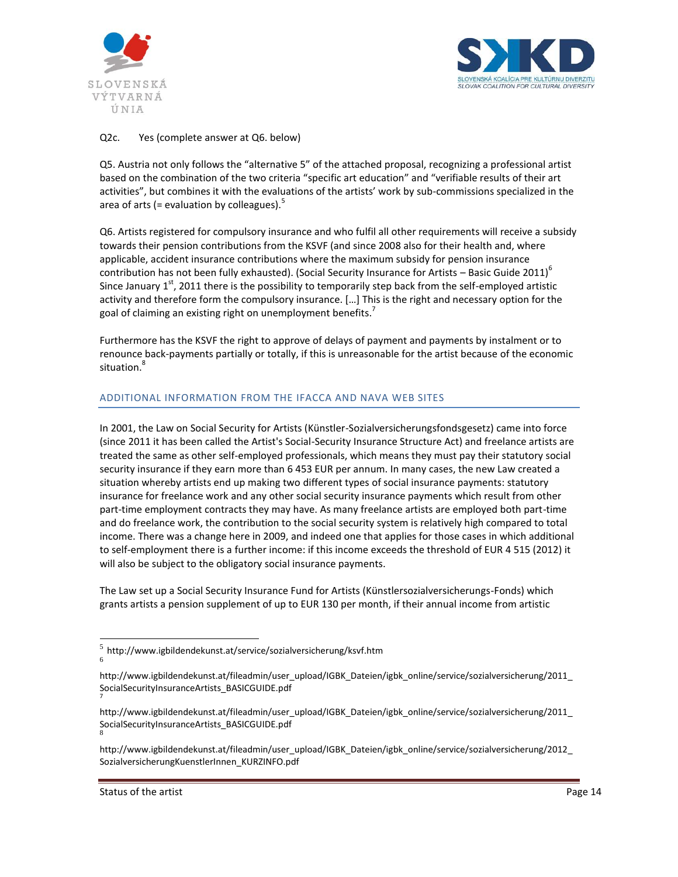Q2c. Yes (complete answer at Q6. below)

Q5. Austria not only follows the "alternative 5" of the attached proposal, recognizing a professional artist based on the combination of the two criteria "specific art education" and "verifiable results of their art activities", but combines it with the evaluations of the artists' work by sub-commissions specialized in the area of arts (= evaluation by colleagues).[5]

Q6. Artists registered for compulsory insurance and who fulfil all other requirements will receive a subsidy towards their pension contributions from the KSVF (and since 2008 also for their health and, where applicable, accident insurance contributions where the maximum subsidy for pension insurance contribution has not been fully exhausted). (Social Security Insurance for Artists – Basic Guide 2011)[6] Since January 1st, 2011 there is the possibility to temporarily step back from the self-employed artistic activity and therefore form the compulsory insurance. […] This is the right and necessary option for the goal of claiming an existing right on unemployment benefits.[7]

Furthermore has the KSVF the right to approve of delays of payment and payments by instalment or to renounce back-payments partially or totally, if this is unreasonable for the artist because of the economic situation.[8]

## ADDITIONAL INFORMATION FROM THE IFACCA AND NAVA WEB SITES

In 2001, the Law on Social Security for Artists (Künstler-Sozialversicherungsfondsgesetz) came into force (since 2011 it has been called the Artist's Social-Security Insurance Structure Act) and freelance artists are treated the same as other self-employed professionals, which means they must pay their statutory social security insurance if they earn more than 6 453 EUR per annum. In many cases, the new Law created a situation whereby artists end up making two different types of social insurance payments: statutory insurance for freelance work and any other social security insurance payments which result from other part-time employment contracts they may have. As many freelance artists are employed both part-time and do freelance work, the contribution to the social security system is relatively high compared to total income. There was a change here in 2009, and indeed one that applies for those cases in which additional to self-employment there is a further income: if this income exceeds the threshold of EUR 4 515 (2012) it will also be subject to the obligatory social insurance payments.

The Law set up a Social Security Insurance Fund for Artists (Künstlersozialversicherungs-Fonds) which grants artists a pension supplement of up to EUR 130 per month, if their annual income from artistic

---

[5] http://www.igbildendekunst.at/service/sozialversicherung/ksvf.htm

[6] http://www.igbildendekunst.at/fileadmin/user_upload/IGBK_Dateien/igbk_online/service/sozialversicherung/2011_SocialSecurityInsuranceArtists_BASICGUIDE.pdf

[7] http://www.igbildendekunst.at/fileadmin/user_upload/IGBK_Dateien/igbk_online/service/sozialversicherung/2011_SocialSecurityInsuranceArtists_BASICGUIDE.pdf

[8] http://www.igbildendekunst.at/fileadmin/user_upload/IGBK_Dateien/igbk_online/service/sozialversicherung/2012_SozialversicherungKuenstlerInnen_KURZINFO.pdf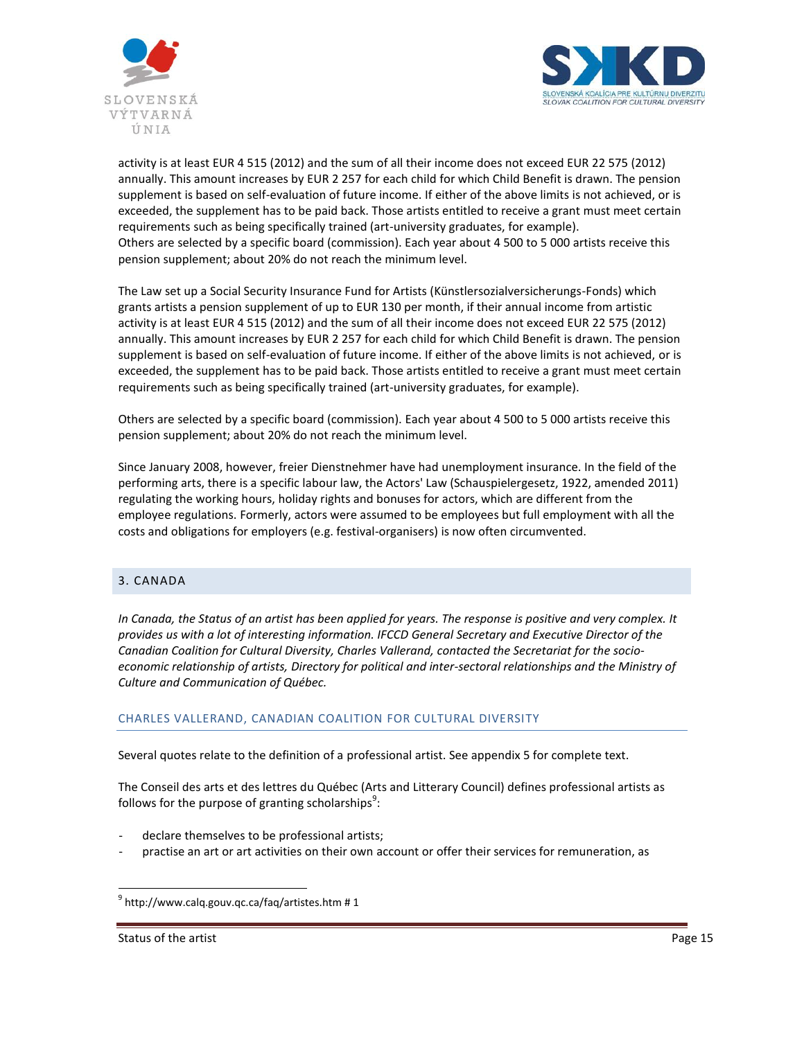activity is at least EUR 4 515 (2012) and the sum of all their income does not exceed EUR 22 575 (2012) annually. This amount increases by EUR 2 257 for each child for which Child Benefit is drawn. The pension supplement is based on self-evaluation of future income. If either of the above limits is not achieved, or is exceeded, the supplement has to be paid back. Those artists entitled to receive a grant must meet certain requirements such as being specifically trained (art-university graduates, for example).
Others are selected by a specific board (commission). Each year about 4 500 to 5 000 artists receive this pension supplement; about 20% do not reach the minimum level.

The Law set up a Social Security Insurance Fund for Artists (Künstlersozialversicherungs-Fonds) which grants artists a pension supplement of up to EUR 130 per month, if their annual income from artistic activity is at least EUR 4 515 (2012) and the sum of all their income does not exceed EUR 22 575 (2012) annually. This amount increases by EUR 2 257 for each child for which Child Benefit is drawn. The pension supplement is based on self-evaluation of future income. If either of the above limits is not achieved, or is exceeded, the supplement has to be paid back. Those artists entitled to receive a grant must meet certain requirements such as being specifically trained (art-university graduates, for example).

Others are selected by a specific board (commission). Each year about 4 500 to 5 000 artists receive this pension supplement; about 20% do not reach the minimum level.

Since January 2008, however, freier Dienstnehmer have had unemployment insurance. In the field of the performing arts, there is a specific labour law, the Actors' Law (Schauspielergesetz, 1922, amended 2011) regulating the working hours, holiday rights and bonuses for actors, which are different from the employee regulations. Formerly, actors were assumed to be employees but full employment with all the costs and obligations for employers (e.g. festival-organisers) is now often circumvented.

## 3. CANADA

*In Canada, the Status of an artist has been applied for years. The response is positive and very complex. It provides us with a lot of interesting information. IFCCD General Secretary and Executive Director of the Canadian Coalition for Cultural Diversity, Charles Vallerand, contacted the Secretariat for the socio-economic relationship of artists, Directory for political and inter-sectoral relationships and the Ministry of Culture and Communication of Québec.*

### CHARLES VALLERAND, CANADIAN COALITION FOR CULTURAL DIVERSITY

Several quotes relate to the definition of a professional artist. See appendix 5 for complete text.

The Conseil des arts et des lettres du Québec (Arts and Litterary Council) defines professional artists as follows for the purpose of granting scholarships[9]:

- declare themselves to be professional artists;
- practise an art or art activities on their own account or offer their services for remuneration, as

[9] http://www.calq.gouv.qc.ca/faq/artistes.htm # 1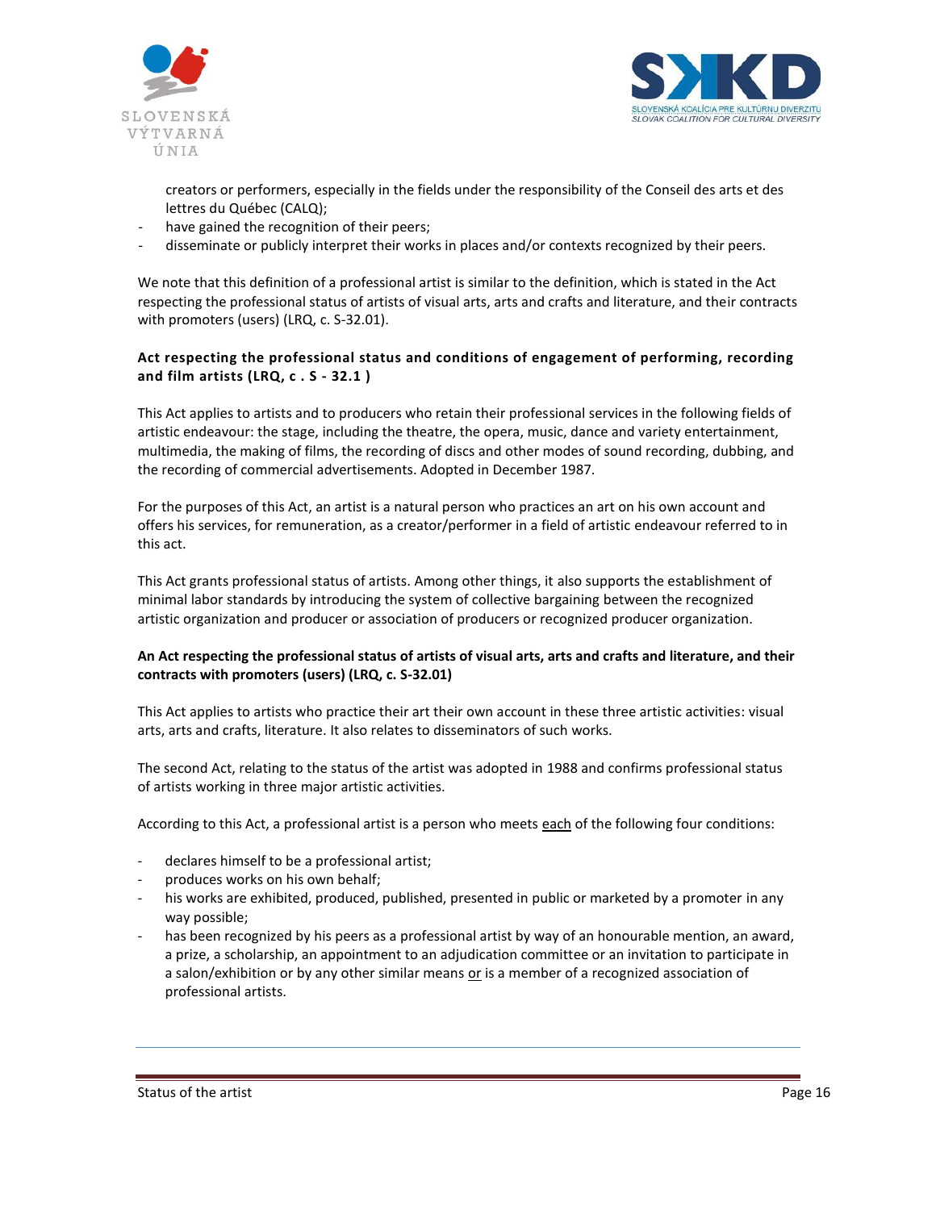creators or performers, especially in the fields under the responsibility of the Conseil des arts et des lettres du Québec (CALQ);
- have gained the recognition of their peers;
- disseminate or publicly interpret their works in places and/or contexts recognized by their peers.

We note that this definition of a professional artist is similar to the definition, which is stated in the Act respecting the professional status of artists of visual arts, arts and crafts and literature, and their contracts with promoters (users) (LRQ, c. S-32.01).

**Act respecting the professional status and conditions of engagement of performing, recording and film artists (LRQ, c . S - 32.1 )**

This Act applies to artists and to producers who retain their professional services in the following fields of artistic endeavour: the stage, including the theatre, the opera, music, dance and variety entertainment, multimedia, the making of films, the recording of discs and other modes of sound recording, dubbing, and the recording of commercial advertisements. Adopted in December 1987.

For the purposes of this Act, an artist is a natural person who practices an art on his own account and offers his services, for remuneration, as a creator/performer in a field of artistic endeavour referred to in this act.

This Act grants professional status of artists. Among other things, it also supports the establishment of minimal labor standards by introducing the system of collective bargaining between the recognized artistic organization and producer or association of producers or recognized producer organization.

**An Act respecting the professional status of artists of visual arts, arts and crafts and literature, and their contracts with promoters (users) (LRQ, c. S-32.01)**

This Act applies to artists who practice their art their own account in these three artistic activities: visual arts, arts and crafts, literature. It also relates to disseminators of such works.

The second Act, relating to the status of the artist was adopted in 1988 and confirms professional status of artists working in three major artistic activities.

According to this Act, a professional artist is a person who meets each of the following four conditions:

- declares himself to be a professional artist;
- produces works on his own behalf;
- his works are exhibited, produced, published, presented in public or marketed by a promoter in any way possible;
- has been recognized by his peers as a professional artist by way of an honourable mention, an award, a prize, a scholarship, an appointment to an adjudication committee or an invitation to participate in a salon/exhibition or by any other similar means or is a member of a recognized association of professional artists.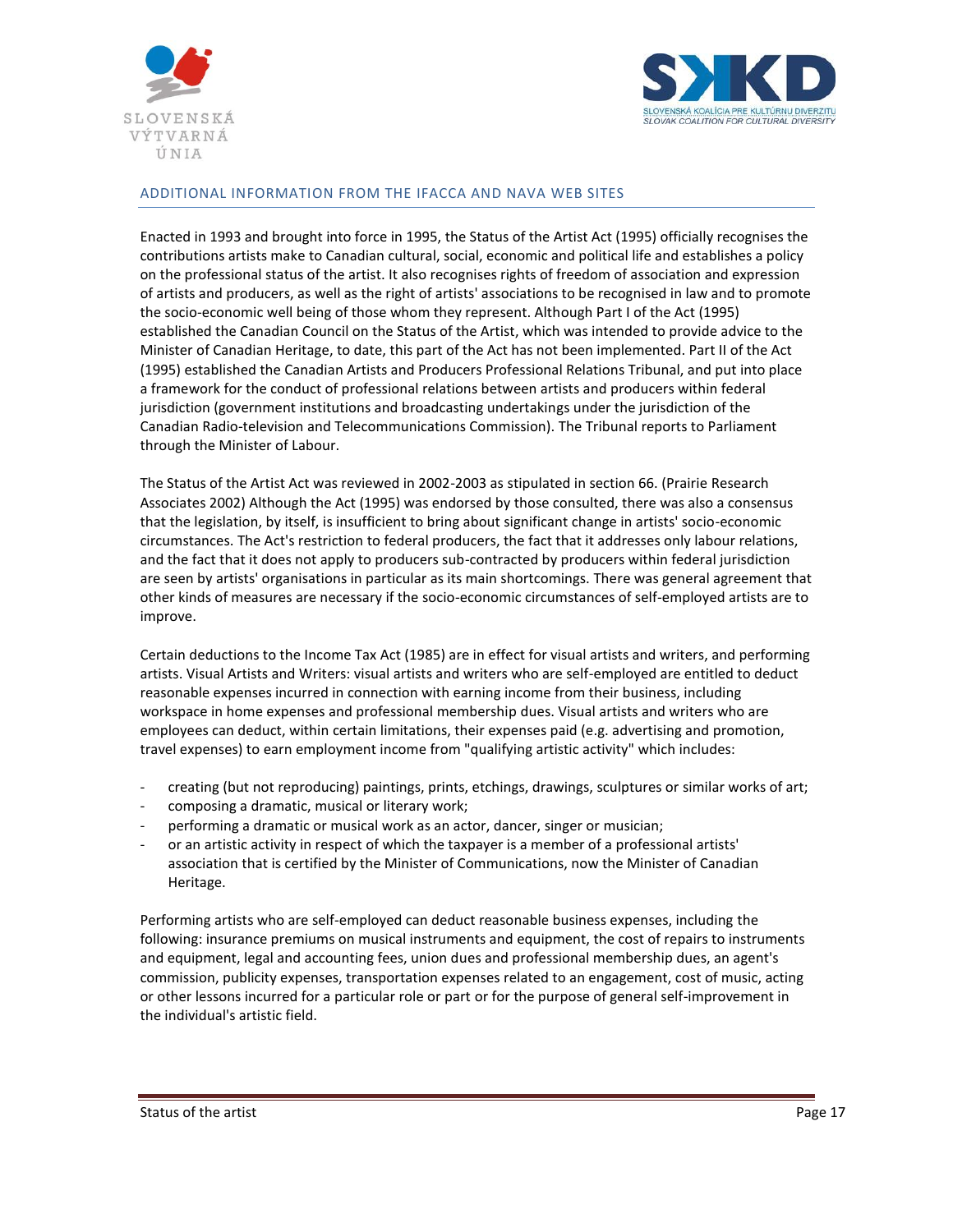## ADDITIONAL INFORMATION FROM THE IFACCA AND NAVA WEB SITES

Enacted in 1993 and brought into force in 1995, the Status of the Artist Act (1995) officially recognises the contributions artists make to Canadian cultural, social, economic and political life and establishes a policy on the professional status of the artist. It also recognises rights of freedom of association and expression of artists and producers, as well as the right of artists' associations to be recognised in law and to promote the socio-economic well being of those whom they represent. Although Part I of the Act (1995) established the Canadian Council on the Status of the Artist, which was intended to provide advice to the Minister of Canadian Heritage, to date, this part of the Act has not been implemented. Part II of the Act (1995) established the Canadian Artists and Producers Professional Relations Tribunal, and put into place a framework for the conduct of professional relations between artists and producers within federal jurisdiction (government institutions and broadcasting undertakings under the jurisdiction of the Canadian Radio-television and Telecommunications Commission). The Tribunal reports to Parliament through the Minister of Labour.

The Status of the Artist Act was reviewed in 2002-2003 as stipulated in section 66. (Prairie Research Associates 2002) Although the Act (1995) was endorsed by those consulted, there was also a consensus that the legislation, by itself, is insufficient to bring about significant change in artists' socio-economic circumstances. The Act's restriction to federal producers, the fact that it addresses only labour relations, and the fact that it does not apply to producers sub-contracted by producers within federal jurisdiction are seen by artists' organisations in particular as its main shortcomings. There was general agreement that other kinds of measures are necessary if the socio-economic circumstances of self-employed artists are to improve.

Certain deductions to the Income Tax Act (1985) are in effect for visual artists and writers, and performing artists. Visual Artists and Writers: visual artists and writers who are self-employed are entitled to deduct reasonable expenses incurred in connection with earning income from their business, including workspace in home expenses and professional membership dues. Visual artists and writers who are employees can deduct, within certain limitations, their expenses paid (e.g. advertising and promotion, travel expenses) to earn employment income from "qualifying artistic activity" which includes:

- creating (but not reproducing) paintings, prints, etchings, drawings, sculptures or similar works of art;
- composing a dramatic, musical or literary work;
- performing a dramatic or musical work as an actor, dancer, singer or musician;
- or an artistic activity in respect of which the taxpayer is a member of a professional artists' association that is certified by the Minister of Communications, now the Minister of Canadian Heritage.

Performing artists who are self-employed can deduct reasonable business expenses, including the following: insurance premiums on musical instruments and equipment, the cost of repairs to instruments and equipment, legal and accounting fees, union dues and professional membership dues, an agent's commission, publicity expenses, transportation expenses related to an engagement, cost of music, acting or other lessons incurred for a particular role or part or for the purpose of general self-improvement in the individual's artistic field.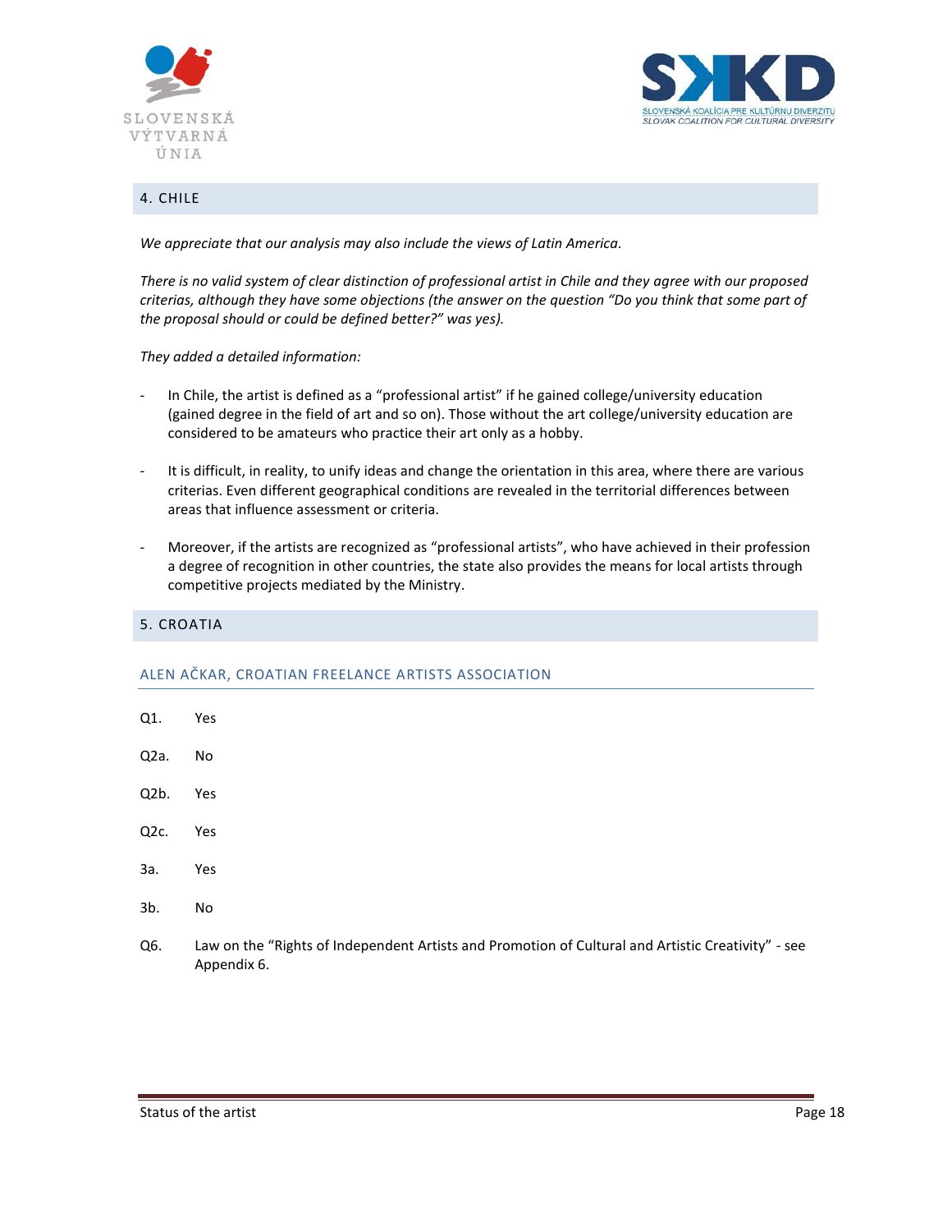## 4. CHILE

*We appreciate that our analysis may also include the views of Latin America.*

*There is no valid system of clear distinction of professional artist in Chile and they agree with our proposed criterias, although they have some objections (the answer on the question "Do you think that some part of the proposal should or could be defined better?" was yes).*

*They added a detailed information:*

- In Chile, the artist is defined as a "professional artist" if he gained college/university education (gained degree in the field of art and so on). Those without the art college/university education are considered to be amateurs who practice their art only as a hobby.

- It is difficult, in reality, to unify ideas and change the orientation in this area, where there are various criterias. Even different geographical conditions are revealed in the territorial differences between areas that influence assessment or criteria.

- Moreover, if the artists are recognized as "professional artists", who have achieved in their profession a degree of recognition in other countries, the state also provides the means for local artists through competitive projects mediated by the Ministry.

## 5. CROATIA

### ALEN AČKAR, CROATIAN FREELANCE ARTISTS ASSOCIATION

Q1. Yes

Q2a. No

Q2b. Yes

Q2c. Yes

3a. Yes

3b. No

Q6. Law on the "Rights of Independent Artists and Promotion of Cultural and Artistic Creativity" - see Appendix 6.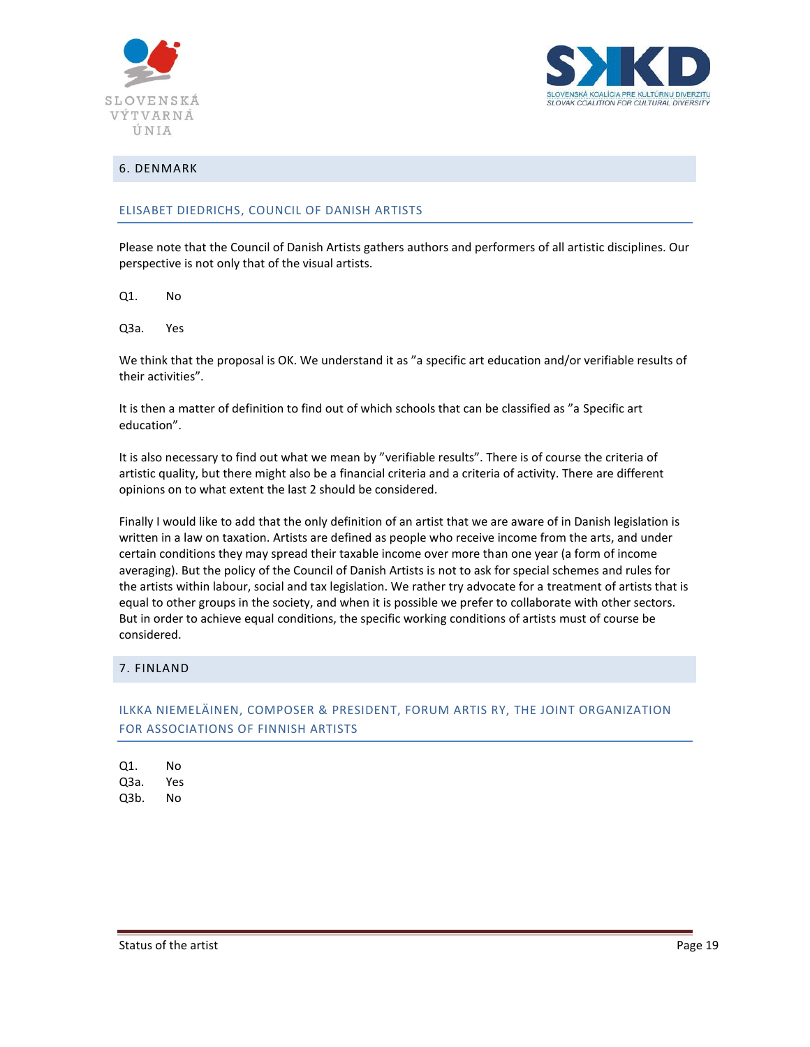## 6. DENMARK

### ELISABET DIEDRICHS, COUNCIL OF DANISH ARTISTS

Please note that the Council of Danish Artists gathers authors and performers of all artistic disciplines. Our perspective is not only that of the visual artists.

Q1. No

Q3a. Yes

We think that the proposal is OK. We understand it as ”a specific art education and/or verifiable results of their activities”.

It is then a matter of definition to find out of which schools that can be classified as ”a Specific art education”.

It is also necessary to find out what we mean by ”verifiable results”. There is of course the criteria of artistic quality, but there might also be a financial criteria and a criteria of activity. There are different opinions on to what extent the last 2 should be considered.

Finally I would like to add that the only definition of an artist that we are aware of in Danish legislation is written in a law on taxation. Artists are defined as people who receive income from the arts, and under certain conditions they may spread their taxable income over more than one year (a form of income averaging). But the policy of the Council of Danish Artists is not to ask for special schemes and rules for the artists within labour, social and tax legislation. We rather try advocate for a treatment of artists that is equal to other groups in the society, and when it is possible we prefer to collaborate with other sectors. But in order to achieve equal conditions, the specific working conditions of artists must of course be considered.

## 7. FINLAND

### ILKKA NIEMELÄINEN, COMPOSER & PRESIDENT, FORUM ARTIS RY, THE JOINT ORGANIZATION FOR ASSOCIATIONS OF FINNISH ARTISTS

Q1. No
Q3a. Yes
Q3b. No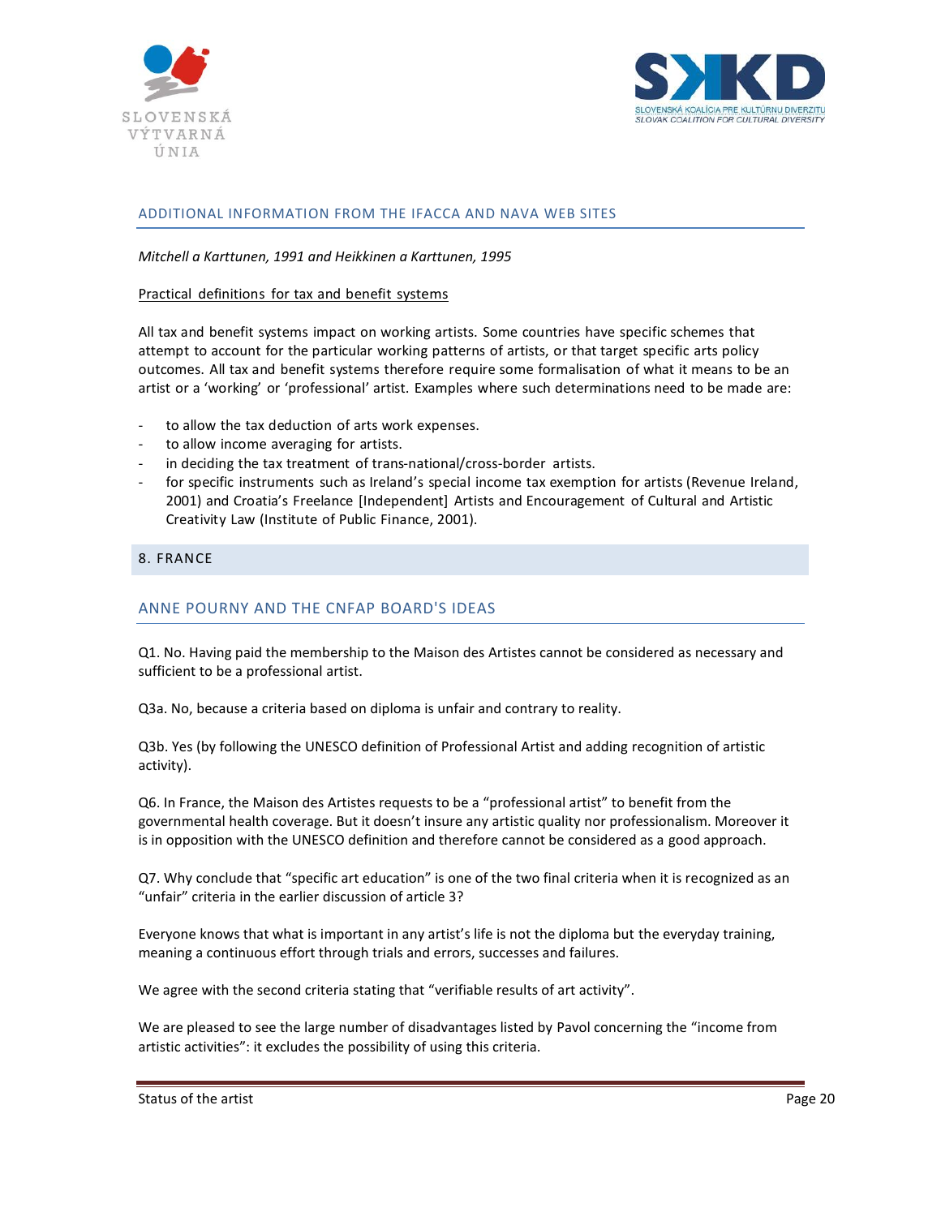## ADDITIONAL INFORMATION FROM THE IFACCA AND NAVA WEB SITES

*Mitchell a Karttunen, 1991 and Heikkinen a Karttunen, 1995*

Practical definitions for tax and benefit systems

All tax and benefit systems impact on working artists. Some countries have specific schemes that attempt to account for the particular working patterns of artists, or that target specific arts policy outcomes. All tax and benefit systems therefore require some formalisation of what it means to be an artist or a 'working' or 'professional' artist. Examples where such determinations need to be made are:

- to allow the tax deduction of arts work expenses.
- to allow income averaging for artists.
- in deciding the tax treatment of trans-national/cross-border artists.
- for specific instruments such as Ireland's special income tax exemption for artists (Revenue Ireland, 2001) and Croatia's Freelance [Independent] Artists and Encouragement of Cultural and Artistic Creativity Law (Institute of Public Finance, 2001).

# 8. FRANCE

## ANNE POURNY AND THE CNFAP BOARD'S IDEAS

Q1. No. Having paid the membership to the Maison des Artistes cannot be considered as necessary and sufficient to be a professional artist.

Q3a. No, because a criteria based on diploma is unfair and contrary to reality.

Q3b. Yes (by following the UNESCO definition of Professional Artist and adding recognition of artistic activity).

Q6. In France, the Maison des Artistes requests to be a "professional artist" to benefit from the governmental health coverage. But it doesn't insure any artistic quality nor professionalism. Moreover it is in opposition with the UNESCO definition and therefore cannot be considered as a good approach.

Q7. Why conclude that "specific art education" is one of the two final criteria when it is recognized as an "unfair" criteria in the earlier discussion of article 3?

Everyone knows that what is important in any artist's life is not the diploma but the everyday training, meaning a continuous effort through trials and errors, successes and failures.

We agree with the second criteria stating that "verifiable results of art activity".

We are pleased to see the large number of disadvantages listed by Pavol concerning the "income from artistic activities": it excludes the possibility of using this criteria.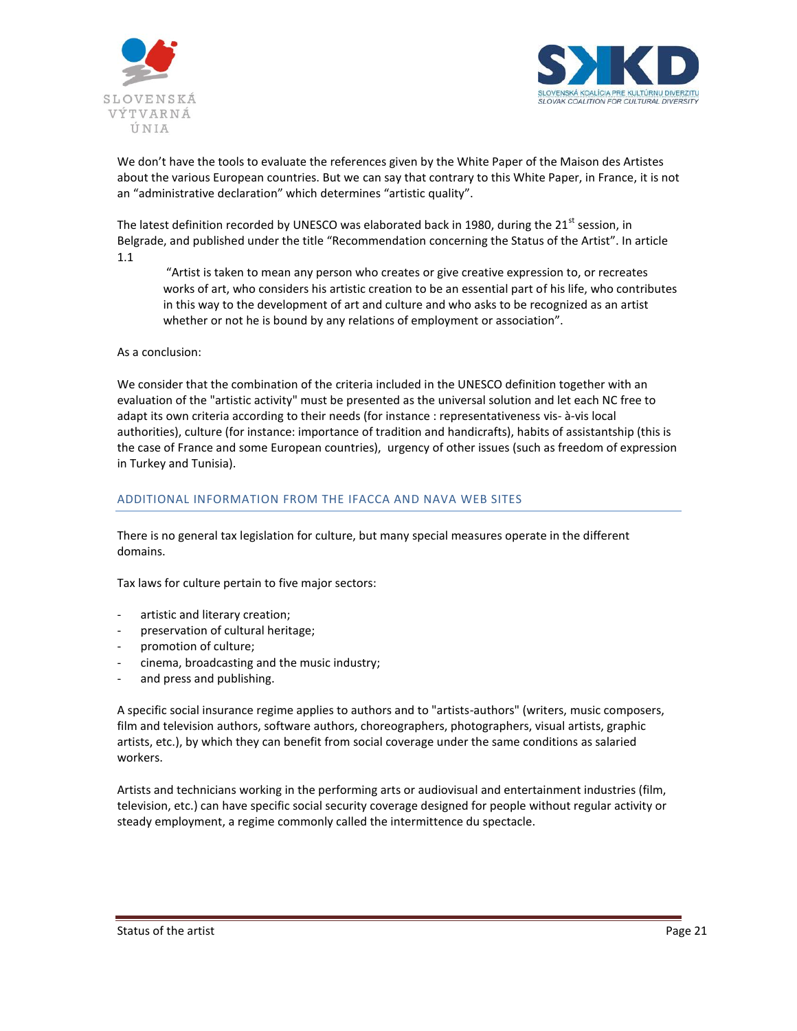We don't have the tools to evaluate the references given by the White Paper of the Maison des Artistes about the various European countries. But we can say that contrary to this White Paper, in France, it is not an "administrative declaration" which determines "artistic quality".

The latest definition recorded by UNESCO was elaborated back in 1980, during the 21st session, in Belgrade, and published under the title "Recommendation concerning the Status of the Artist". In article 1.1

> "Artist is taken to mean any person who creates or give creative expression to, or recreates works of art, who considers his artistic creation to be an essential part of his life, who contributes in this way to the development of art and culture and who asks to be recognized as an artist whether or not he is bound by any relations of employment or association".

As a conclusion:

We consider that the combination of the criteria included in the UNESCO definition together with an evaluation of the "artistic activity" must be presented as the universal solution and let each NC free to adapt its own criteria according to their needs (for instance : representativeness vis- à-vis local authorities), culture (for instance: importance of tradition and handicrafts), habits of assistantship (this is the case of France and some European countries), urgency of other issues (such as freedom of expression in Turkey and Tunisia).

## ADDITIONAL INFORMATION FROM THE IFACCA AND NAVA WEB SITES

There is no general tax legislation for culture, but many special measures operate in the different domains.

Tax laws for culture pertain to five major sectors:

- artistic and literary creation;
- preservation of cultural heritage;
- promotion of culture;
- cinema, broadcasting and the music industry;
- and press and publishing.

A specific social insurance regime applies to authors and to "artists-authors" (writers, music composers, film and television authors, software authors, choreographers, photographers, visual artists, graphic artists, etc.), by which they can benefit from social coverage under the same conditions as salaried workers.

Artists and technicians working in the performing arts or audiovisual and entertainment industries (film, television, etc.) can have specific social security coverage designed for people without regular activity or steady employment, a regime commonly called the intermittence du spectacle.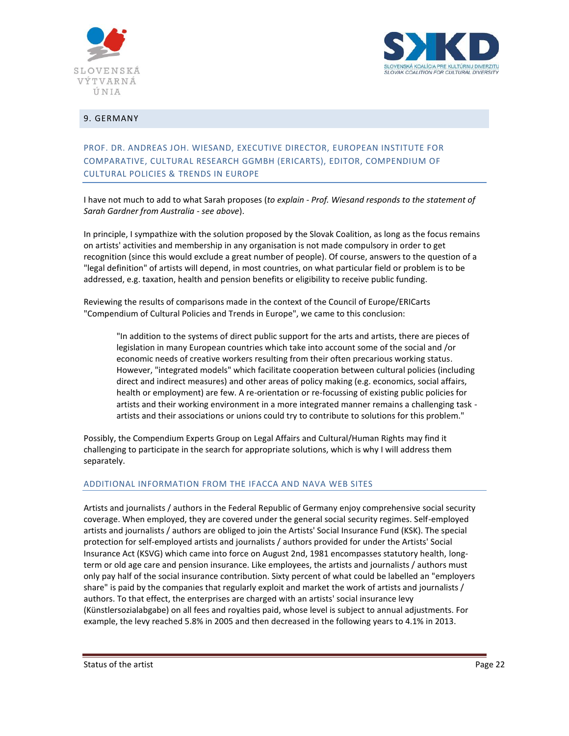## 9. GERMANY

### PROF. DR. ANDREAS JOH. WIESAND, EXECUTIVE DIRECTOR, EUROPEAN INSTITUTE FOR COMPARATIVE, CULTURAL RESEARCH GGMBH (ERICARTS), EDITOR, COMPENDIUM OF CULTURAL POLICIES & TRENDS IN EUROPE

I have not much to add to what Sarah proposes (*to explain - Prof. Wiesand responds to the statement of Sarah Gardner from Australia - see above*).

In principle, I sympathize with the solution proposed by the Slovak Coalition, as long as the focus remains on artists' activities and membership in any organisation is not made compulsory in order to get recognition (since this would exclude a great number of people). Of course, answers to the question of a "legal definition" of artists will depend, in most countries, on what particular field or problem is to be addressed, e.g. taxation, health and pension benefits or eligibility to receive public funding.

Reviewing the results of comparisons made in the context of the Council of Europe/ERICarts "Compendium of Cultural Policies and Trends in Europe", we came to this conclusion:

> "In addition to the systems of direct public support for the arts and artists, there are pieces of legislation in many European countries which take into account some of the social and /or economic needs of creative workers resulting from their often precarious working status. However, "integrated models" which facilitate cooperation between cultural policies (including direct and indirect measures) and other areas of policy making (e.g. economics, social affairs, health or employment) are few. A re-orientation or re-focussing of existing public policies for artists and their working environment in a more integrated manner remains a challenging task - artists and their associations or unions could try to contribute to solutions for this problem."

Possibly, the Compendium Experts Group on Legal Affairs and Cultural/Human Rights may find it challenging to participate in the search for appropriate solutions, which is why I will address them separately.

### ADDITIONAL INFORMATION FROM THE IFACCA AND NAVA WEB SITES

Artists and journalists / authors in the Federal Republic of Germany enjoy comprehensive social security coverage. When employed, they are covered under the general social security regimes. Self-employed artists and journalists / authors are obliged to join the Artists' Social Insurance Fund (KSK). The special protection for self-employed artists and journalists / authors provided for under the Artists' Social Insurance Act (KSVG) which came into force on August 2nd, 1981 encompasses statutory health, long-term or old age care and pension insurance. Like employees, the artists and journalists / authors must only pay half of the social insurance contribution. Sixty percent of what could be labelled an "employers share" is paid by the companies that regularly exploit and market the work of artists and journalists / authors. To that effect, the enterprises are charged with an artists' social insurance levy (Künstlersozialabgabe) on all fees and royalties paid, whose level is subject to annual adjustments. For example, the levy reached 5.8% in 2005 and then decreased in the following years to 4.1% in 2013.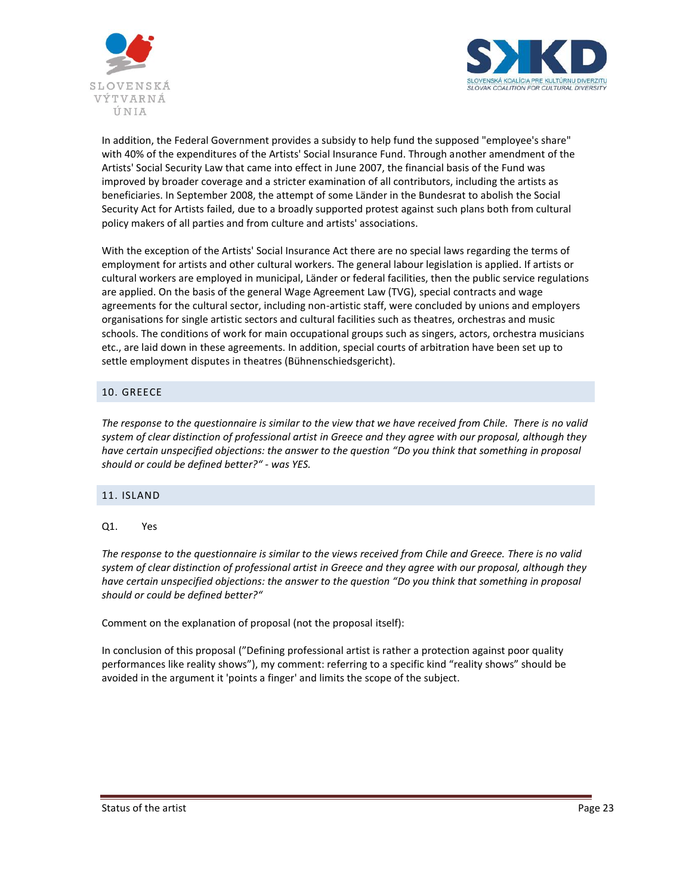In addition, the Federal Government provides a subsidy to help fund the supposed "employee's share" with 40% of the expenditures of the Artists' Social Insurance Fund. Through another amendment of the Artists' Social Security Law that came into effect in June 2007, the financial basis of the Fund was improved by broader coverage and a stricter examination of all contributors, including the artists as beneficiaries. In September 2008, the attempt of some Länder in the Bundesrat to abolish the Social Security Act for Artists failed, due to a broadly supported protest against such plans both from cultural policy makers of all parties and from culture and artists' associations.

With the exception of the Artists' Social Insurance Act there are no special laws regarding the terms of employment for artists and other cultural workers. The general labour legislation is applied. If artists or cultural workers are employed in municipal, Länder or federal facilities, then the public service regulations are applied. On the basis of the general Wage Agreement Law (TVG), special contracts and wage agreements for the cultural sector, including non-artistic staff, were concluded by unions and employers organisations for single artistic sectors and cultural facilities such as theatres, orchestras and music schools. The conditions of work for main occupational groups such as singers, actors, orchestra musicians etc., are laid down in these agreements. In addition, special courts of arbitration have been set up to settle employment disputes in theatres (Bühnenschiedsgericht).

## 10. GREECE

*The response to the questionnaire is similar to the view that we have received from Chile. There is no valid system of clear distinction of professional artist in Greece and they agree with our proposal, although they have certain unspecified objections: the answer to the question "Do you think that something in proposal should or could be defined better?" - was YES.*

## 11. ISLAND

Q1. Yes

*The response to the questionnaire is similar to the views received from Chile and Greece. There is no valid system of clear distinction of professional artist in Greece and they agree with our proposal, although they have certain unspecified objections: the answer to the question "Do you think that something in proposal should or could be defined better?"*

Comment on the explanation of proposal (not the proposal itself):

In conclusion of this proposal ("Defining professional artist is rather a protection against poor quality performances like reality shows"), my comment: referring to a specific kind "reality shows" should be avoided in the argument it 'points a finger' and limits the scope of the subject.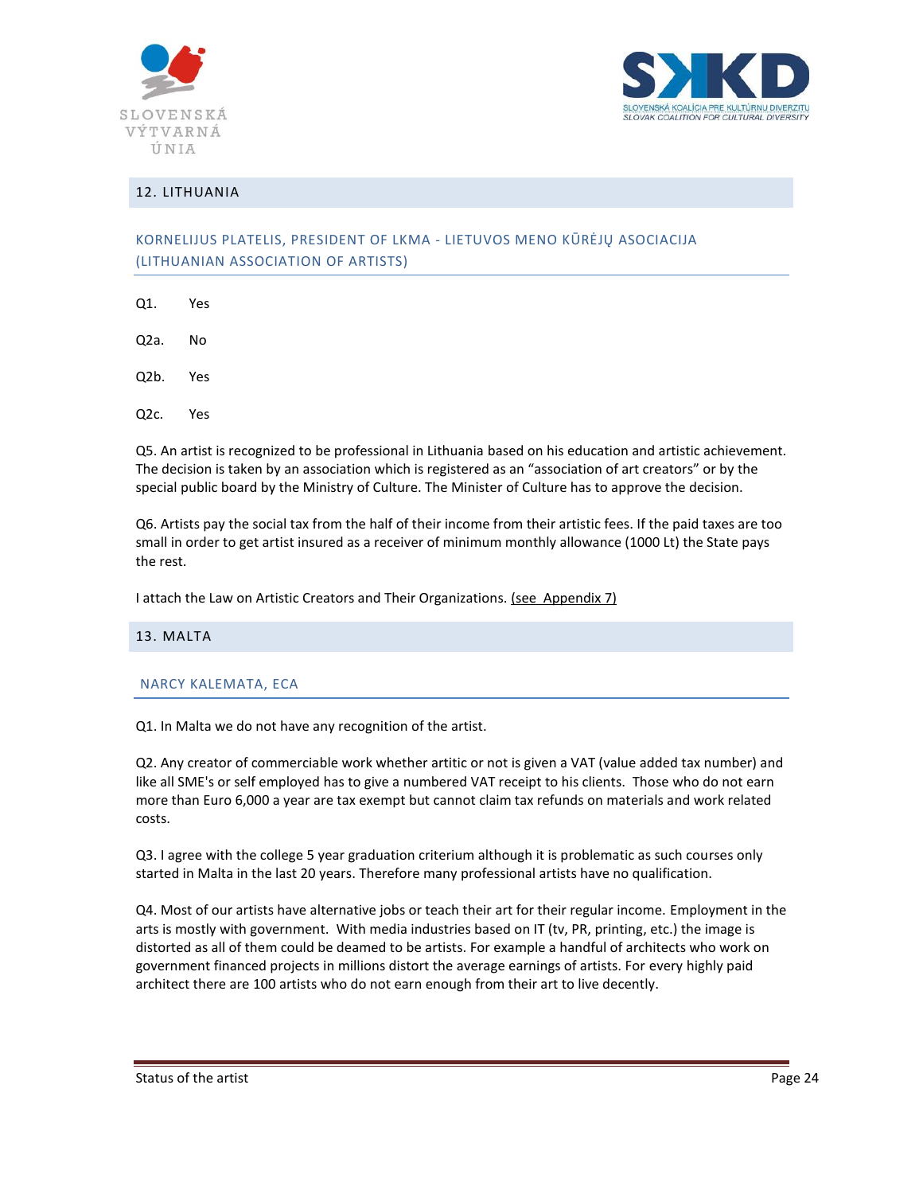## 12. LITHUANIA

### KORNELIJUS PLATELIS, PRESIDENT OF LKMA - LIETUVOS MENO KŪRĖJŲ ASOCIACIJA (LITHUANIAN ASSOCIATION OF ARTISTS)

Q1. Yes

Q2a. No

Q2b. Yes

Q2c. Yes

Q5. An artist is recognized to be professional in Lithuania based on his education and artistic achievement. The decision is taken by an association which is registered as an "association of art creators" or by the special public board by the Ministry of Culture. The Minister of Culture has to approve the decision.

Q6. Artists pay the social tax from the half of their income from their artistic fees. If the paid taxes are too small in order to get artist insured as a receiver of minimum monthly allowance (1000 Lt) the State pays the rest.

I attach the Law on Artistic Creators and Their Organizations. (see Appendix 7)

## 13. MALTA

### NARCY KALEMATA, ECA

Q1. In Malta we do not have any recognition of the artist.

Q2. Any creator of commerciable work whether artitic or not is given a VAT (value added tax number) and like all SME's or self employed has to give a numbered VAT receipt to his clients. Those who do not earn more than Euro 6,000 a year are tax exempt but cannot claim tax refunds on materials and work related costs.

Q3. I agree with the college 5 year graduation criterium although it is problematic as such courses only started in Malta in the last 20 years. Therefore many professional artists have no qualification.

Q4. Most of our artists have alternative jobs or teach their art for their regular income. Employment in the arts is mostly with government. With media industries based on IT (tv, PR, printing, etc.) the image is distorted as all of them could be deamed to be artists. For example a handful of architects who work on government financed projects in millions distort the average earnings of artists. For every highly paid architect there are 100 artists who do not earn enough from their art to live decently.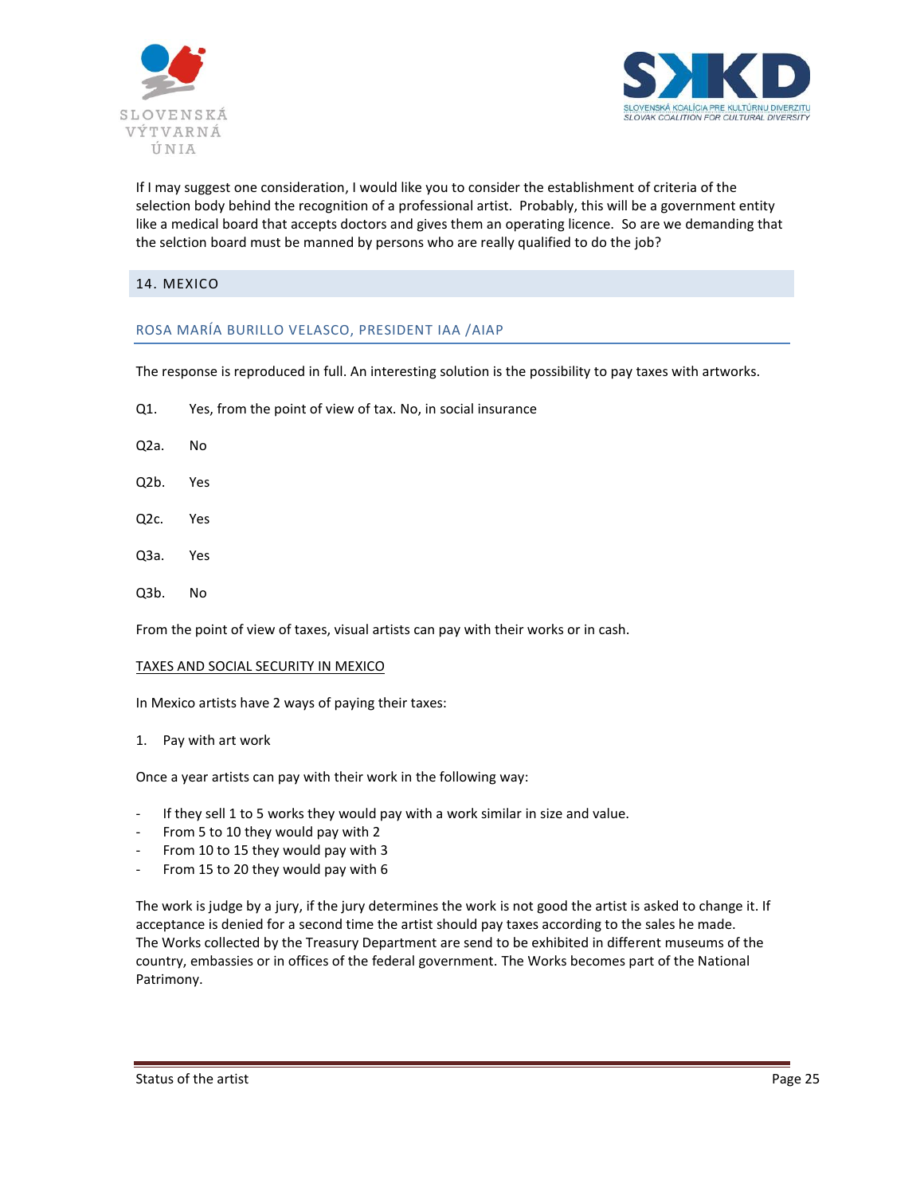If I may suggest one consideration, I would like you to consider the establishment of criteria of the selection body behind the recognition of a professional artist. Probably, this will be a government entity like a medical board that accepts doctors and gives them an operating licence. So are we demanding that the selction board must be manned by persons who are really qualified to do the job?

## 14. MEXICO

### ROSA MARÍA BURILLO VELASCO, PRESIDENT IAA /AIAP

The response is reproduced in full. An interesting solution is the possibility to pay taxes with artworks.

Q1. Yes, from the point of view of tax. No, in social insurance

Q2a. No

Q2b. Yes

Q2c. Yes

Q3a. Yes

Q3b. No

From the point of view of taxes, visual artists can pay with their works or in cash.

TAXES AND SOCIAL SECURITY IN MEXICO

In Mexico artists have 2 ways of paying their taxes:

1. Pay with art work

Once a year artists can pay with their work in the following way:

- If they sell 1 to 5 works they would pay with a work similar in size and value.
- From 5 to 10 they would pay with 2
- From 10 to 15 they would pay with 3
- From 15 to 20 they would pay with 6

The work is judge by a jury, if the jury determines the work is not good the artist is asked to change it. If acceptance is denied for a second time the artist should pay taxes according to the sales he made. The Works collected by the Treasury Department are send to be exhibited in different museums of the country, embassies or in offices of the federal government. The Works becomes part of the National Patrimony.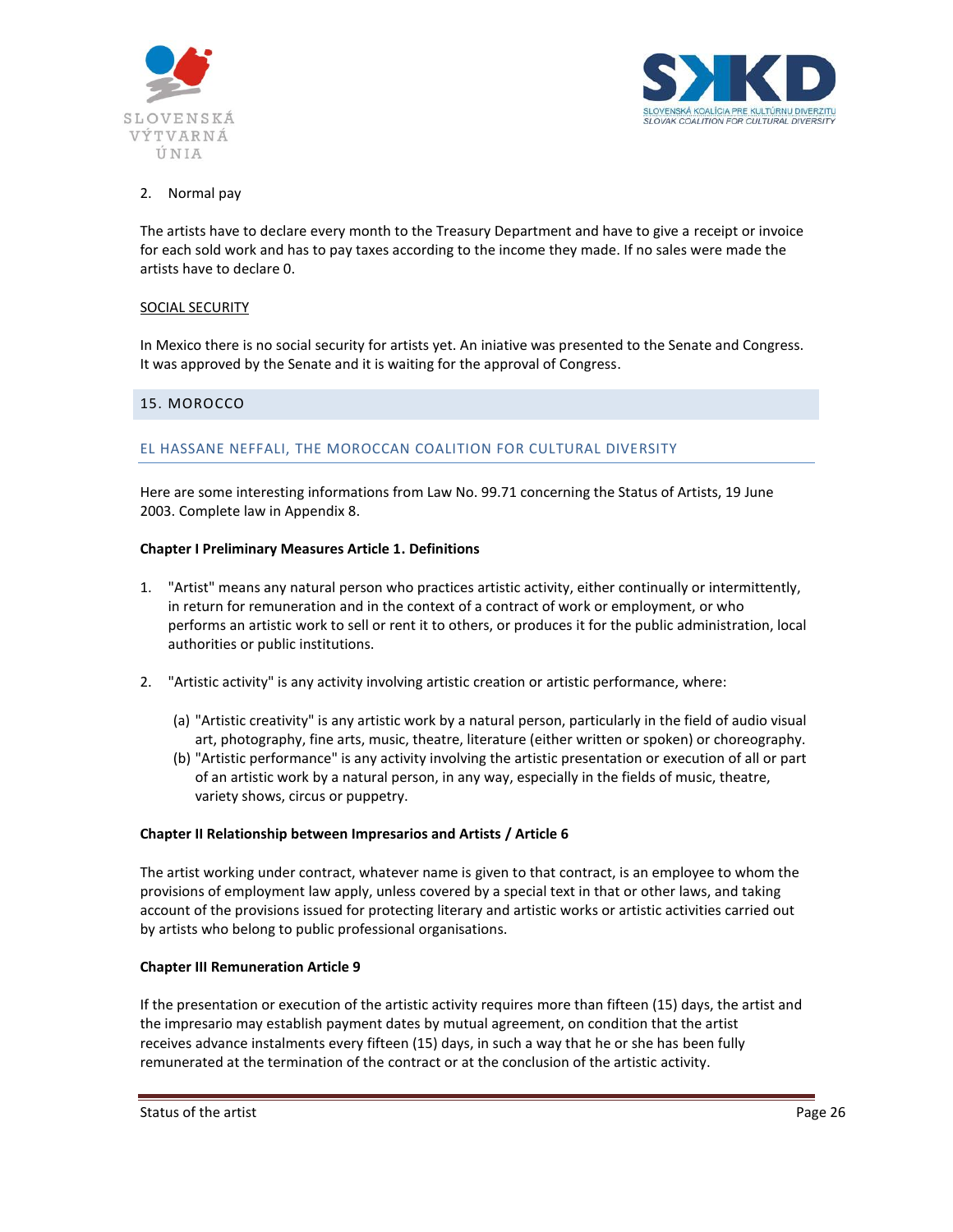2. Normal pay

The artists have to declare every month to the Treasury Department and have to give a receipt or invoice for each sold work and has to pay taxes according to the income they made. If no sales were made the artists have to declare 0.

SOCIAL SECURITY

In Mexico there is no social security for artists yet. An iniative was presented to the Senate and Congress. It was approved by the Senate and it is waiting for the approval of Congress.

## 15. MOROCCO

### EL HASSANE NEFFALI, THE MOROCCAN COALITION FOR CULTURAL DIVERSITY

Here are some interesting informations from Law No. 99.71 concerning the Status of Artists, 19 June 2003. Complete law in Appendix 8.

**Chapter I Preliminary Measures Article 1. Definitions**

1. "Artist" means any natural person who practices artistic activity, either continually or intermittently, in return for remuneration and in the context of a contract of work or employment, or who performs an artistic work to sell or rent it to others, or produces it for the public administration, local authorities or public institutions.

2. "Artistic activity" is any activity involving artistic creation or artistic performance, where:

   (a) "Artistic creativity" is any artistic work by a natural person, particularly in the field of audio visual art, photography, fine arts, music, theatre, literature (either written or spoken) or choreography.
   (b) "Artistic performance" is any activity involving the artistic presentation or execution of all or part of an artistic work by a natural person, in any way, especially in the fields of music, theatre, variety shows, circus or puppetry.

**Chapter II Relationship between Impresarios and Artists / Article 6**

The artist working under contract, whatever name is given to that contract, is an employee to whom the provisions of employment law apply, unless covered by a special text in that or other laws, and taking account of the provisions issued for protecting literary and artistic works or artistic activities carried out by artists who belong to public professional organisations.

**Chapter III Remuneration Article 9**

If the presentation or execution of the artistic activity requires more than fifteen (15) days, the artist and the impresario may establish payment dates by mutual agreement, on condition that the artist receives advance instalments every fifteen (15) days, in such a way that he or she has been fully remunerated at the termination of the contract or at the conclusion of the artistic activity.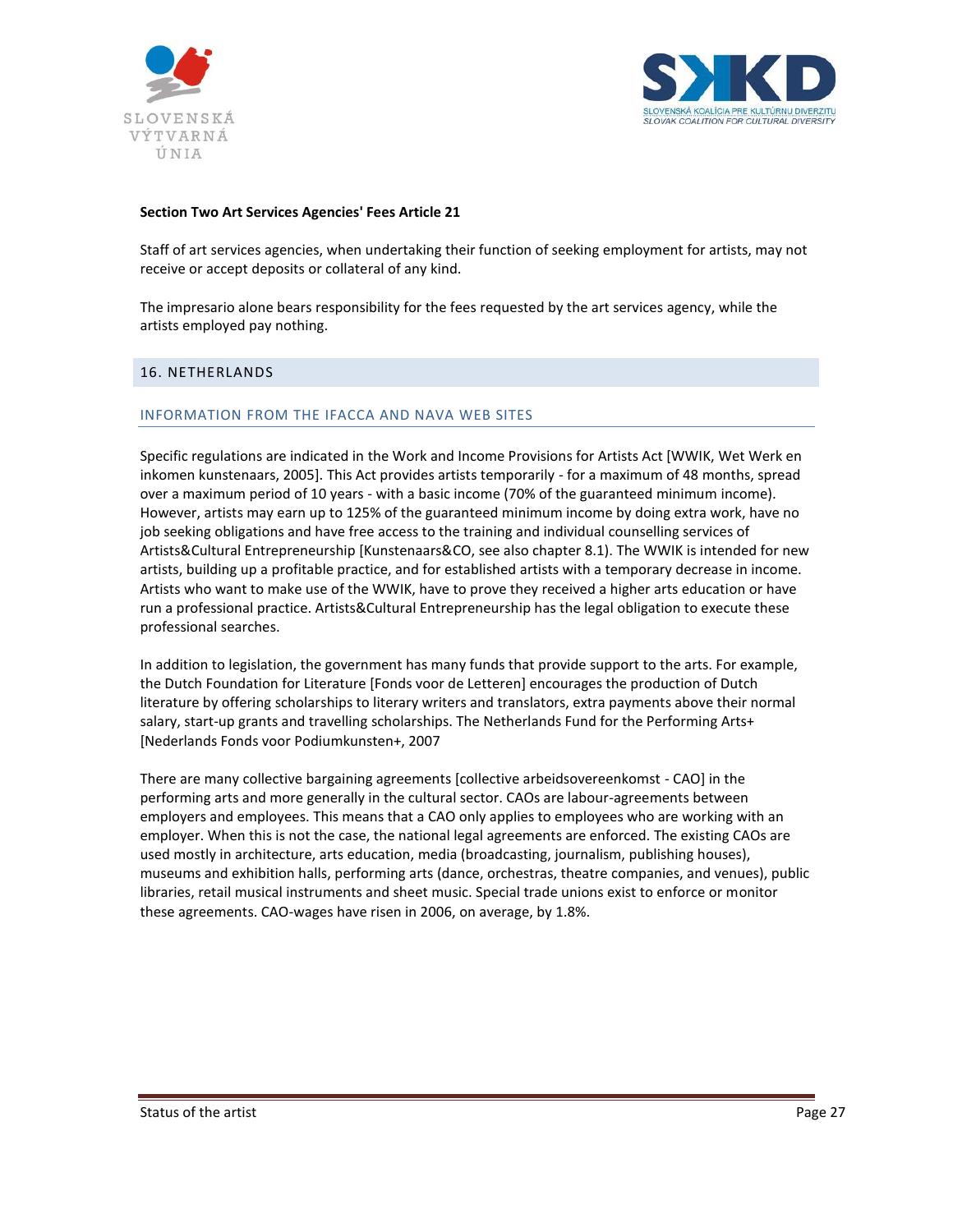**Section Two Art Services Agencies' Fees Article 21**

Staff of art services agencies, when undertaking their function of seeking employment for artists, may not receive or accept deposits or collateral of any kind.

The impresario alone bears responsibility for the fees requested by the art services agency, while the artists employed pay nothing.

## 16. NETHERLANDS

### INFORMATION FROM THE IFACCA AND NAVA WEB SITES

Specific regulations are indicated in the Work and Income Provisions for Artists Act [WWIK, Wet Werk en inkomen kunstenaars, 2005]. This Act provides artists temporarily - for a maximum of 48 months, spread over a maximum period of 10 years - with a basic income (70% of the guaranteed minimum income). However, artists may earn up to 125% of the guaranteed minimum income by doing extra work, have no job seeking obligations and have free access to the training and individual counselling services of Artists&Cultural Entrepreneurship [Kunstenaars&CO, see also chapter 8.1). The WWIK is intended for new artists, building up a profitable practice, and for established artists with a temporary decrease in income. Artists who want to make use of the WWIK, have to prove they received a higher arts education or have run a professional practice. Artists&Cultural Entrepreneurship has the legal obligation to execute these professional searches.

In addition to legislation, the government has many funds that provide support to the arts. For example, the Dutch Foundation for Literature [Fonds voor de Letteren] encourages the production of Dutch literature by offering scholarships to literary writers and translators, extra payments above their normal salary, start-up grants and travelling scholarships. The Netherlands Fund for the Performing Arts+ [Nederlands Fonds voor Podiumkunsten+, 2007

There are many collective bargaining agreements [collective arbeidsovereenkomst - CAO] in the performing arts and more generally in the cultural sector. CAOs are labour-agreements between employers and employees. This means that a CAO only applies to employees who are working with an employer. When this is not the case, the national legal agreements are enforced. The existing CAOs are used mostly in architecture, arts education, media (broadcasting, journalism, publishing houses), museums and exhibition halls, performing arts (dance, orchestras, theatre companies, and venues), public libraries, retail musical instruments and sheet music. Special trade unions exist to enforce or monitor these agreements. CAO-wages have risen in 2006, on average, by 1.8%.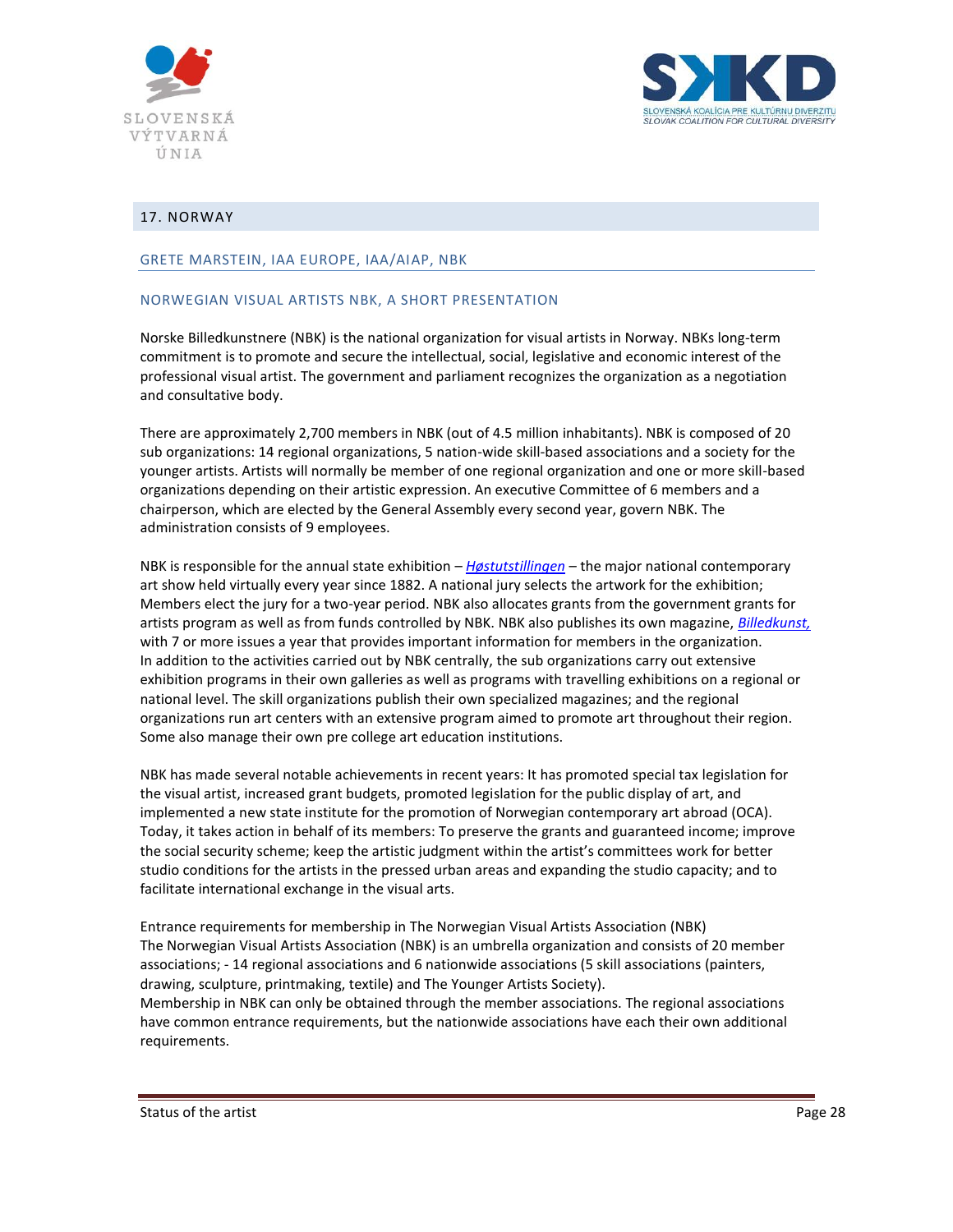## 17. NORWAY

### GRETE MARSTEIN, IAA EUROPE, IAA/AIAP, NBK

### NORWEGIAN VISUAL ARTISTS NBK, A SHORT PRESENTATION

Norske Billedkunstnere (NBK) is the national organization for visual artists in Norway. NBKs long-term commitment is to promote and secure the intellectual, social, legislative and economic interest of the professional visual artist. The government and parliament recognizes the organization as a negotiation and consultative body.

There are approximately 2,700 members in NBK (out of 4.5 million inhabitants). NBK is composed of 20 sub organizations: 14 regional organizations, 5 nation-wide skill-based associations and a society for the younger artists. Artists will normally be member of one regional organization and one or more skill-based organizations depending on their artistic expression. An executive Committee of 6 members and a chairperson, which are elected by the General Assembly every second year, govern NBK. The administration consists of 9 employees.

NBK is responsible for the annual state exhibition – *Høstutstillingen* – the major national contemporary art show held virtually every year since 1882. A national jury selects the artwork for the exhibition; Members elect the jury for a two-year period. NBK also allocates grants from the government grants for artists program as well as from funds controlled by NBK. NBK also publishes its own magazine, *Billedkunst,* with 7 or more issues a year that provides important information for members in the organization. In addition to the activities carried out by NBK centrally, the sub organizations carry out extensive exhibition programs in their own galleries as well as programs with travelling exhibitions on a regional or national level. The skill organizations publish their own specialized magazines; and the regional organizations run art centers with an extensive program aimed to promote art throughout their region. Some also manage their own pre college art education institutions.

NBK has made several notable achievements in recent years: It has promoted special tax legislation for the visual artist, increased grant budgets, promoted legislation for the public display of art, and implemented a new state institute for the promotion of Norwegian contemporary art abroad (OCA). Today, it takes action in behalf of its members: To preserve the grants and guaranteed income; improve the social security scheme; keep the artistic judgment within the artist's committees work for better studio conditions for the artists in the pressed urban areas and expanding the studio capacity; and to facilitate international exchange in the visual arts.

Entrance requirements for membership in The Norwegian Visual Artists Association (NBK)
The Norwegian Visual Artists Association (NBK) is an umbrella organization and consists of 20 member associations; - 14 regional associations and 6 nationwide associations (5 skill associations (painters, drawing, sculpture, printmaking, textile) and The Younger Artists Society).
Membership in NBK can only be obtained through the member associations. The regional associations have common entrance requirements, but the nationwide associations have each their own additional requirements.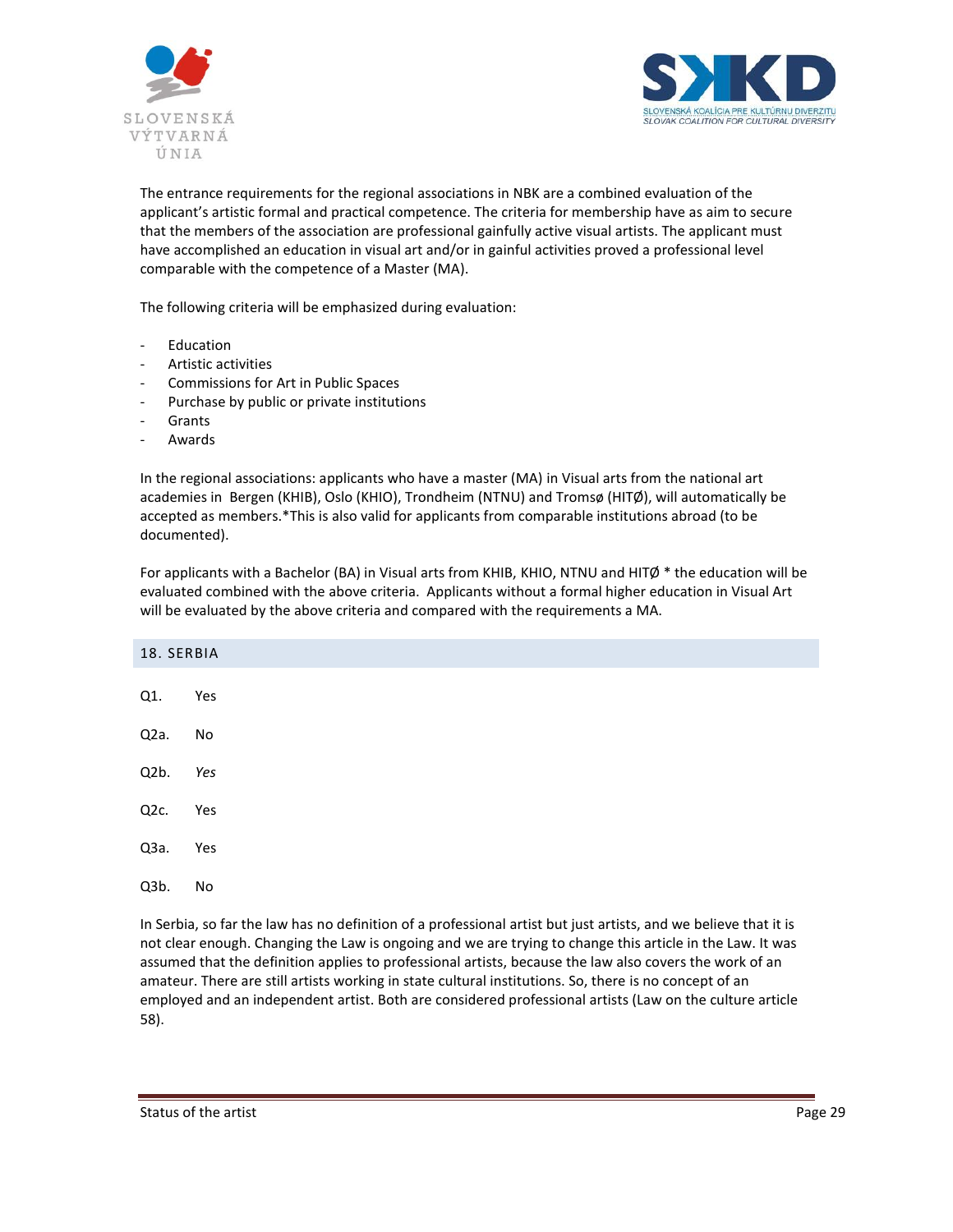The entrance requirements for the regional associations in NBK are a combined evaluation of the applicant's artistic formal and practical competence. The criteria for membership have as aim to secure that the members of the association are professional gainfully active visual artists. The applicant must have accomplished an education in visual art and/or in gainful activities proved a professional level comparable with the competence of a Master (MA).

The following criteria will be emphasized during evaluation:

- Education
- Artistic activities
- Commissions for Art in Public Spaces
- Purchase by public or private institutions
- Grants
- Awards

In the regional associations: applicants who have a master (MA) in Visual arts from the national art academies in Bergen (KHIB), Oslo (KHIO), Trondheim (NTNU) and Tromsø (HITØ), will automatically be accepted as members.*This is also valid for applicants from comparable institutions abroad (to be documented).

For applicants with a Bachelor (BA) in Visual arts from KHIB, KHIO, NTNU and HITØ * the education will be evaluated combined with the above criteria. Applicants without a formal higher education in Visual Art will be evaluated by the above criteria and compared with the requirements a MA.

## 18. SERBIA

Q1. Yes

Q2a. No

Q2b. *Yes*

Q2c. Yes

Q3a. Yes

Q3b. No

In Serbia, so far the law has no definition of a professional artist but just artists, and we believe that it is not clear enough. Changing the Law is ongoing and we are trying to change this article in the Law. It was assumed that the definition applies to professional artists, because the law also covers the work of an amateur. There are still artists working in state cultural institutions. So, there is no concept of an employed and an independent artist. Both are considered professional artists (Law on the culture article 58).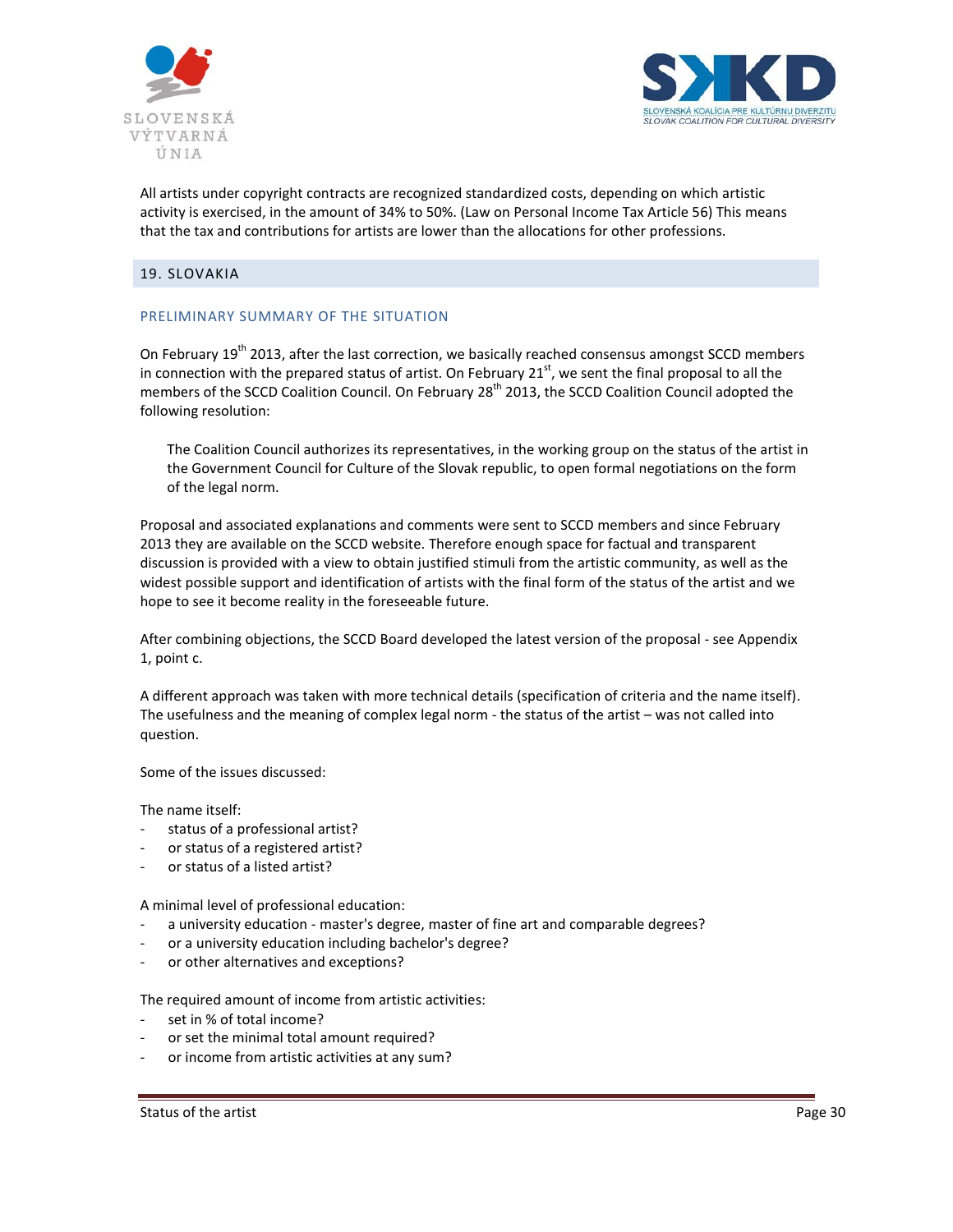All artists under copyright contracts are recognized standardized costs, depending on which artistic activity is exercised, in the amount of 34% to 50%. (Law on Personal Income Tax Article 56) This means that the tax and contributions for artists are lower than the allocations for other professions.

## 19. SLOVAKIA

### PRELIMINARY SUMMARY OF THE SITUATION

On February 19th 2013, after the last correction, we basically reached consensus amongst SCCD members in connection with the prepared status of artist. On February 21st, we sent the final proposal to all the members of the SCCD Coalition Council. On February 28th 2013, the SCCD Coalition Council adopted the following resolution:

> The Coalition Council authorizes its representatives, in the working group on the status of the artist in the Government Council for Culture of the Slovak republic, to open formal negotiations on the form of the legal norm.

Proposal and associated explanations and comments were sent to SCCD members and since February 2013 they are available on the SCCD website. Therefore enough space for factual and transparent discussion is provided with a view to obtain justified stimuli from the artistic community, as well as the widest possible support and identification of artists with the final form of the status of the artist and we hope to see it become reality in the foreseeable future.

After combining objections, the SCCD Board developed the latest version of the proposal - see Appendix 1, point c.

A different approach was taken with more technical details (specification of criteria and the name itself). The usefulness and the meaning of complex legal norm - the status of the artist – was not called into question.

Some of the issues discussed:

The name itself:

- status of a professional artist?
- or status of a registered artist?
- or status of a listed artist?

A minimal level of professional education:

- a university education - master's degree, master of fine art and comparable degrees?
- or a university education including bachelor's degree?
- or other alternatives and exceptions?

The required amount of income from artistic activities:

- set in % of total income?
- or set the minimal total amount required?
- or income from artistic activities at any sum?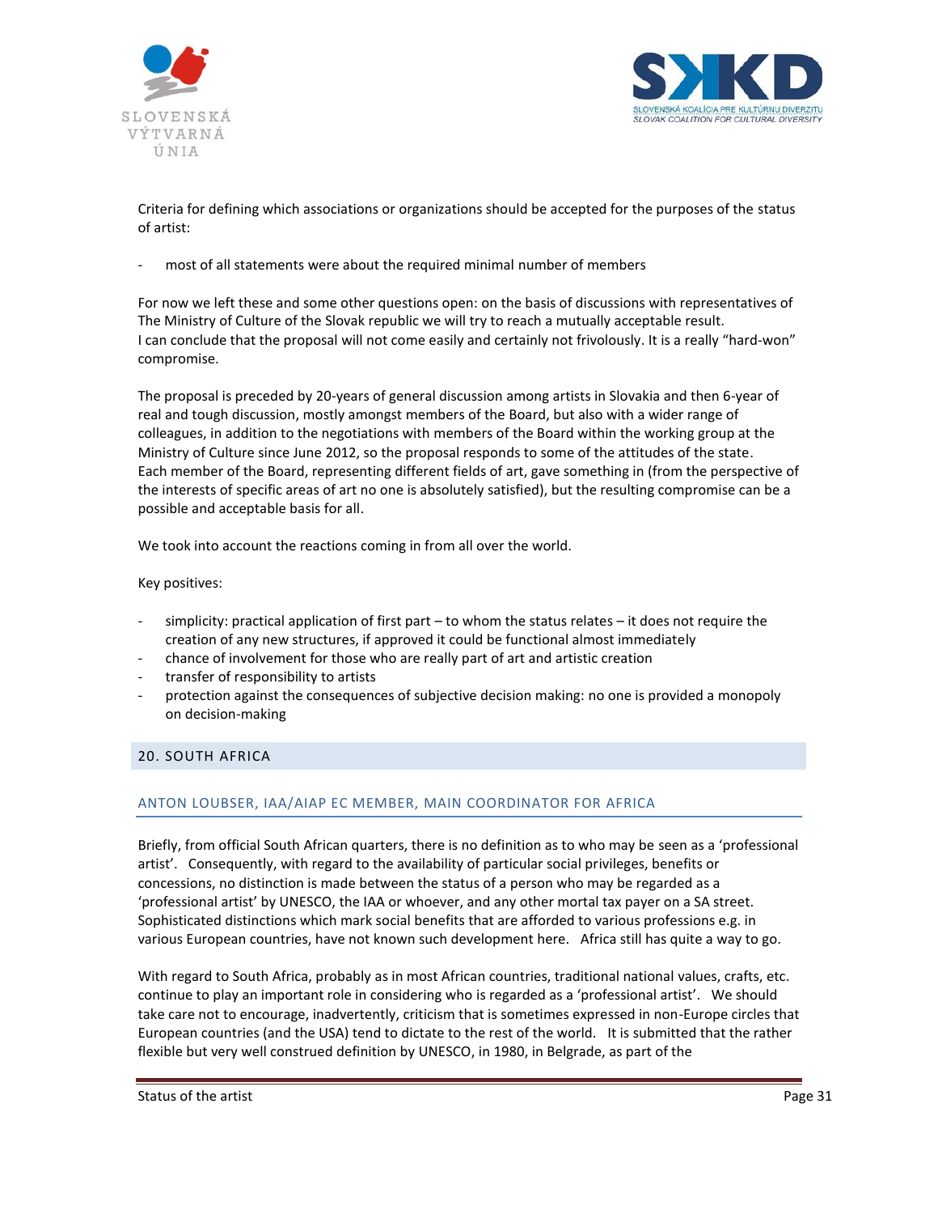Criteria for defining which associations or organizations should be accepted for the purposes of the status of artist:

- most of all statements were about the required minimal number of members

For now we left these and some other questions open: on the basis of discussions with representatives of The Ministry of Culture of the Slovak republic we will try to reach a mutually acceptable result.
I can conclude that the proposal will not come easily and certainly not frivolously. It is a really "hard-won" compromise.

The proposal is preceded by 20-years of general discussion among artists in Slovakia and then 6-year of real and tough discussion, mostly amongst members of the Board, but also with a wider range of colleagues, in addition to the negotiations with members of the Board within the working group at the Ministry of Culture since June 2012, so the proposal responds to some of the attitudes of the state.
Each member of the Board, representing different fields of art, gave something in (from the perspective of the interests of specific areas of art no one is absolutely satisfied), but the resulting compromise can be a possible and acceptable basis for all.

We took into account the reactions coming in from all over the world.

Key positives:

- simplicity: practical application of first part – to whom the status relates – it does not require the creation of any new structures, if approved it could be functional almost immediately
- chance of involvement for those who are really part of art and artistic creation
- transfer of responsibility to artists
- protection against the consequences of subjective decision making: no one is provided a monopoly on decision-making

## 20. SOUTH AFRICA

### ANTON LOUBSER, IAA/AIAP EC MEMBER, MAIN COORDINATOR FOR AFRICA

Briefly, from official South African quarters, there is no definition as to who may be seen as a 'professional artist'. Consequently, with regard to the availability of particular social privileges, benefits or concessions, no distinction is made between the status of a person who may be regarded as a 'professional artist' by UNESCO, the IAA or whoever, and any other mortal tax payer on a SA street. Sophisticated distinctions which mark social benefits that are afforded to various professions e.g. in various European countries, have not known such development here. Africa still has quite a way to go.

With regard to South Africa, probably as in most African countries, traditional national values, crafts, etc. continue to play an important role in considering who is regarded as a 'professional artist'. We should take care not to encourage, inadvertently, criticism that is sometimes expressed in non-Europe circles that European countries (and the USA) tend to dictate to the rest of the world. It is submitted that the rather flexible but very well construed definition by UNESCO, in 1980, in Belgrade, as part of the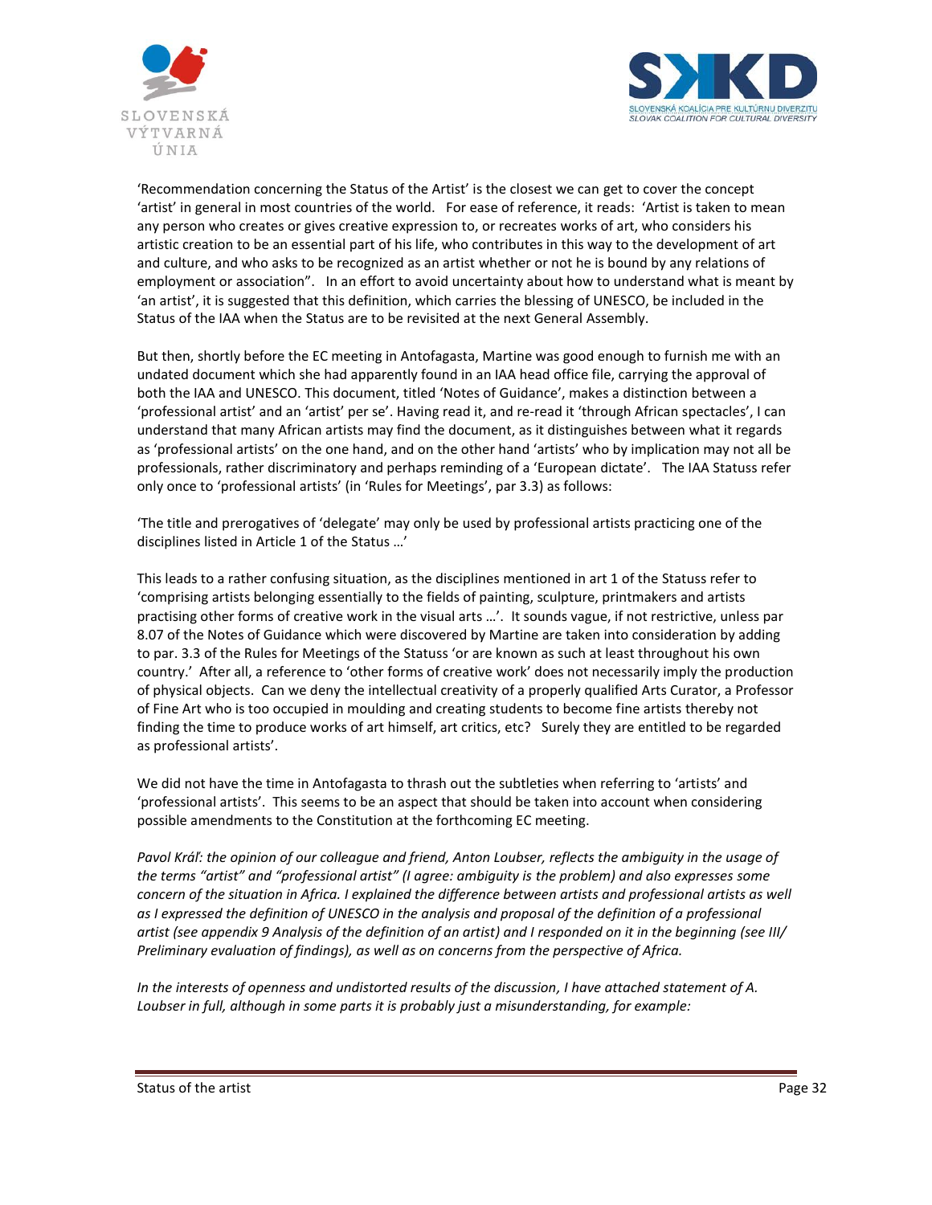'Recommendation concerning the Status of the Artist' is the closest we can get to cover the concept 'artist' in general in most countries of the world. For ease of reference, it reads: 'Artist is taken to mean any person who creates or gives creative expression to, or recreates works of art, who considers his artistic creation to be an essential part of his life, who contributes in this way to the development of art and culture, and who asks to be recognized as an artist whether or not he is bound by any relations of employment or association". In an effort to avoid uncertainty about how to understand what is meant by 'an artist', it is suggested that this definition, which carries the blessing of UNESCO, be included in the Status of the IAA when the Status are to be revisited at the next General Assembly.

But then, shortly before the EC meeting in Antofagasta, Martine was good enough to furnish me with an undated document which she had apparently found in an IAA head office file, carrying the approval of both the IAA and UNESCO. This document, titled 'Notes of Guidance', makes a distinction between a 'professional artist' and an 'artist' per se'. Having read it, and re-read it 'through African spectacles', I can understand that many African artists may find the document, as it distinguishes between what it regards as 'professional artists' on the one hand, and on the other hand 'artists' who by implication may not all be professionals, rather discriminatory and perhaps reminding of a 'European dictate'. The IAA Statuss refer only once to 'professional artists' (in 'Rules for Meetings', par 3.3) as follows:

'The title and prerogatives of 'delegate' may only be used by professional artists practicing one of the disciplines listed in Article 1 of the Status …'

This leads to a rather confusing situation, as the disciplines mentioned in art 1 of the Statuss refer to 'comprising artists belonging essentially to the fields of painting, sculpture, printmakers and artists practising other forms of creative work in the visual arts …'. It sounds vague, if not restrictive, unless par 8.07 of the Notes of Guidance which were discovered by Martine are taken into consideration by adding to par. 3.3 of the Rules for Meetings of the Statuss 'or are known as such at least throughout his own country.' After all, a reference to 'other forms of creative work' does not necessarily imply the production of physical objects. Can we deny the intellectual creativity of a properly qualified Arts Curator, a Professor of Fine Art who is too occupied in moulding and creating students to become fine artists thereby not finding the time to produce works of art himself, art critics, etc? Surely they are entitled to be regarded as professional artists'.

We did not have the time in Antofagasta to thrash out the subtleties when referring to 'artists' and 'professional artists'. This seems to be an aspect that should be taken into account when considering possible amendments to the Constitution at the forthcoming EC meeting.

*Pavol Kráľ: the opinion of our colleague and friend, Anton Loubser, reflects the ambiguity in the usage of the terms "artist" and "professional artist" (I agree: ambiguity is the problem) and also expresses some concern of the situation in Africa. I explained the difference between artists and professional artists as well as I expressed the definition of UNESCO in the analysis and proposal of the definition of a professional artist (see appendix 9 Analysis of the definition of an artist) and I responded on it in the beginning (see III/ Preliminary evaluation of findings), as well as on concerns from the perspective of Africa.*

*In the interests of openness and undistorted results of the discussion, I have attached statement of A. Loubser in full, although in some parts it is probably just a misunderstanding, for example:*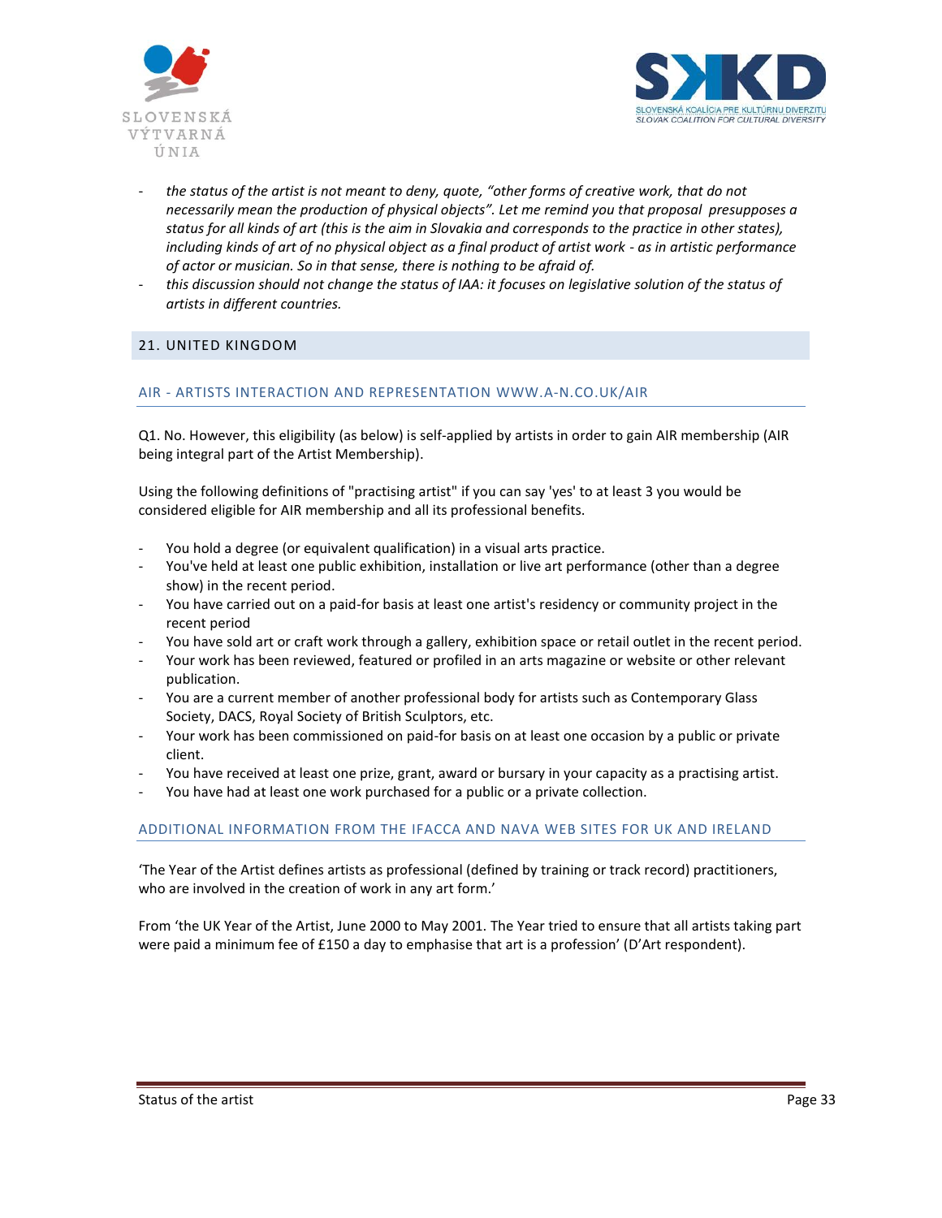- *the status of the artist is not meant to deny, quote, "other forms of creative work, that do not necessarily mean the production of physical objects". Let me remind you that proposal presupposes a status for all kinds of art (this is the aim in Slovakia and corresponds to the practice in other states), including kinds of art of no physical object as a final product of artist work - as in artistic performance of actor or musician. So in that sense, there is nothing to be afraid of.*
- *this discussion should not change the status of IAA: it focuses on legislative solution of the status of artists in different countries.*

## 21. UNITED KINGDOM

### AIR - ARTISTS INTERACTION AND REPRESENTATION WWW.A-N.CO.UK/AIR

Q1. No. However, this eligibility (as below) is self-applied by artists in order to gain AIR membership (AIR being integral part of the Artist Membership).

Using the following definitions of "practising artist" if you can say 'yes' to at least 3 you would be considered eligible for AIR membership and all its professional benefits.

- You hold a degree (or equivalent qualification) in a visual arts practice.
- You've held at least one public exhibition, installation or live art performance (other than a degree show) in the recent period.
- You have carried out on a paid-for basis at least one artist's residency or community project in the recent period
- You have sold art or craft work through a gallery, exhibition space or retail outlet in the recent period.
- Your work has been reviewed, featured or profiled in an arts magazine or website or other relevant publication.
- You are a current member of another professional body for artists such as Contemporary Glass Society, DACS, Royal Society of British Sculptors, etc.
- Your work has been commissioned on paid-for basis on at least one occasion by a public or private client.
- You have received at least one prize, grant, award or bursary in your capacity as a practising artist.
- You have had at least one work purchased for a public or a private collection.

### ADDITIONAL INFORMATION FROM THE IFACCA AND NAVA WEB SITES FOR UK AND IRELAND

'The Year of the Artist defines artists as professional (defined by training or track record) practitioners, who are involved in the creation of work in any art form.'

From 'the UK Year of the Artist, June 2000 to May 2001. The Year tried to ensure that all artists taking part were paid a minimum fee of £150 a day to emphasise that art is a profession' (D'Art respondent).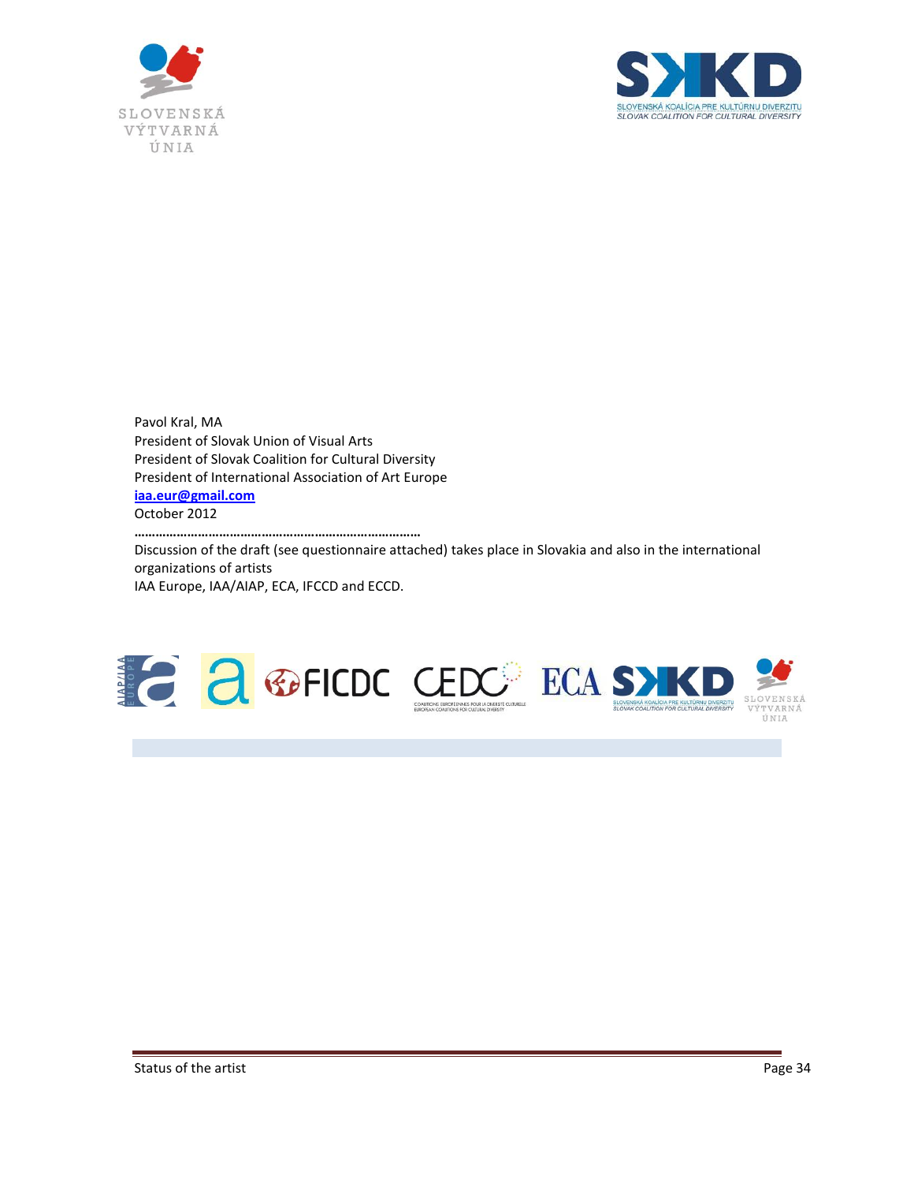Pavol Kral, MA
President of Slovak Union of Visual Arts
President of Slovak Coalition for Cultural Diversity
President of International Association of Art Europe
**iaa.eur@gmail.com**
October 2012

…………………………………………………………………………

Discussion of the draft (see questionnaire attached) takes place in Slovakia and also in the international organizations of artists
IAA Europe, IAA/AIAP, ECA, IFCCD and ECCD.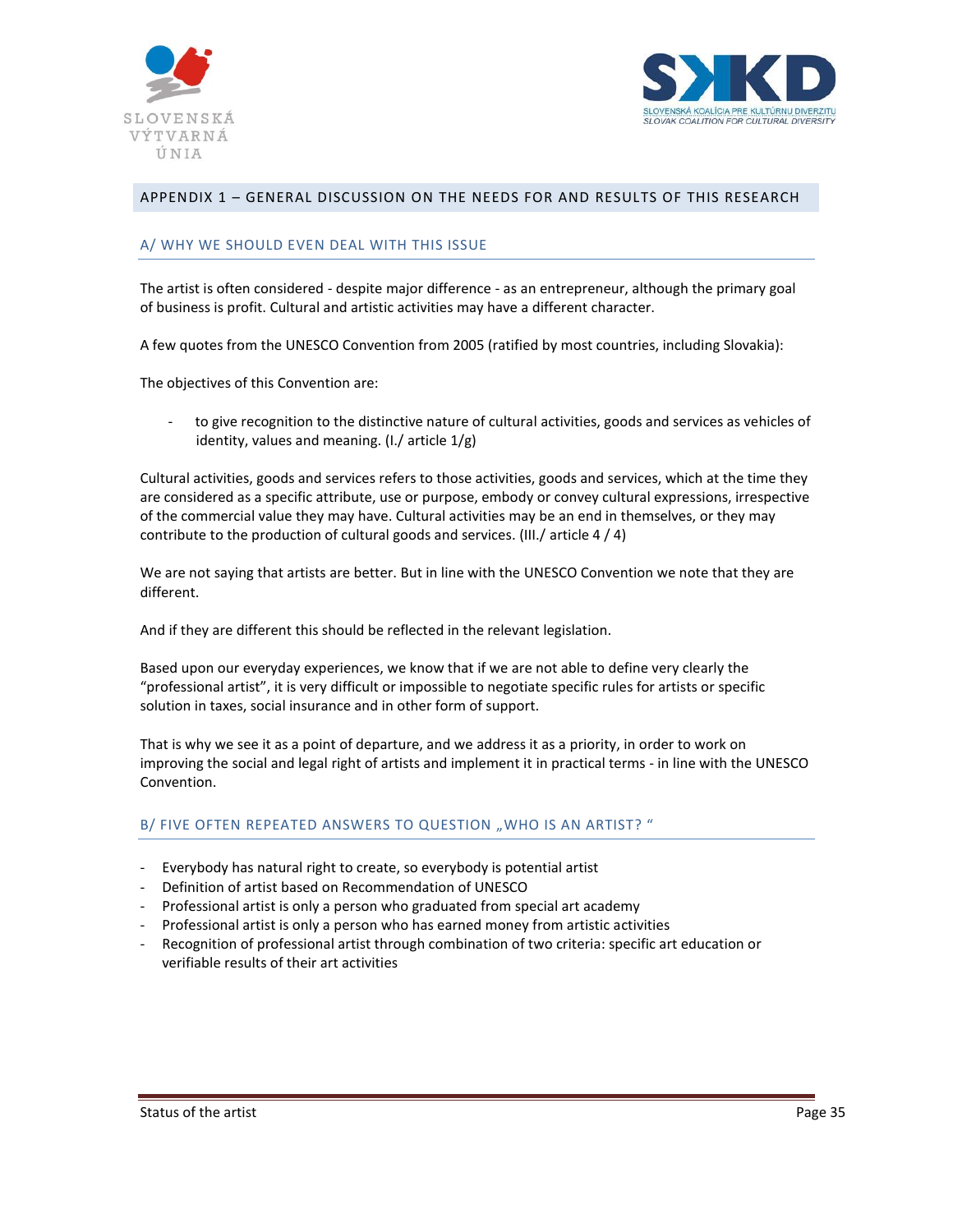## APPENDIX 1 – GENERAL DISCUSSION ON THE NEEDS FOR AND RESULTS OF THIS RESEARCH

### A/ WHY WE SHOULD EVEN DEAL WITH THIS ISSUE

The artist is often considered - despite major difference - as an entrepreneur, although the primary goal of business is profit. Cultural and artistic activities may have a different character.

A few quotes from the UNESCO Convention from 2005 (ratified by most countries, including Slovakia):

The objectives of this Convention are:

- to give recognition to the distinctive nature of cultural activities, goods and services as vehicles of identity, values and meaning. (I./ article 1/g)

Cultural activities, goods and services refers to those activities, goods and services, which at the time they are considered as a specific attribute, use or purpose, embody or convey cultural expressions, irrespective of the commercial value they may have. Cultural activities may be an end in themselves, or they may contribute to the production of cultural goods and services. (III./ article 4 / 4)

We are not saying that artists are better. But in line with the UNESCO Convention we note that they are different.

And if they are different this should be reflected in the relevant legislation.

Based upon our everyday experiences, we know that if we are not able to define very clearly the "professional artist", it is very difficult or impossible to negotiate specific rules for artists or specific solution in taxes, social insurance and in other form of support.

That is why we see it as a point of departure, and we address it as a priority, in order to work on improving the social and legal right of artists and implement it in practical terms - in line with the UNESCO Convention.

### B/ FIVE OFTEN REPEATED ANSWERS TO QUESTION „WHO IS AN ARTIST? "

- Everybody has natural right to create, so everybody is potential artist
- Definition of artist based on Recommendation of UNESCO
- Professional artist is only a person who graduated from special art academy
- Professional artist is only a person who has earned money from artistic activities
- Recognition of professional artist through combination of two criteria: specific art education or verifiable results of their art activities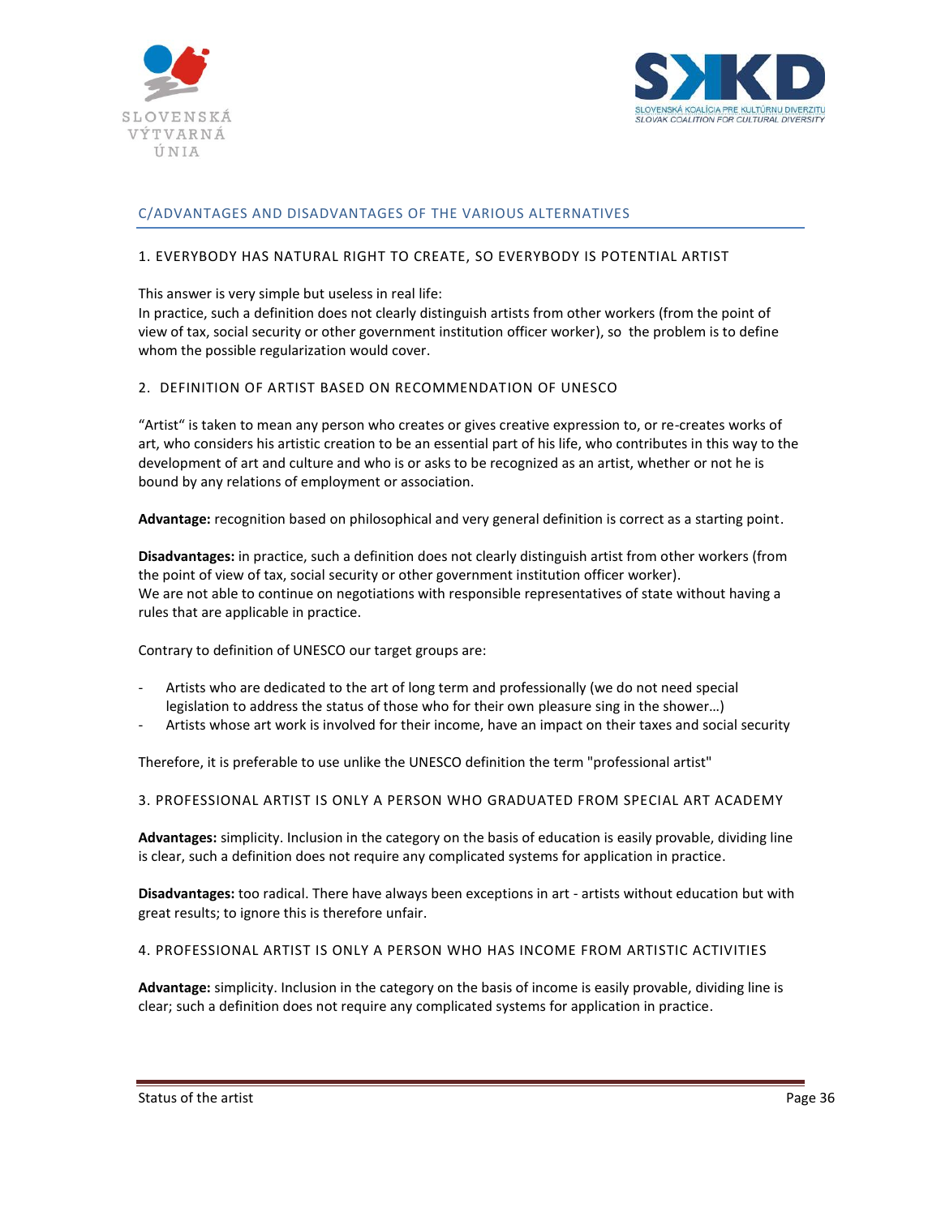## C/ADVANTAGES AND DISADVANTAGES OF THE VARIOUS ALTERNATIVES

### 1. EVERYBODY HAS NATURAL RIGHT TO CREATE, SO EVERYBODY IS POTENTIAL ARTIST

This answer is very simple but useless in real life:
In practice, such a definition does not clearly distinguish artists from other workers (from the point of view of tax, social security or other government institution officer worker), so the problem is to define whom the possible regularization would cover.

### 2. DEFINITION OF ARTIST BASED ON RECOMMENDATION OF UNESCO

"Artist" is taken to mean any person who creates or gives creative expression to, or re-creates works of art, who considers his artistic creation to be an essential part of his life, who contributes in this way to the development of art and culture and who is or asks to be recognized as an artist, whether or not he is bound by any relations of employment or association.

**Advantage:** recognition based on philosophical and very general definition is correct as a starting point.

**Disadvantages:** in practice, such a definition does not clearly distinguish artist from other workers (from the point of view of tax, social security or other government institution officer worker).
We are not able to continue on negotiations with responsible representatives of state without having a rules that are applicable in practice.

Contrary to definition of UNESCO our target groups are:

- Artists who are dedicated to the art of long term and professionally (we do not need special legislation to address the status of those who for their own pleasure sing in the shower...)
- Artists whose art work is involved for their income, have an impact on their taxes and social security

Therefore, it is preferable to use unlike the UNESCO definition the term "professional artist"

### 3. PROFESSIONAL ARTIST IS ONLY A PERSON WHO GRADUATED FROM SPECIAL ART ACADEMY

**Advantages:** simplicity. Inclusion in the category on the basis of education is easily provable, dividing line is clear, such a definition does not require any complicated systems for application in practice.

**Disadvantages:** too radical. There have always been exceptions in art - artists without education but with great results; to ignore this is therefore unfair.

### 4. PROFESSIONAL ARTIST IS ONLY A PERSON WHO HAS INCOME FROM ARTISTIC ACTIVITIES

**Advantage:** simplicity. Inclusion in the category on the basis of income is easily provable, dividing line is clear; such a definition does not require any complicated systems for application in practice.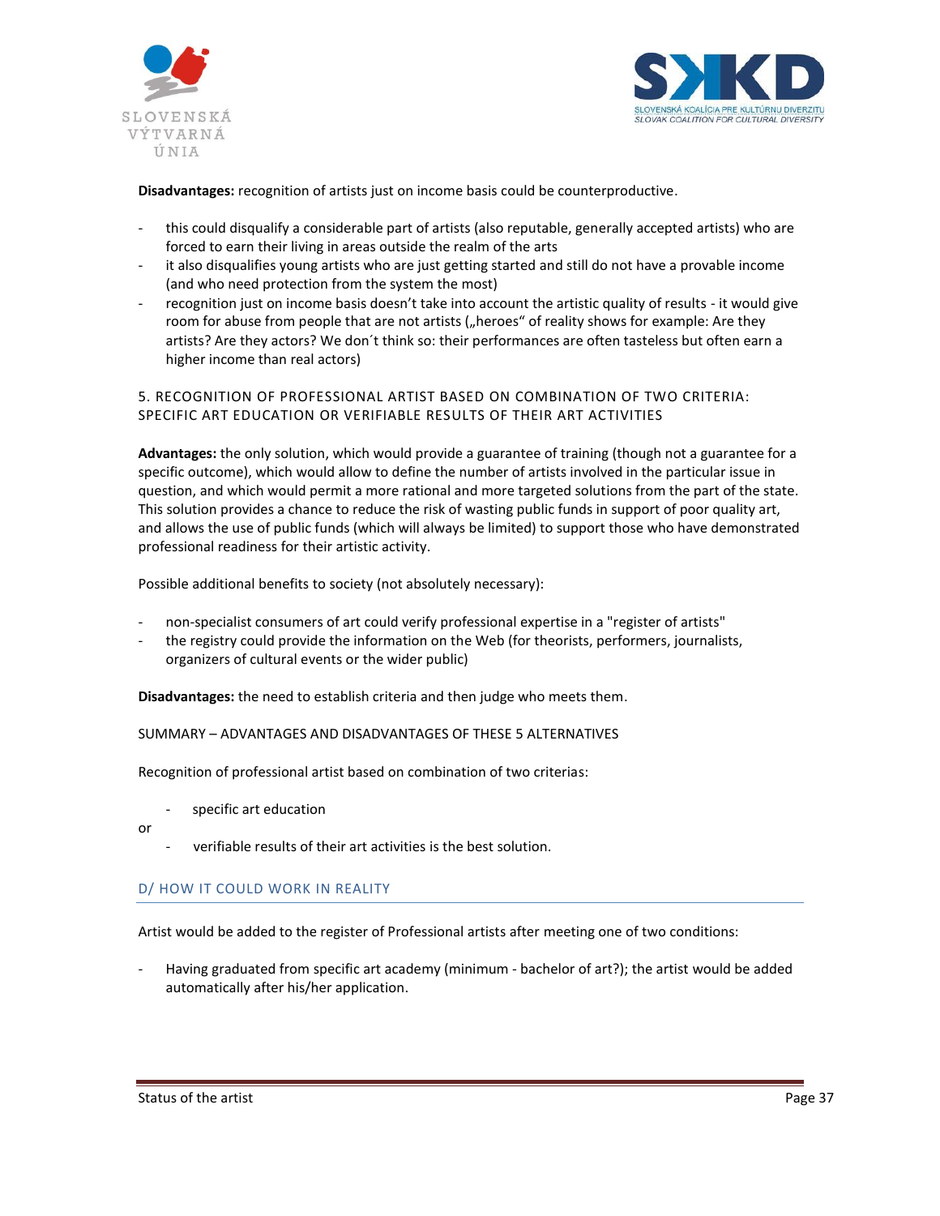**Disadvantages:** recognition of artists just on income basis could be counterproductive.

- this could disqualify a considerable part of artists (also reputable, generally accepted artists) who are forced to earn their living in areas outside the realm of the arts
- it also disqualifies young artists who are just getting started and still do not have a provable income (and who need protection from the system the most)
- recognition just on income basis doesn't take into account the artistic quality of results - it would give room for abuse from people that are not artists („heroes" of reality shows for example: Are they artists? Are they actors? We don´t think so: their performances are often tasteless but often earn a higher income than real actors)

### 5. RECOGNITION OF PROFESSIONAL ARTIST BASED ON COMBINATION OF TWO CRITERIA: SPECIFIC ART EDUCATION OR VERIFIABLE RESULTS OF THEIR ART ACTIVITIES

**Advantages:** the only solution, which would provide a guarantee of training (though not a guarantee for a specific outcome), which would allow to define the number of artists involved in the particular issue in question, and which would permit a more rational and more targeted solutions from the part of the state. This solution provides a chance to reduce the risk of wasting public funds in support of poor quality art, and allows the use of public funds (which will always be limited) to support those who have demonstrated professional readiness for their artistic activity.

Possible additional benefits to society (not absolutely necessary):

- non-specialist consumers of art could verify professional expertise in a "register of artists"
- the registry could provide the information on the Web (for theorists, performers, journalists, organizers of cultural events or the wider public)

**Disadvantages:** the need to establish criteria and then judge who meets them.

SUMMARY – ADVANTAGES AND DISADVANTAGES OF THESE 5 ALTERNATIVES

Recognition of professional artist based on combination of two criterias:

- specific art education

or

- verifiable results of their art activities is the best solution.

## D/ HOW IT COULD WORK IN REALITY

Artist would be added to the register of Professional artists after meeting one of two conditions:

- Having graduated from specific art academy (minimum - bachelor of art?); the artist would be added automatically after his/her application.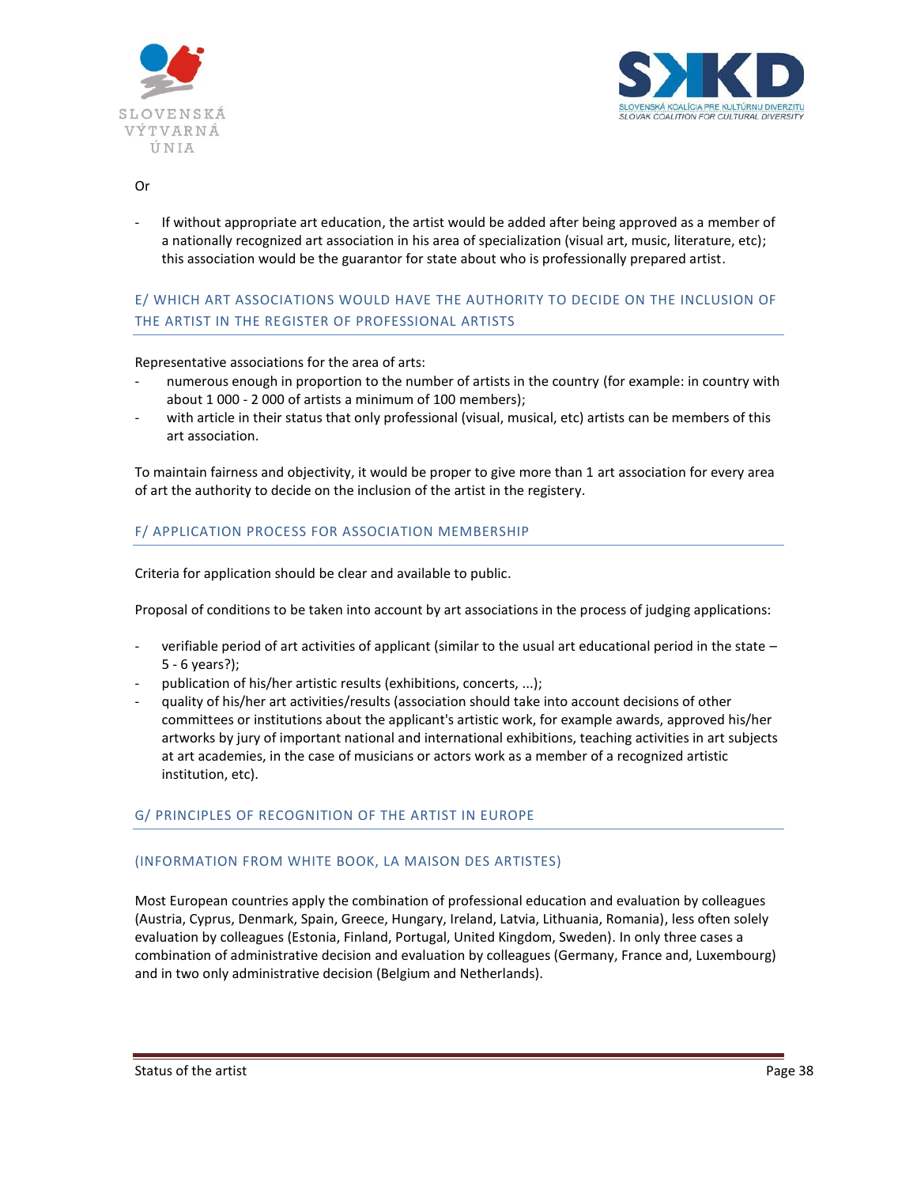Or

- If without appropriate art education, the artist would be added after being approved as a member of a nationally recognized art association in his area of specialization (visual art, music, literature, etc); this association would be the guarantor for state about who is professionally prepared artist.

## E/ WHICH ART ASSOCIATIONS WOULD HAVE THE AUTHORITY TO DECIDE ON THE INCLUSION OF THE ARTIST IN THE REGISTER OF PROFESSIONAL ARTISTS

Representative associations for the area of arts:

- numerous enough in proportion to the number of artists in the country (for example: in country with about 1 000 - 2 000 of artists a minimum of 100 members);
- with article in their status that only professional (visual, musical, etc) artists can be members of this art association.

To maintain fairness and objectivity, it would be proper to give more than 1 art association for every area of art the authority to decide on the inclusion of the artist in the registry.

## F/ APPLICATION PROCESS FOR ASSOCIATION MEMBERSHIP

Criteria for application should be clear and available to public.

Proposal of conditions to be taken into account by art associations in the process of judging applications:

- verifiable period of art activities of applicant (similar to the usual art educational period in the state – 5 - 6 years?);
- publication of his/her artistic results (exhibitions, concerts, ...);
- quality of his/her art activities/results (association should take into account decisions of other committees or institutions about the applicant's artistic work, for example awards, approved his/her artworks by jury of important national and international exhibitions, teaching activities in art subjects at art academies, in the case of musicians or actors work as a member of a recognized artistic institution, etc).

## G/ PRINCIPLES OF RECOGNITION OF THE ARTIST IN EUROPE

### (INFORMATION FROM WHITE BOOK, LA MAISON DES ARTISTES)

Most European countries apply the combination of professional education and evaluation by colleagues (Austria, Cyprus, Denmark, Spain, Greece, Hungary, Ireland, Latvia, Lithuania, Romania), less often solely evaluation by colleagues (Estonia, Finland, Portugal, United Kingdom, Sweden). In only three cases a combination of administrative decision and evaluation by colleagues (Germany, France and, Luxembourg) and in two only administrative decision (Belgium and Netherlands).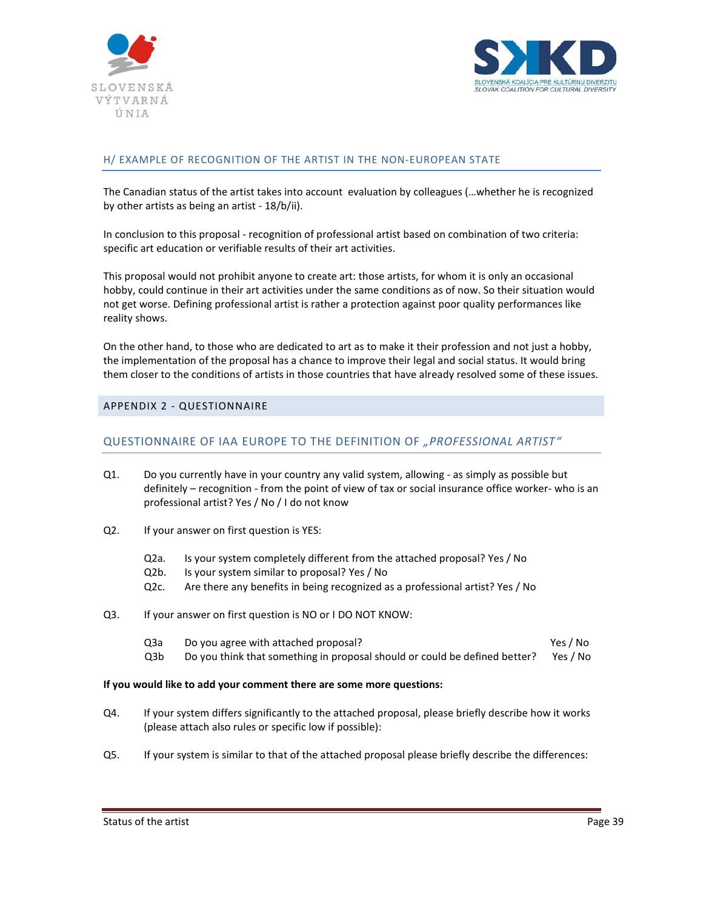## H/ EXAMPLE OF RECOGNITION OF THE ARTIST IN THE NON-EUROPEAN STATE

The Canadian status of the artist takes into account evaluation by colleagues (…whether he is recognized by other artists as being an artist - 18/b/ii).

In conclusion to this proposal - recognition of professional artist based on combination of two criteria: specific art education or verifiable results of their art activities.

This proposal would not prohibit anyone to create art: those artists, for whom it is only an occasional hobby, could continue in their art activities under the same conditions as of now. So their situation would not get worse. Defining professional artist is rather a protection against poor quality performances like reality shows.

On the other hand, to those who are dedicated to art as to make it their profession and not just a hobby, the implementation of the proposal has a chance to improve their legal and social status. It would bring them closer to the conditions of artists in those countries that have already resolved some of these issues.

# APPENDIX 2 - QUESTIONNAIRE

## QUESTIONNAIRE OF IAA EUROPE TO THE DEFINITION OF *„PROFESSIONAL ARTIST"*

Q1. Do you currently have in your country any valid system, allowing - as simply as possible but definitely – recognition - from the point of view of tax or social insurance office worker- who is an professional artist? Yes / No / I do not know

Q2. If your answer on first question is YES:

- Q2a. Is your system completely different from the attached proposal? Yes / No
- Q2b. Is your system similar to proposal? Yes / No
- Q2c. Are there any benefits in being recognized as a professional artist? Yes / No

Q3. If your answer on first question is NO or I DO NOT KNOW:

- Q3a Do you agree with attached proposal? Yes / No
- Q3b Do you think that something in proposal should or could be defined better? Yes / No

**If you would like to add your comment there are some more questions:**

Q4. If your system differs significantly to the attached proposal, please briefly describe how it works (please attach also rules or specific low if possible):

Q5. If your system is similar to that of the attached proposal please briefly describe the differences: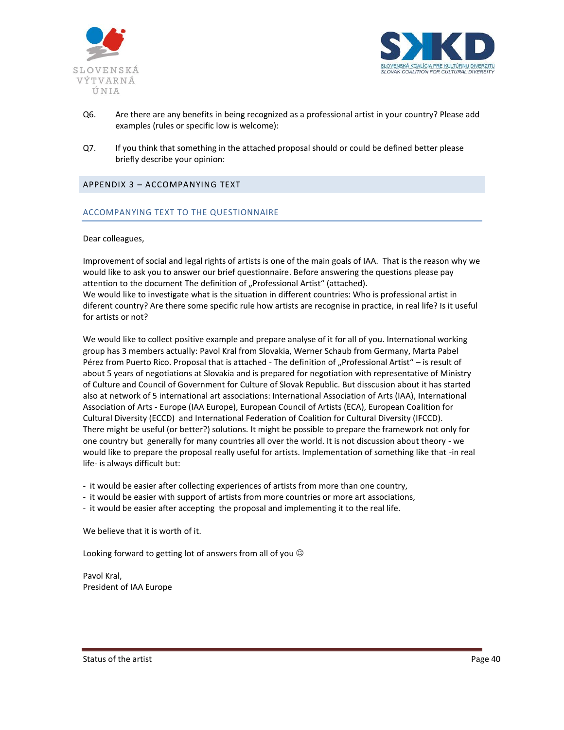Q6. Are there are any benefits in being recognized as a professional artist in your country? Please add examples (rules or specific low is welcome):

Q7. If you think that something in the attached proposal should or could be defined better please briefly describe your opinion:

## APPENDIX 3 – ACCOMPANYING TEXT

### ACCOMPANYING TEXT TO THE QUESTIONNAIRE

Dear colleagues,

Improvement of social and legal rights of artists is one of the main goals of IAA. That is the reason why we would like to ask you to answer our brief questionnaire. Before answering the questions please pay attention to the document The definition of „Professional Artist“ (attached).
We would like to investigate what is the situation in different countries: Who is professional artist in diferent country? Are there some specific rule how artists are recognise in practice, in real life? Is it useful for artists or not?

We would like to collect positive example and prepare analyse of it for all of you. International working group has 3 members actually: Pavol Kral from Slovakia, Werner Schaub from Germany, Marta Pabel Pérez from Puerto Rico. Proposal that is attached - The definition of „Professional Artist“ – is result of about 5 years of negotiations at Slovakia and is prepared for negotiation with representative of Ministry of Culture and Council of Government for Culture of Slovak Republic. But disscusion about it has started also at network of 5 international art associations: International Association of Arts (IAA), International Association of Arts - Europe (IAA Europe), European Council of Artists (ECA), European Coalition for Cultural Diversity (ECCD) and International Federation of Coalition for Cultural Diversity (IFCCD).
There might be useful (or better?) solutions. It might be possible to prepare the framework not only for one country but generally for many countries all over the world. It is not discussion about theory - we would like to prepare the proposal really useful for artists. Implementation of something like that -in real life- is always difficult but:

- it would be easier after collecting experiences of artists from more than one country,
- it would be easier with support of artists from more countries or more art associations,
- it would be easier after accepting the proposal and implementing it to the real life.

We believe that it is worth of it.

Looking forward to getting lot of answers from all of you ☺

Pavol Kral,
President of IAA Europe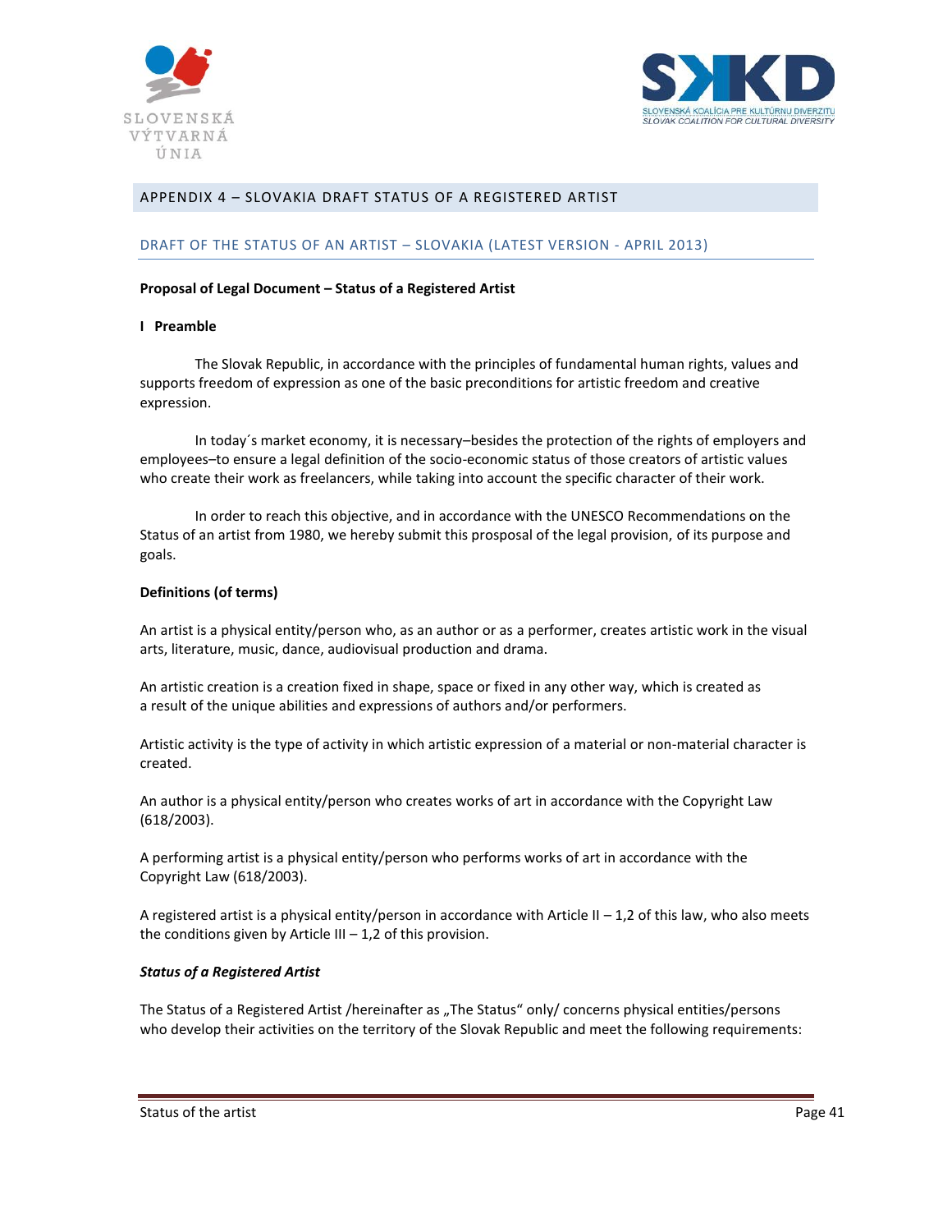## APPENDIX 4 – SLOVAKIA DRAFT STATUS OF A REGISTERED ARTIST

### DRAFT OF THE STATUS OF AN ARTIST – SLOVAKIA (LATEST VERSION - APRIL 2013)

**Proposal of Legal Document – Status of a Registered Artist**

**I Preamble**

The Slovak Republic, in accordance with the principles of fundamental human rights, values and supports freedom of expression as one of the basic preconditions for artistic freedom and creative expression.

In today´s market economy, it is necessary–besides the protection of the rights of employers and employees–to ensure a legal definition of the socio-economic status of those creators of artistic values who create their work as freelancers, while taking into account the specific character of their work.

In order to reach this objective, and in accordance with the UNESCO Recommendations on the Status of an artist from 1980, we hereby submit this prosposal of the legal provision, of its purpose and goals.

**Definitions (of terms)**

An artist is a physical entity/person who, as an author or as a performer, creates artistic work in the visual arts, literature, music, dance, audiovisual production and drama.

An artistic creation is a creation fixed in shape, space or fixed in any other way, which is created as a result of the unique abilities and expressions of authors and/or performers.

Artistic activity is the type of activity in which artistic expression of a material or non-material character is created.

An author is a physical entity/person who creates works of art in accordance with the Copyright Law (618/2003).

A performing artist is a physical entity/person who performs works of art in accordance with the Copyright Law (618/2003).

A registered artist is a physical entity/person in accordance with Article II – 1,2 of this law, who also meets the conditions given by Article III – 1,2 of this provision.

***Status of a Registered Artist***

The Status of a Registered Artist /hereinafter as „The Status“ only/ concerns physical entities/persons who develop their activities on the territory of the Slovak Republic and meet the following requirements: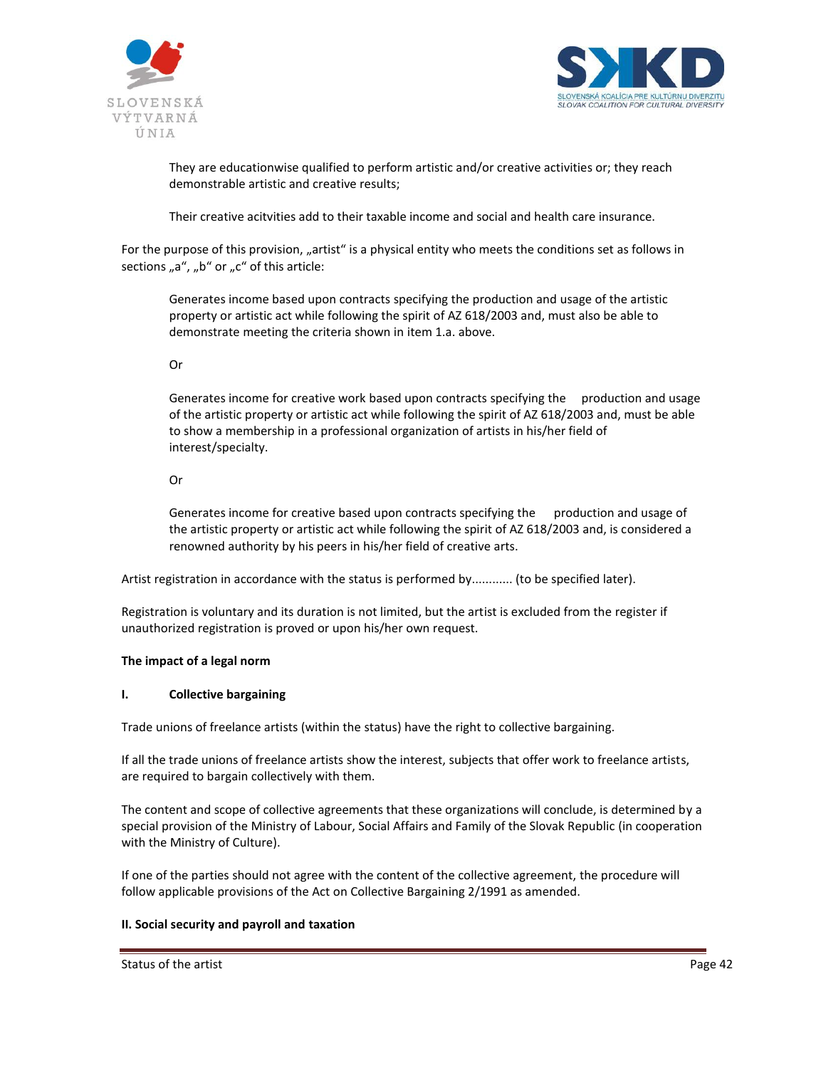They are educationwise qualified to perform artistic and/or creative activities or; they reach demonstrable artistic and creative results;

Their creative acitvities add to their taxable income and social and health care insurance.

For the purpose of this provision, „artist“ is a physical entity who meets the conditions set as follows in sections „a“, „b“ or „c“ of this article:

Generates income based upon contracts specifying the production and usage of the artistic property or artistic act while following the spirit of AZ 618/2003 and, must also be able to demonstrate meeting the criteria shown in item 1.a. above.

Or

Generates income for creative work based upon contracts specifying the production and usage of the artistic property or artistic act while following the spirit of AZ 618/2003 and, must be able to show a membership in a professional organization of artists in his/her field of interest/specialty.

Or

Generates income for creative based upon contracts specifying the production and usage of the artistic property or artistic act while following the spirit of AZ 618/2003 and, is considered a renowned authority by his peers in his/her field of creative arts.

Artist registration in accordance with the status is performed by............ (to be specified later).

Registration is voluntary and its duration is not limited, but the artist is excluded from the register if unauthorized registration is proved or upon his/her own request.

**The impact of a legal norm**

**I. Collective bargaining**

Trade unions of freelance artists (within the status) have the right to collective bargaining.

If all the trade unions of freelance artists show the interest, subjects that offer work to freelance artists, are required to bargain collectively with them.

The content and scope of collective agreements that these organizations will conclude, is determined by a special provision of the Ministry of Labour, Social Affairs and Family of the Slovak Republic (in cooperation with the Ministry of Culture).

If one of the parties should not agree with the content of the collective agreement, the procedure will follow applicable provisions of the Act on Collective Bargaining 2/1991 as amended.

**II. Social security and payroll and taxation**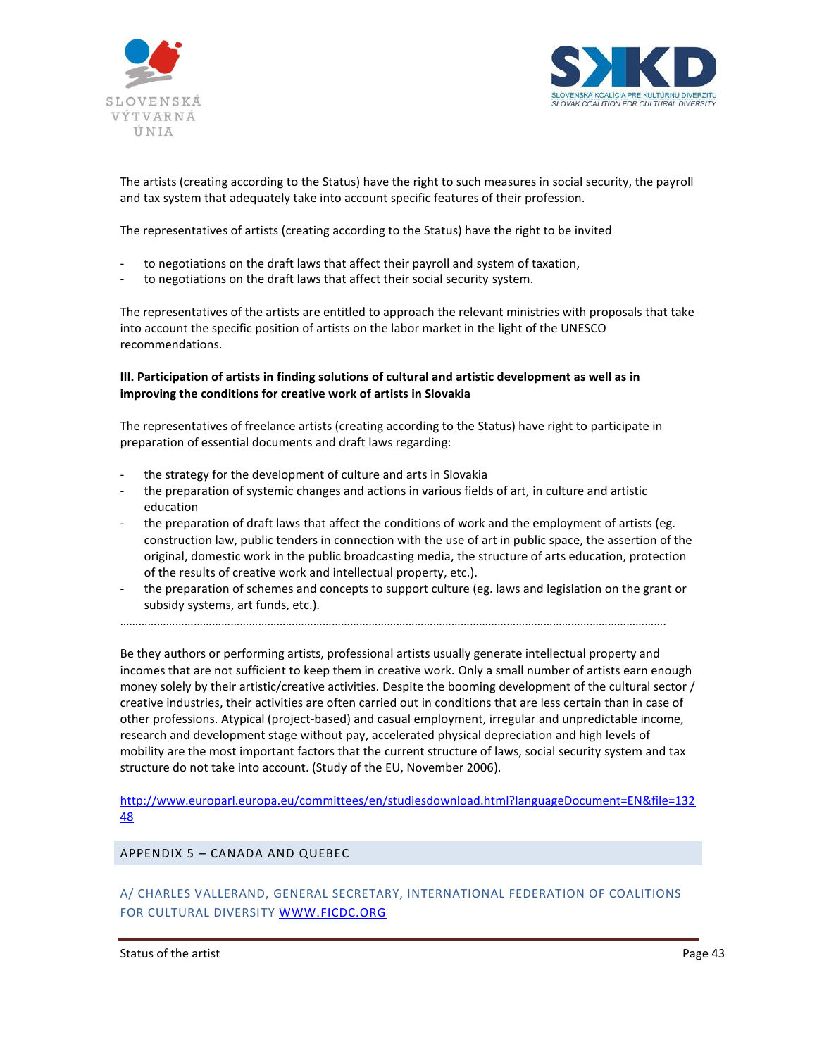The artists (creating according to the Status) have the right to such measures in social security, the payroll and tax system that adequately take into account specific features of their profession.

The representatives of artists (creating according to the Status) have the right to be invited

- to negotiations on the draft laws that affect their payroll and system of taxation,
- to negotiations on the draft laws that affect their social security system.

The representatives of the artists are entitled to approach the relevant ministries with proposals that take into account the specific position of artists on the labor market in the light of the UNESCO recommendations.

**III. Participation of artists in finding solutions of cultural and artistic development as well as in improving the conditions for creative work of artists in Slovakia**

The representatives of freelance artists (creating according to the Status) have right to participate in preparation of essential documents and draft laws regarding:

- the strategy for the development of culture and arts in Slovakia
- the preparation of systemic changes and actions in various fields of art, in culture and artistic education
- the preparation of draft laws that affect the conditions of work and the employment of artists (eg. construction law, public tenders in connection with the use of art in public space, the assertion of the original, domestic work in the public broadcasting media, the structure of arts education, protection of the results of creative work and intellectual property, etc.).
- the preparation of schemes and concepts to support culture (eg. laws and legislation on the grant or subsidy systems, art funds, etc.).

…………………………………………………………………………………………………………………………………………………….

Be they authors or performing artists, professional artists usually generate intellectual property and incomes that are not sufficient to keep them in creative work. Only a small number of artists earn enough money solely by their artistic/creative activities. Despite the booming development of the cultural sector / creative industries, their activities are often carried out in conditions that are less certain than in case of other professions. Atypical (project-based) and casual employment, irregular and unpredictable income, research and development stage without pay, accelerated physical depreciation and high levels of mobility are the most important factors that the current structure of laws, social security system and tax structure do not take into account. (Study of the EU, November 2006).

http://www.europarl.europa.eu/committees/en/studiesdownload.html?languageDocument=EN&file=13248

## APPENDIX 5 – CANADA AND QUEBEC

### A/ CHARLES VALLERAND, GENERAL SECRETARY, INTERNATIONAL FEDERATION OF COALITIONS FOR CULTURAL DIVERSITY WWW.FICDC.ORG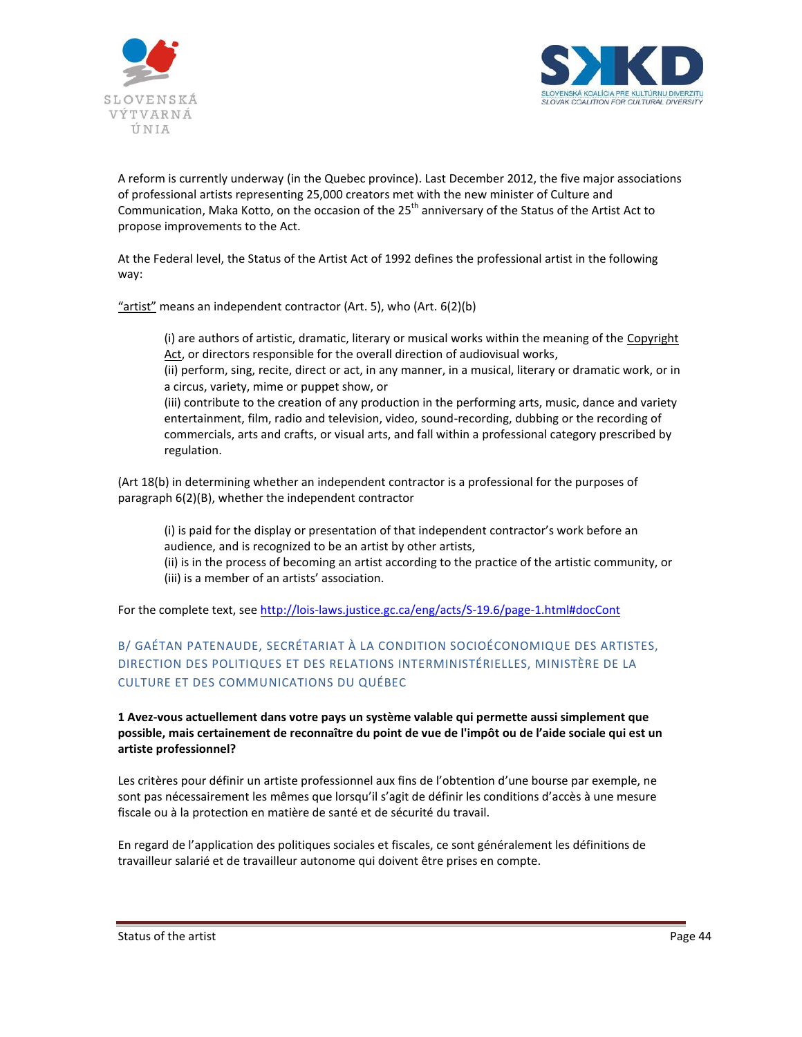A reform is currently underway (in the Quebec province). Last December 2012, the five major associations of professional artists representing 25,000 creators met with the new minister of Culture and Communication, Maka Kotto, on the occasion of the 25th anniversary of the Status of the Artist Act to propose improvements to the Act.

At the Federal level, the Status of the Artist Act of 1992 defines the professional artist in the following way:

"artist" means an independent contractor (Art. 5), who (Art. 6(2)(b)

> (i) are authors of artistic, dramatic, literary or musical works within the meaning of the Copyright Act, or directors responsible for the overall direction of audiovisual works,
> (ii) perform, sing, recite, direct or act, in any manner, in a musical, literary or dramatic work, or in a circus, variety, mime or puppet show, or
> (iii) contribute to the creation of any production in the performing arts, music, dance and variety entertainment, film, radio and television, video, sound-recording, dubbing or the recording of commercials, arts and crafts, or visual arts, and fall within a professional category prescribed by regulation.

(Art 18(b) in determining whether an independent contractor is a professional for the purposes of paragraph 6(2)(B), whether the independent contractor

> (i) is paid for the display or presentation of that independent contractor's work before an audience, and is recognized to be an artist by other artists,
> (ii) is in the process of becoming an artist according to the practice of the artistic community, or
> (iii) is a member of an artists' association.

For the complete text, see http://lois-laws.justice.gc.ca/eng/acts/S-19.6/page-1.html#docCont

## B/ GAÉTAN PATENAUDE, SECRÉTARIAT À LA CONDITION SOCIOÉCONOMIQUE DES ARTISTES, DIRECTION DES POLITIQUES ET DES RELATIONS INTERMINISTÉRIELLES, MINISTÈRE DE LA CULTURE ET DES COMMUNICATIONS DU QUÉBEC

**1 Avez-vous actuellement dans votre pays un système valable qui permette aussi simplement que possible, mais certainement de reconnaître du point de vue de l'impôt ou de l'aide sociale qui est un artiste professionnel?**

Les critères pour définir un artiste professionnel aux fins de l'obtention d'une bourse par exemple, ne sont pas nécessairement les mêmes que lorsqu'il s'agit de définir les conditions d'accès à une mesure fiscale ou à la protection en matière de santé et de sécurité du travail.

En regard de l'application des politiques sociales et fiscales, ce sont généralement les définitions de travailleur salarié et de travailleur autonome qui doivent être prises en compte.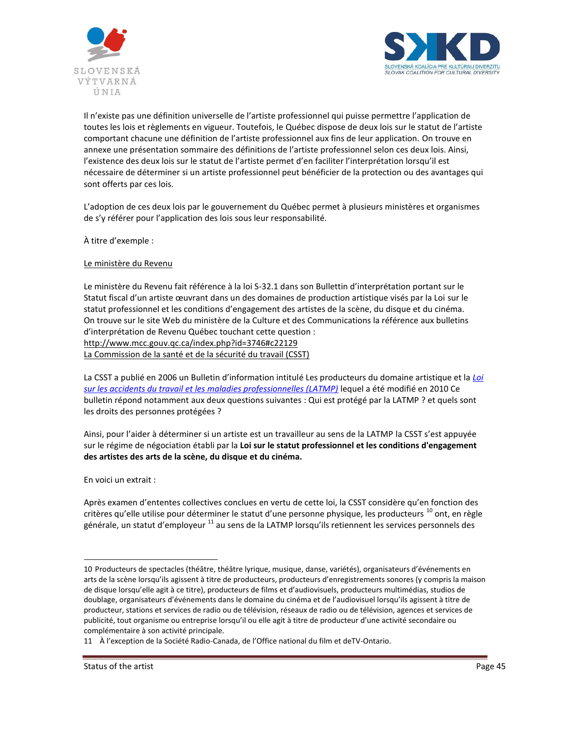Il n'existe pas une définition universelle de l'artiste professionnel qui puisse permettre l'application de toutes les lois et règlements en vigueur. Toutefois, le Québec dispose de deux lois sur le statut de l'artiste comportant chacune une définition de l'artiste professionnel aux fins de leur application. On trouve en annexe une présentation sommaire des définitions de l'artiste professionnel selon ces deux lois. Ainsi, l'existence des deux lois sur le statut de l'artiste permet d'en faciliter l'interprétation lorsqu'il est nécessaire de déterminer si un artiste professionnel peut bénéficier de la protection ou des avantages qui sont offerts par ces lois.

L'adoption de ces deux lois par le gouvernement du Québec permet à plusieurs ministères et organismes de s'y référer pour l'application des lois sous leur responsabilité.

À titre d'exemple :

Le ministère du Revenu

Le ministère du Revenu fait référence à la loi S-32.1 dans son Bullettin d'interprétation portant sur le Statut fiscal d'un artiste œuvrant dans un des domaines de production artistique visés par la Loi sur le statut professionnel et les conditions d'engagement des artistes de la scène, du disque et du cinéma. On trouve sur le site Web du ministère de la Culture et des Communications la référence aux bulletins d'interprétation de Revenu Québec touchant cette question :
http://www.mcc.gouv.qc.ca/index.php?id=3746#c22129
La Commission de la santé et de la sécurité du travail (CSST)

La CSST a publié en 2006 un Bulletin d'information intitulé Les producteurs du domaine artistique et la *Loi sur les accidents du travail et les maladies professionnelles (LATMP)* lequel a été modifié en 2010 Ce bulletin répond notamment aux deux questions suivantes : Qui est protégé par la LATMP ? et quels sont les droits des personnes protégées ?

Ainsi, pour l'aider à déterminer si un artiste est un travailleur au sens de la LATMP la CSST s'est appuyée sur le régime de négociation établi par la **Loi sur le statut professionnel et les conditions d'engagement des artistes des arts de la scène, du disque et du cinéma.**

En voici un extrait :

Après examen d'ententes collectives conclues en vertu de cette loi, la CSST considère qu'en fonction des critères qu'elle utilise pour déterminer le statut d'une personne physique, les producteurs [10] ont, en règle générale, un statut d'employeur [11] au sens de la LATMP lorsqu'ils retiennent les services personnels des

---

10 Producteurs de spectacles (théâtre, théâtre lyrique, musique, danse, variétés), organisateurs d'événements en arts de la scène lorsqu'ils agissent à titre de producteurs, producteurs d'enregistrements sonores (y compris la maison de disque lorsqu'elle agit à ce titre), producteurs de films et d'audiovisuels, producteurs multimédias, studios de doublage, organisateurs d'événements dans le domaine du cinéma et de l'audiovisuel lorsqu'ils agissent à titre de producteur, stations et services de radio ou de télévision, réseaux de radio ou de télévision, agences et services de publicité, tout organisme ou entreprise lorsqu'il ou elle agit à titre de producteur d'une activité secondaire ou complémentaire à son activité principale.

11 À l'exception de la Société Radio-Canada, de l'Office national du film et deTV-Ontario.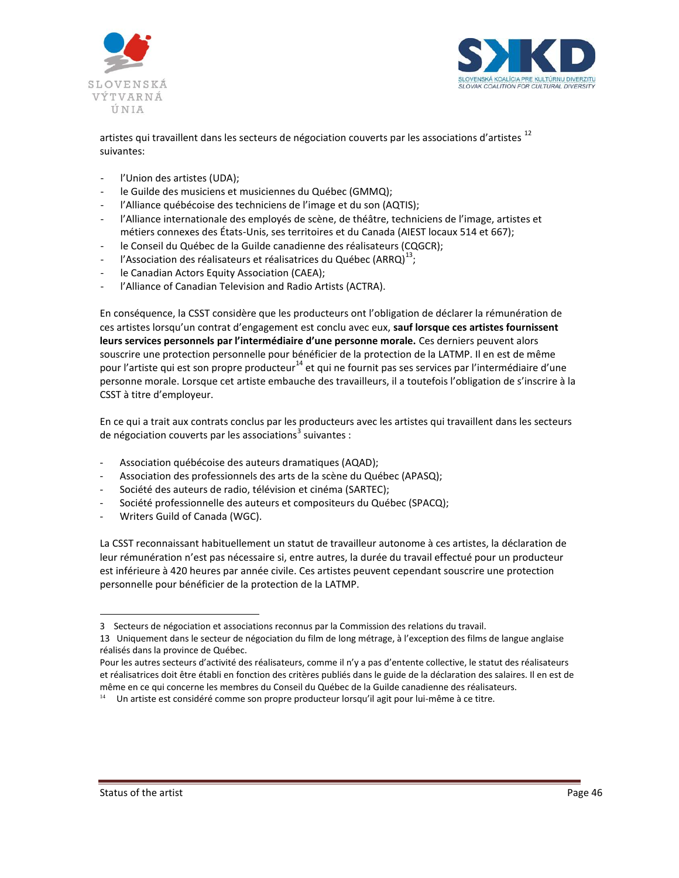artistes qui travaillent dans les secteurs de négociation couverts par les associations d'artistes [12] suivantes:

- l'Union des artistes (UDA);
- le Guilde des musiciens et musiciennes du Québec (GMMQ);
- l'Alliance québécoise des techniciens de l'image et du son (AQTIS);
- l'Alliance internationale des employés de scène, de théâtre, techniciens de l'image, artistes et métiers connexes des États-Unis, ses territoires et du Canada (AIEST locaux 514 et 667);
- le Conseil du Québec de la Guilde canadienne des réalisateurs (CQGCR);
- l'Association des réalisateurs et réalisatrices du Québec (ARRQ)[13];
- le Canadian Actors Equity Association (CAEA);
- l'Alliance of Canadian Television and Radio Artists (ACTRA).

En conséquence, la CSST considère que les producteurs ont l'obligation de déclarer la rémunération de ces artistes lorsqu'un contrat d'engagement est conclu avec eux, **sauf lorsque ces artistes fournissent leurs services personnels par l'intermédiaire d'une personne morale.** Ces derniers peuvent alors souscrire une protection personnelle pour bénéficier de la protection de la LATMP. Il en est de même pour l'artiste qui est son propre producteur[14] et qui ne fournit pas ses services par l'intermédiaire d'une personne morale. Lorsque cet artiste embauche des travailleurs, il a toutefois l'obligation de s'inscrire à la CSST à titre d'employeur.

En ce qui a trait aux contrats conclus par les producteurs avec les artistes qui travaillent dans les secteurs de négociation couverts par les associations[3] suivantes :

- Association québécoise des auteurs dramatiques (AQAD);
- Association des professionnels des arts de la scène du Québec (APASQ);
- Société des auteurs de radio, télévision et cinéma (SARTEC);
- Société professionnelle des auteurs et compositeurs du Québec (SPACQ);
- Writers Guild of Canada (WGC).

La CSST reconnaissant habituellement un statut de travailleur autonome à ces artistes, la déclaration de leur rémunération n'est pas nécessaire si, entre autres, la durée du travail effectué pour un producteur est inférieure à 420 heures par année civile. Ces artistes peuvent cependant souscrire une protection personnelle pour bénéficier de la protection de la LATMP.

---

3 Secteurs de négociation et associations reconnus par la Commission des relations du travail.

13 Uniquement dans le secteur de négociation du film de long métrage, à l'exception des films de langue anglaise réalisés dans la province de Québec.
Pour les autres secteurs d'activité des réalisateurs, comme il n'y a pas d'entente collective, le statut des réalisateurs et réalisatrices doit être établi en fonction des critères publiés dans le guide de la déclaration des salaires. Il en est de même en ce qui concerne les membres du Conseil du Québec de la Guilde canadienne des réalisateurs.

14 Un artiste est considéré comme son propre producteur lorsqu'il agit pour lui-même à ce titre.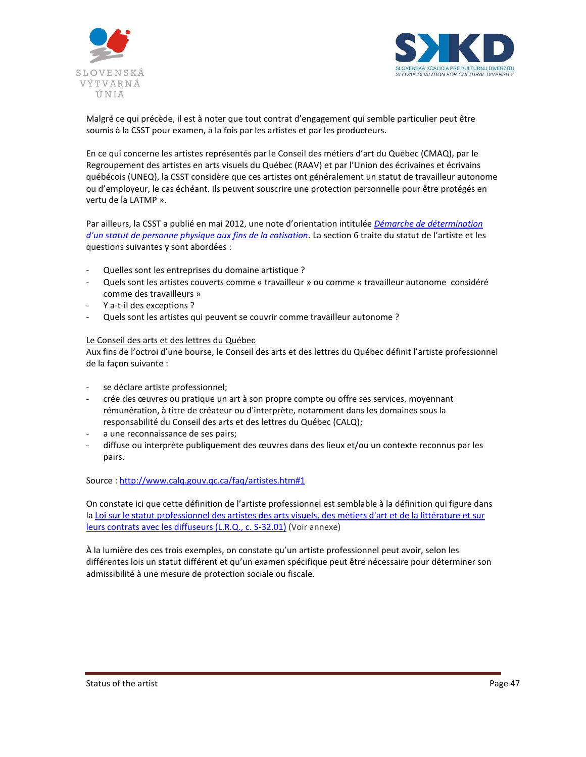Malgré ce qui précède, il est à noter que tout contrat d'engagement qui semble particulier peut être soumis à la CSST pour examen, à la fois par les artistes et par les producteurs.

En ce qui concerne les artistes représentés par le Conseil des métiers d'art du Québec (CMAQ), par le Regroupement des artistes en arts visuels du Québec (RAAV) et par l'Union des écrivaines et écrivains québécois (UNEQ), la CSST considère que ces artistes ont généralement un statut de travailleur autonome ou d'employeur, le cas échéant. Ils peuvent souscrire une protection personnelle pour être protégés en vertu de la LATMP ».

Par ailleurs, la CSST a publié en mai 2012, une note d'orientation intitulée *Démarche de détermination d'un statut de personne physique aux fins de la cotisation*. La section 6 traite du statut de l'artiste et les questions suivantes y sont abordées :

- Quelles sont les entreprises du domaine artistique ?
- Quels sont les artistes couverts comme « travailleur » ou comme « travailleur autonome considéré comme des travailleurs »
- Y a-t-il des exceptions ?
- Quels sont les artistes qui peuvent se couvrir comme travailleur autonome ?

Le Conseil des arts et des lettres du Québec

Aux fins de l'octroi d'une bourse, le Conseil des arts et des lettres du Québec définit l'artiste professionnel de la façon suivante :

- se déclare artiste professionnel;
- crée des œuvres ou pratique un art à son propre compte ou offre ses services, moyennant rémunération, à titre de créateur ou d'interprète, notamment dans les domaines sous la responsabilité du Conseil des arts et des lettres du Québec (CALQ);
- a une reconnaissance de ses pairs;
- diffuse ou interprète publiquement des œuvres dans des lieux et/ou un contexte reconnus par les pairs.

Source : http://www.calq.gouv.qc.ca/faq/artistes.htm#1

On constate ici que cette définition de l'artiste professionnel est semblable à la définition qui figure dans la Loi sur le statut professionnel des artistes des arts visuels, des métiers d'art et de la littérature et sur leurs contrats avec les diffuseurs (L.R.Q., c. S-32.01) (Voir annexe)

À la lumière des ces trois exemples, on constate qu'un artiste professionnel peut avoir, selon les différentes lois un statut différent et qu'un examen spécifique peut être nécessaire pour déterminer son admissibilité à une mesure de protection sociale ou fiscale.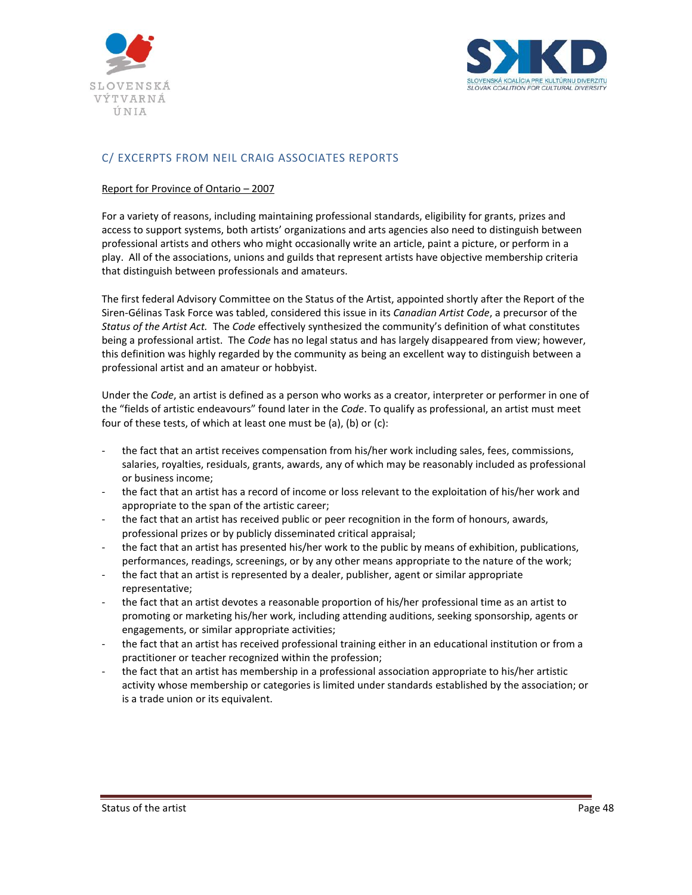## C/ EXCERPTS FROM NEIL CRAIG ASSOCIATES REPORTS

### Report for Province of Ontario – 2007

For a variety of reasons, including maintaining professional standards, eligibility for grants, prizes and access to support systems, both artists' organizations and arts agencies also need to distinguish between professional artists and others who might occasionally write an article, paint a picture, or perform in a play. All of the associations, unions and guilds that represent artists have objective membership criteria that distinguish between professionals and amateurs.

The first federal Advisory Committee on the Status of the Artist, appointed shortly after the Report of the Siren-Gélinas Task Force was tabled, considered this issue in its *Canadian Artist Code*, a precursor of the *Status of the Artist Act.* The *Code* effectively synthesized the community's definition of what constitutes being a professional artist. The *Code* has no legal status and has largely disappeared from view; however, this definition was highly regarded by the community as being an excellent way to distinguish between a professional artist and an amateur or hobbyist.

Under the *Code*, an artist is defined as a person who works as a creator, interpreter or performer in one of the "fields of artistic endeavours" found later in the *Code*. To qualify as professional, an artist must meet four of these tests, of which at least one must be (a), (b) or (c):

- the fact that an artist receives compensation from his/her work including sales, fees, commissions, salaries, royalties, residuals, grants, awards, any of which may be reasonably included as professional or business income;
- the fact that an artist has a record of income or loss relevant to the exploitation of his/her work and appropriate to the span of the artistic career;
- the fact that an artist has received public or peer recognition in the form of honours, awards, professional prizes or by publicly disseminated critical appraisal;
- the fact that an artist has presented his/her work to the public by means of exhibition, publications, performances, readings, screenings, or by any other means appropriate to the nature of the work;
- the fact that an artist is represented by a dealer, publisher, agent or similar appropriate representative;
- the fact that an artist devotes a reasonable proportion of his/her professional time as an artist to promoting or marketing his/her work, including attending auditions, seeking sponsorship, agents or engagements, or similar appropriate activities;
- the fact that an artist has received professional training either in an educational institution or from a practitioner or teacher recognized within the profession;
- the fact that an artist has membership in a professional association appropriate to his/her artistic activity whose membership or categories is limited under standards established by the association; or is a trade union or its equivalent.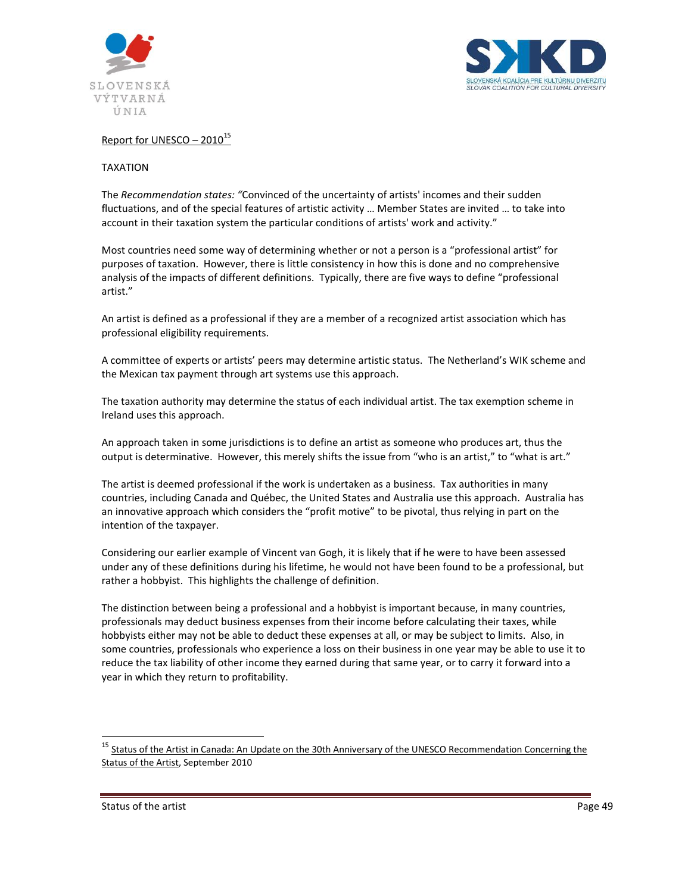Report for UNESCO – 2010[15]

TAXATION

The *Recommendation states: "*Convinced of the uncertainty of artists' incomes and their sudden fluctuations, and of the special features of artistic activity … Member States are invited … to take into account in their taxation system the particular conditions of artists' work and activity."

Most countries need some way of determining whether or not a person is a "professional artist" for purposes of taxation. However, there is little consistency in how this is done and no comprehensive analysis of the impacts of different definitions. Typically, there are five ways to define "professional artist."

An artist is defined as a professional if they are a member of a recognized artist association which has professional eligibility requirements.

A committee of experts or artists' peers may determine artistic status. The Netherland's WIK scheme and the Mexican tax payment through art systems use this approach.

The taxation authority may determine the status of each individual artist. The tax exemption scheme in Ireland uses this approach.

An approach taken in some jurisdictions is to define an artist as someone who produces art, thus the output is determinative. However, this merely shifts the issue from "who is an artist," to "what is art."

The artist is deemed professional if the work is undertaken as a business. Tax authorities in many countries, including Canada and Québec, the United States and Australia use this approach. Australia has an innovative approach which considers the "profit motive" to be pivotal, thus relying in part on the intention of the taxpayer.

Considering our earlier example of Vincent van Gogh, it is likely that if he were to have been assessed under any of these definitions during his lifetime, he would not have been found to be a professional, but rather a hobbyist. This highlights the challenge of definition.

The distinction between being a professional and a hobbyist is important because, in many countries, professionals may deduct business expenses from their income before calculating their taxes, while hobbyists either may not be able to deduct these expenses at all, or may be subject to limits. Also, in some countries, professionals who experience a loss on their business in one year may be able to use it to reduce the tax liability of other income they earned during that same year, or to carry it forward into a year in which they return to profitability.

---

[15] Status of the Artist in Canada: An Update on the 30th Anniversary of the UNESCO Recommendation Concerning the Status of the Artist, September 2010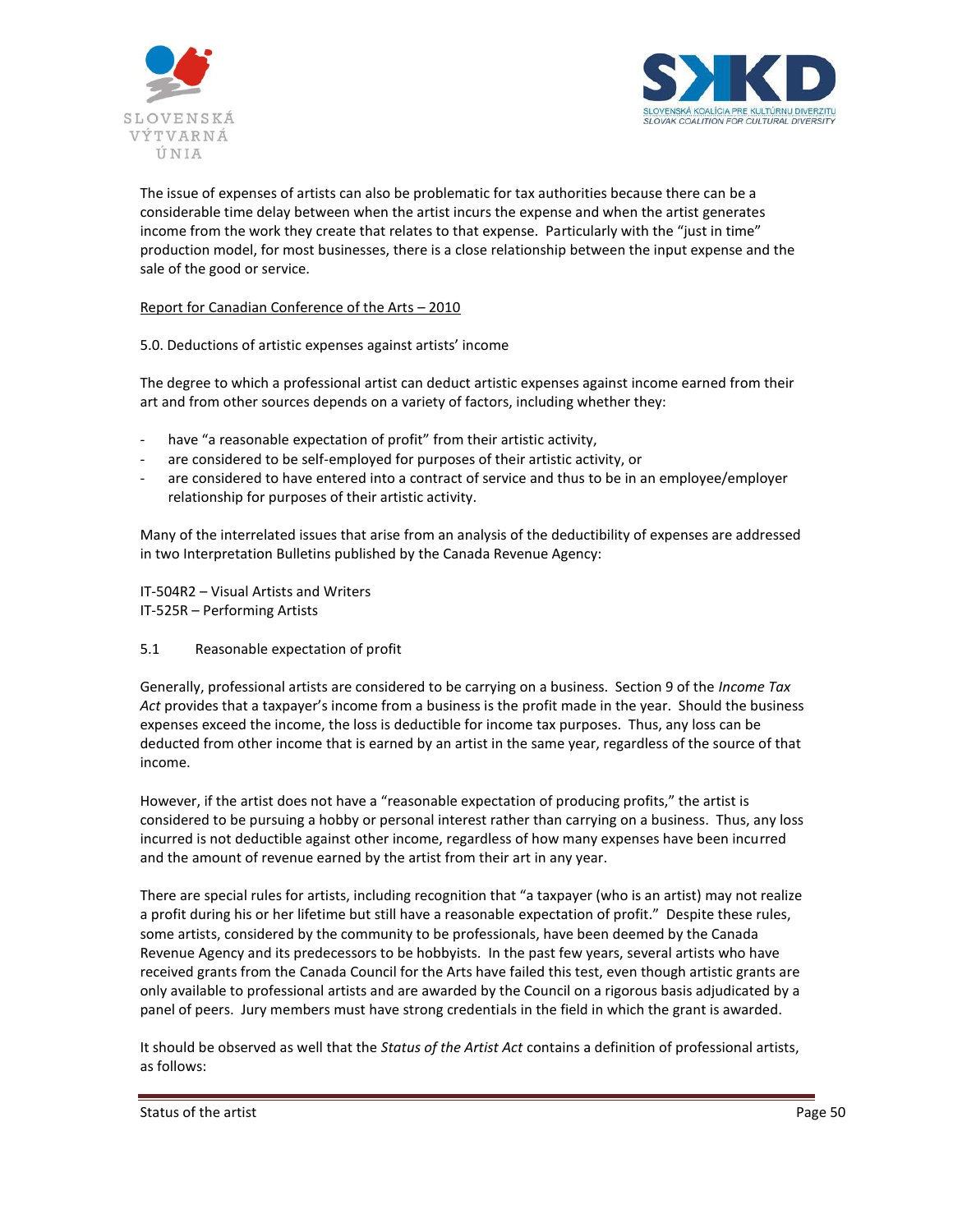The issue of expenses of artists can also be problematic for tax authorities because there can be a considerable time delay between when the artist incurs the expense and when the artist generates income from the work they create that relates to that expense. Particularly with the "just in time" production model, for most businesses, there is a close relationship between the input expense and the sale of the good or service.

Report for Canadian Conference of the Arts – 2010

5.0. Deductions of artistic expenses against artists' income

The degree to which a professional artist can deduct artistic expenses against income earned from their art and from other sources depends on a variety of factors, including whether they:

- have "a reasonable expectation of profit" from their artistic activity,
- are considered to be self-employed for purposes of their artistic activity, or
- are considered to have entered into a contract of service and thus to be in an employee/employer relationship for purposes of their artistic activity.

Many of the interrelated issues that arise from an analysis of the deductibility of expenses are addressed in two Interpretation Bulletins published by the Canada Revenue Agency:

IT-504R2 – Visual Artists and Writers
IT-525R – Performing Artists

5.1 Reasonable expectation of profit

Generally, professional artists are considered to be carrying on a business. Section 9 of the *Income Tax Act* provides that a taxpayer's income from a business is the profit made in the year. Should the business expenses exceed the income, the loss is deductible for income tax purposes. Thus, any loss can be deducted from other income that is earned by an artist in the same year, regardless of the source of that income.

However, if the artist does not have a "reasonable expectation of producing profits," the artist is considered to be pursuing a hobby or personal interest rather than carrying on a business. Thus, any loss incurred is not deductible against other income, regardless of how many expenses have been incurred and the amount of revenue earned by the artist from their art in any year.

There are special rules for artists, including recognition that "a taxpayer (who is an artist) may not realize a profit during his or her lifetime but still have a reasonable expectation of profit." Despite these rules, some artists, considered by the community to be professionals, have been deemed by the Canada Revenue Agency and its predecessors to be hobbyists. In the past few years, several artists who have received grants from the Canada Council for the Arts have failed this test, even though artistic grants are only available to professional artists and are awarded by the Council on a rigorous basis adjudicated by a panel of peers. Jury members must have strong credentials in the field in which the grant is awarded.

It should be observed as well that the *Status of the Artist Act* contains a definition of professional artists, as follows: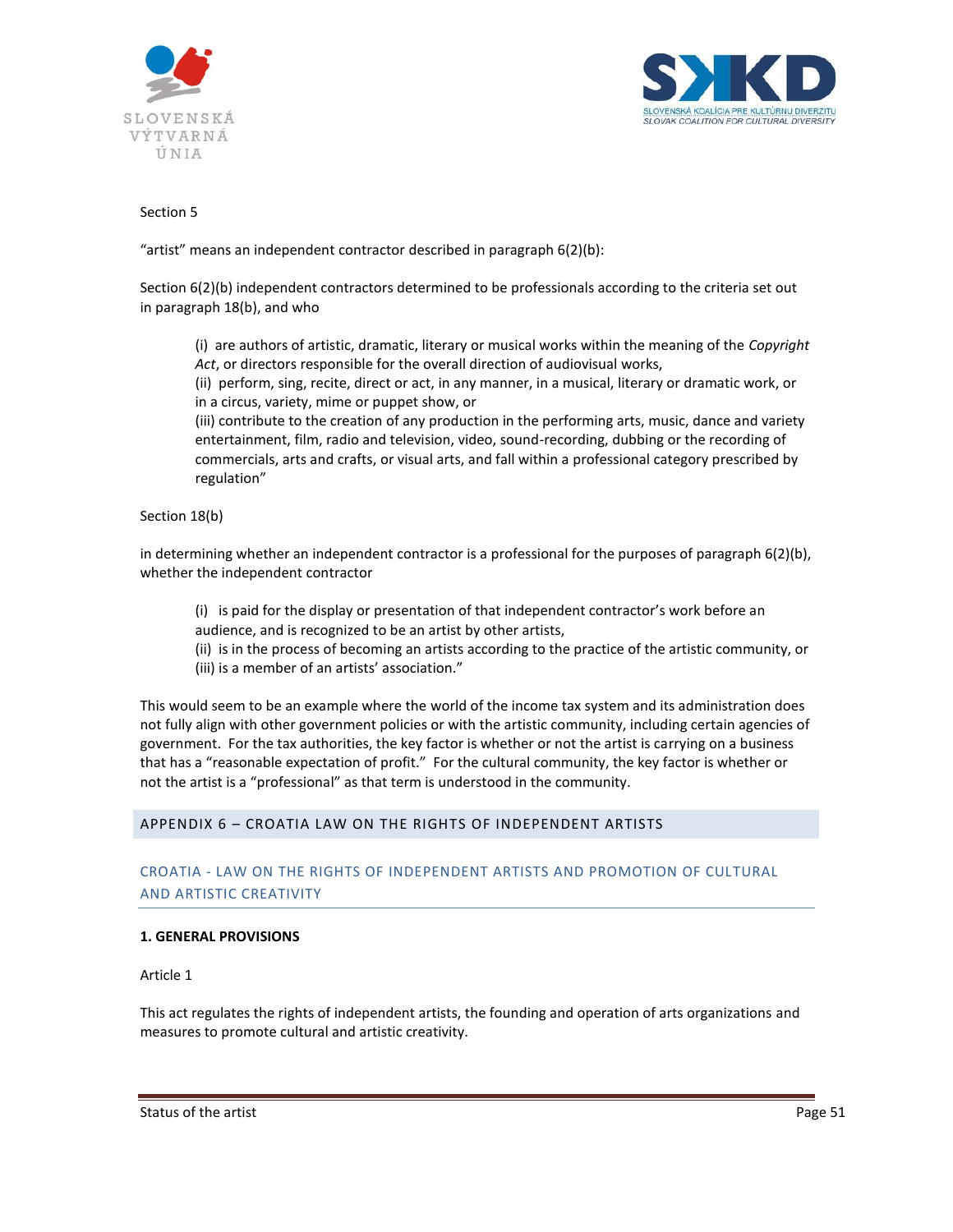Section 5

“artist” means an independent contractor described in paragraph 6(2)(b):

Section 6(2)(b) independent contractors determined to be professionals according to the criteria set out in paragraph 18(b), and who

> (i) are authors of artistic, dramatic, literary or musical works within the meaning of the *Copyright Act*, or directors responsible for the overall direction of audiovisual works,
> (ii) perform, sing, recite, direct or act, in any manner, in a musical, literary or dramatic work, or in a circus, variety, mime or puppet show, or
> (iii) contribute to the creation of any production in the performing arts, music, dance and variety entertainment, film, radio and television, video, sound-recording, dubbing or the recording of commercials, arts and crafts, or visual arts, and fall within a professional category prescribed by regulation”

Section 18(b)

in determining whether an independent contractor is a professional for the purposes of paragraph 6(2)(b), whether the independent contractor

> (i) is paid for the display or presentation of that independent contractor’s work before an audience, and is recognized to be an artist by other artists,
> (ii) is in the process of becoming an artists according to the practice of the artistic community, or
> (iii) is a member of an artists’ association.”

This would seem to be an example where the world of the income tax system and its administration does not fully align with other government policies or with the artistic community, including certain agencies of government. For the tax authorities, the key factor is whether or not the artist is carrying on a business that has a “reasonable expectation of profit.” For the cultural community, the key factor is whether or not the artist is a “professional” as that term is understood in the community.

## APPENDIX 6 – CROATIA LAW ON THE RIGHTS OF INDEPENDENT ARTISTS

### CROATIA - LAW ON THE RIGHTS OF INDEPENDENT ARTISTS AND PROMOTION OF CULTURAL AND ARTISTIC CREATIVITY

**1. GENERAL PROVISIONS**

Article 1

This act regulates the rights of independent artists, the founding and operation of arts organizations and measures to promote cultural and artistic creativity.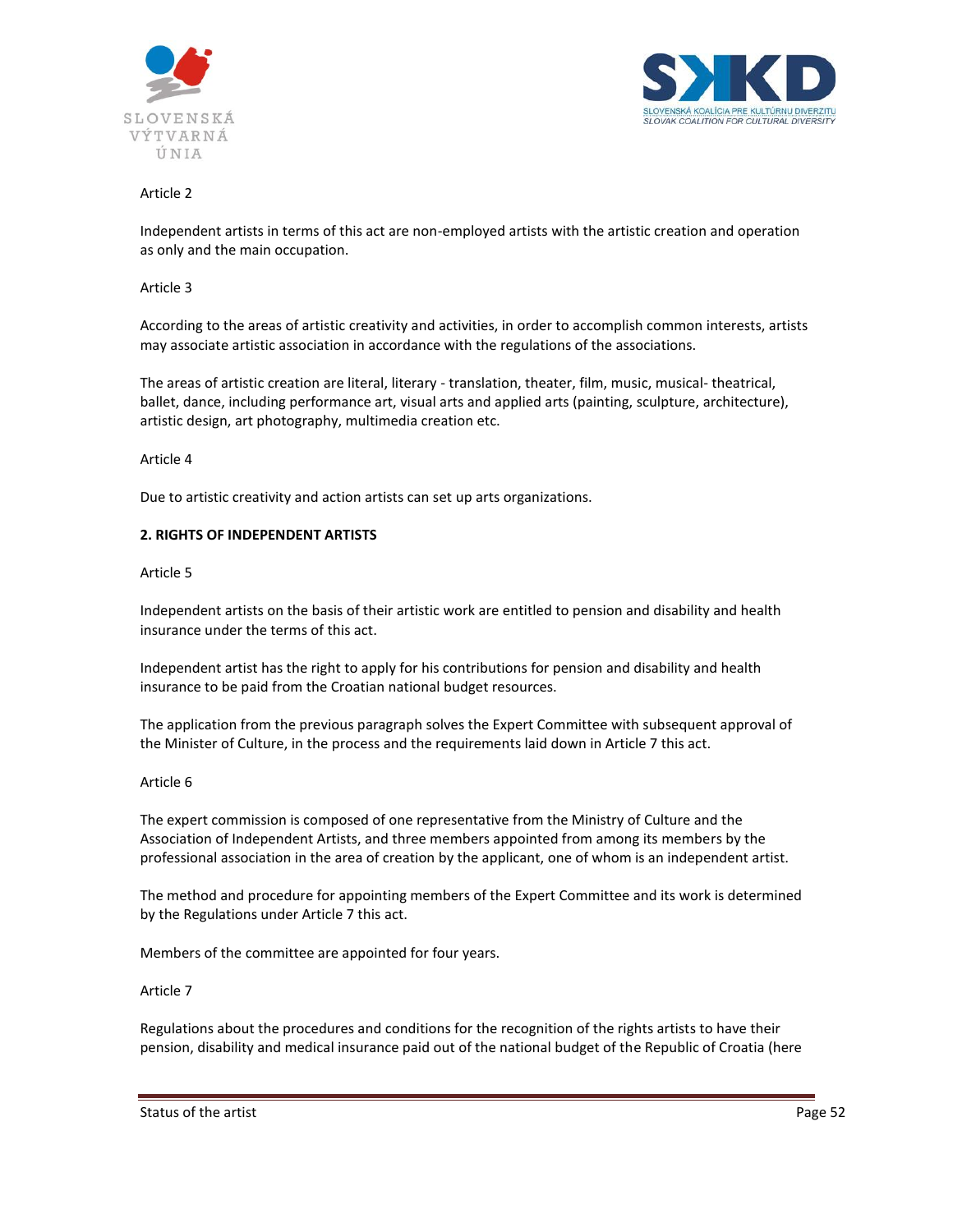Article 2

Independent artists in terms of this act are non-employed artists with the artistic creation and operation as only and the main occupation.

Article 3

According to the areas of artistic creativity and activities, in order to accomplish common interests, artists may associate artistic association in accordance with the regulations of the associations.

The areas of artistic creation are literal, literary - translation, theater, film, music, musical- theatrical, ballet, dance, including performance art, visual arts and applied arts (painting, sculpture, architecture), artistic design, art photography, multimedia creation etc.

Article 4

Due to artistic creativity and action artists can set up arts organizations.

**2. RIGHTS OF INDEPENDENT ARTISTS**

Article 5

Independent artists on the basis of their artistic work are entitled to pension and disability and health insurance under the terms of this act.

Independent artist has the right to apply for his contributions for pension and disability and health insurance to be paid from the Croatian national budget resources.

The application from the previous paragraph solves the Expert Committee with subsequent approval of the Minister of Culture, in the process and the requirements laid down in Article 7 this act.

Article 6

The expert commission is composed of one representative from the Ministry of Culture and the Association of Independent Artists, and three members appointed from among its members by the professional association in the area of creation by the applicant, one of whom is an independent artist.

The method and procedure for appointing members of the Expert Committee and its work is determined by the Regulations under Article 7 this act.

Members of the committee are appointed for four years.

Article 7

Regulations about the procedures and conditions for the recognition of the rights artists to have their pension, disability and medical insurance paid out of the national budget of the Republic of Croatia (here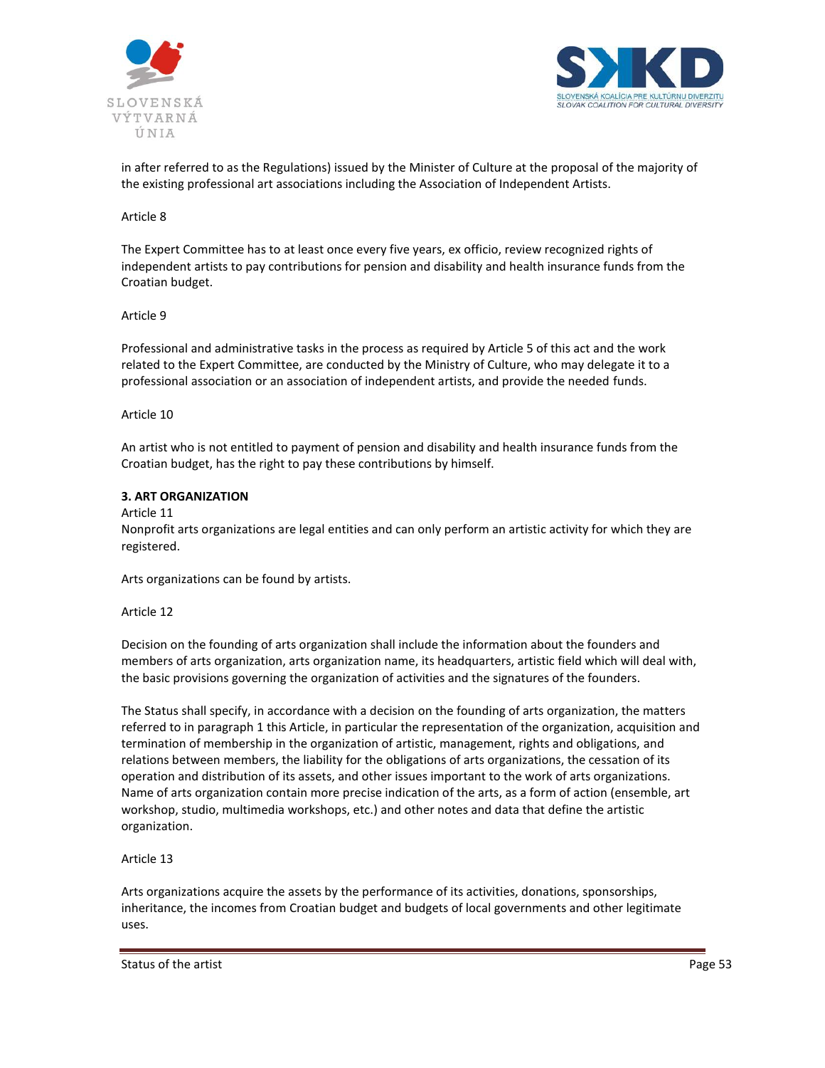in after referred to as the Regulations) issued by the Minister of Culture at the proposal of the majority of the existing professional art associations including the Association of Independent Artists.

Article 8

The Expert Committee has to at least once every five years, ex officio, review recognized rights of independent artists to pay contributions for pension and disability and health insurance funds from the Croatian budget.

Article 9

Professional and administrative tasks in the process as required by Article 5 of this act and the work related to the Expert Committee, are conducted by the Ministry of Culture, who may delegate it to a professional association or an association of independent artists, and provide the needed funds.

Article 10

An artist who is not entitled to payment of pension and disability and health insurance funds from the Croatian budget, has the right to pay these contributions by himself.

**3. ART ORGANIZATION**

Article 11

Nonprofit arts organizations are legal entities and can only perform an artistic activity for which they are registered.

Arts organizations can be found by artists.

Article 12

Decision on the founding of arts organization shall include the information about the founders and members of arts organization, arts organization name, its headquarters, artistic field which will deal with, the basic provisions governing the organization of activities and the signatures of the founders.

The Status shall specify, in accordance with a decision on the founding of arts organization, the matters referred to in paragraph 1 this Article, in particular the representation of the organization, acquisition and termination of membership in the organization of artistic, management, rights and obligations, and relations between members, the liability for the obligations of arts organizations, the cessation of its operation and distribution of its assets, and other issues important to the work of arts organizations. Name of arts organization contain more precise indication of the arts, as a form of action (ensemble, art workshop, studio, multimedia workshops, etc.) and other notes and data that define the artistic organization.

Article 13

Arts organizations acquire the assets by the performance of its activities, donations, sponsorships, inheritance, the incomes from Croatian budget and budgets of local governments and other legitimate uses.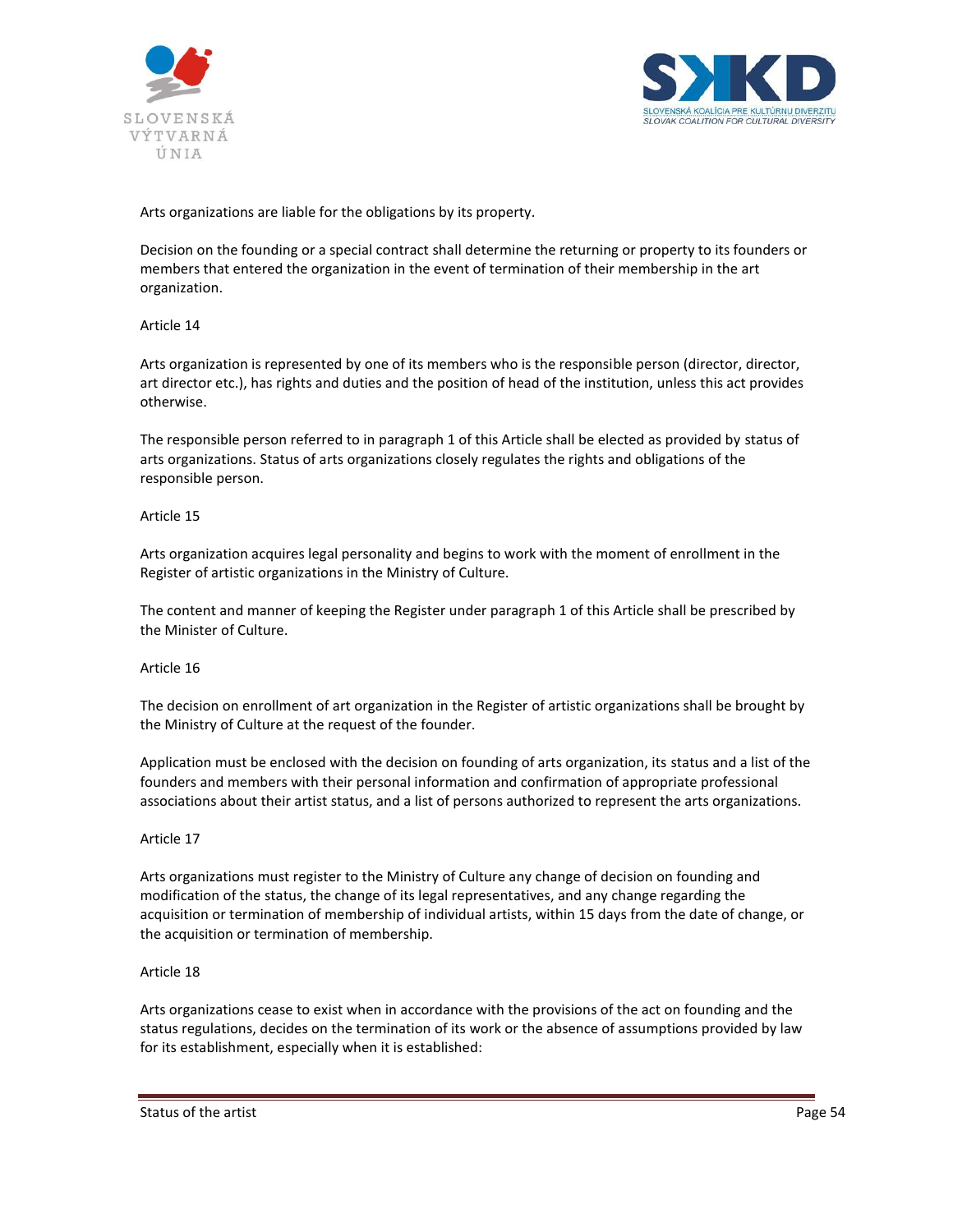Arts organizations are liable for the obligations by its property.

Decision on the founding or a special contract shall determine the returning or property to its founders or members that entered the organization in the event of termination of their membership in the art organization.

Article 14

Arts organization is represented by one of its members who is the responsible person (director, director, art director etc.), has rights and duties and the position of head of the institution, unless this act provides otherwise.

The responsible person referred to in paragraph 1 of this Article shall be elected as provided by status of arts organizations. Status of arts organizations closely regulates the rights and obligations of the responsible person.

Article 15

Arts organization acquires legal personality and begins to work with the moment of enrollment in the Register of artistic organizations in the Ministry of Culture.

The content and manner of keeping the Register under paragraph 1 of this Article shall be prescribed by the Minister of Culture.

Article 16

The decision on enrollment of art organization in the Register of artistic organizations shall be brought by the Ministry of Culture at the request of the founder.

Application must be enclosed with the decision on founding of arts organization, its status and a list of the founders and members with their personal information and confirmation of appropriate professional associations about their artist status, and a list of persons authorized to represent the arts organizations.

Article 17

Arts organizations must register to the Ministry of Culture any change of decision on founding and modification of the status, the change of its legal representatives, and any change regarding the acquisition or termination of membership of individual artists, within 15 days from the date of change, or the acquisition or termination of membership.

Article 18

Arts organizations cease to exist when in accordance with the provisions of the act on founding and the status regulations, decides on the termination of its work or the absence of assumptions provided by law for its establishment, especially when it is established: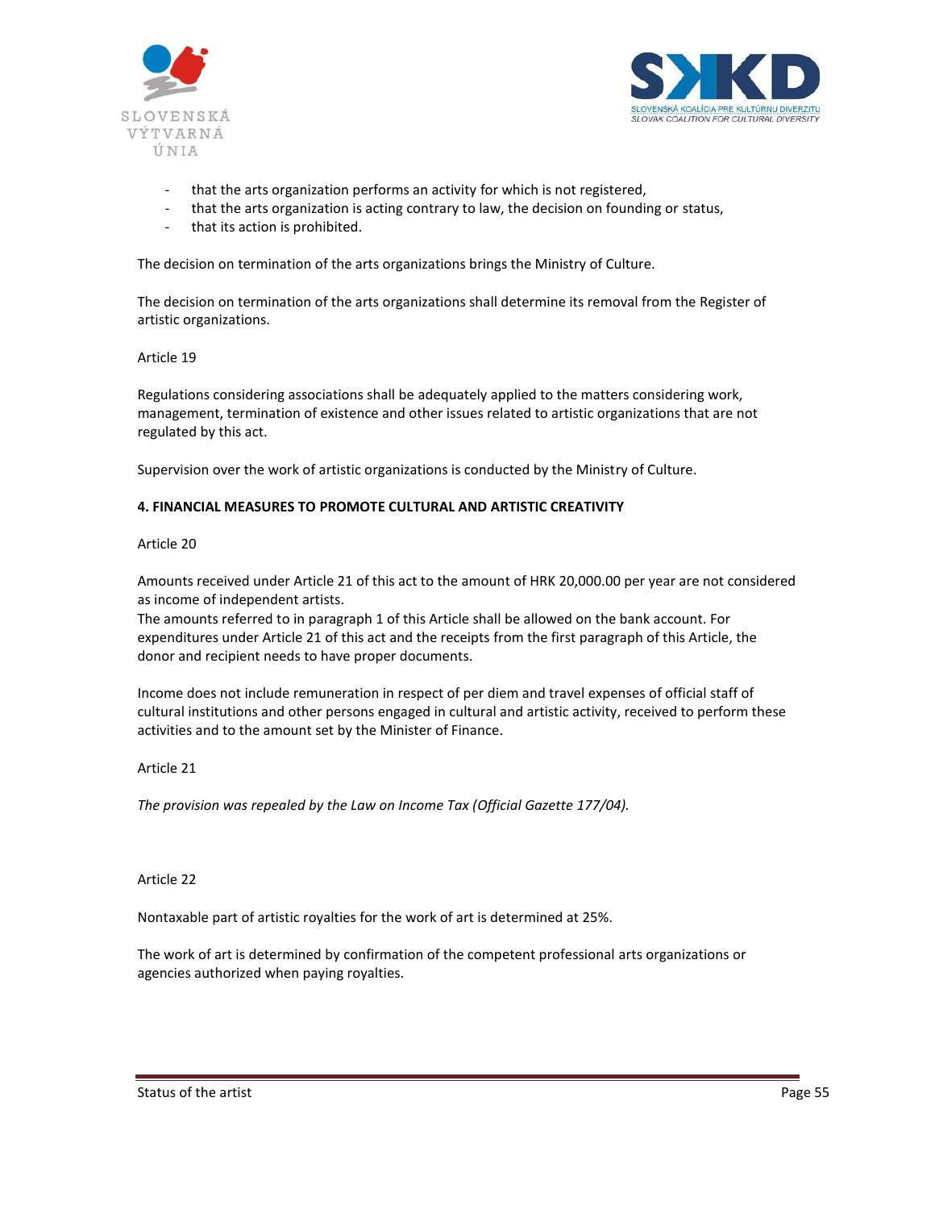- that the arts organization performs an activity for which is not registered,
- that the arts organization is acting contrary to law, the decision on founding or status,
- that its action is prohibited.

The decision on termination of the arts organizations brings the Ministry of Culture.

The decision on termination of the arts organizations shall determine its removal from the Register of artistic organizations.

Article 19

Regulations considering associations shall be adequately applied to the matters considering work, management, termination of existence and other issues related to artistic organizations that are not regulated by this act.

Supervision over the work of artistic organizations is conducted by the Ministry of Culture.

**4. FINANCIAL MEASURES TO PROMOTE CULTURAL AND ARTISTIC CREATIVITY**

Article 20

Amounts received under Article 21 of this act to the amount of HRK 20,000.00 per year are not considered as income of independent artists.
The amounts referred to in paragraph 1 of this Article shall be allowed on the bank account. For expenditures under Article 21 of this act and the receipts from the first paragraph of this Article, the donor and recipient needs to have proper documents.

Income does not include remuneration in respect of per diem and travel expenses of official staff of cultural institutions and other persons engaged in cultural and artistic activity, received to perform these activities and to the amount set by the Minister of Finance.

Article 21

*The provision was repealed by the Law on Income Tax (Official Gazette 177/04).*

Article 22

Nontaxable part of artistic royalties for the work of art is determined at 25%.

The work of art is determined by confirmation of the competent professional arts organizations or agencies authorized when paying royalties.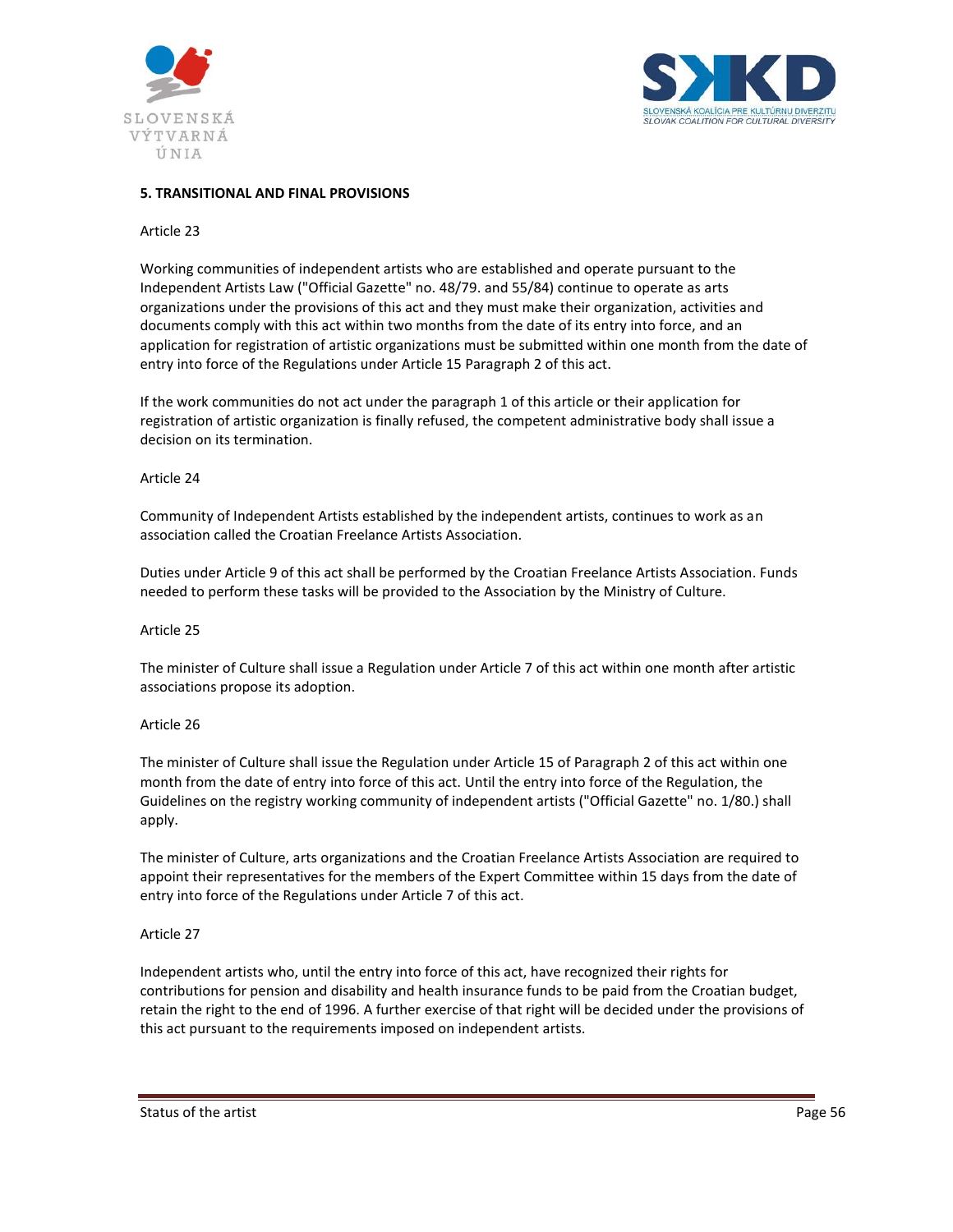## 5. TRANSITIONAL AND FINAL PROVISIONS

Article 23

Working communities of independent artists who are established and operate pursuant to the Independent Artists Law ("Official Gazette" no. 48/79. and 55/84) continue to operate as arts organizations under the provisions of this act and they must make their organization, activities and documents comply with this act within two months from the date of its entry into force, and an application for registration of artistic organizations must be submitted within one month from the date of entry into force of the Regulations under Article 15 Paragraph 2 of this act.

If the work communities do not act under the paragraph 1 of this article or their application for registration of artistic organization is finally refused, the competent administrative body shall issue a decision on its termination.

Article 24

Community of Independent Artists established by the independent artists, continues to work as an association called the Croatian Freelance Artists Association.

Duties under Article 9 of this act shall be performed by the Croatian Freelance Artists Association. Funds needed to perform these tasks will be provided to the Association by the Ministry of Culture.

Article 25

The minister of Culture shall issue a Regulation under Article 7 of this act within one month after artistic associations propose its adoption.

Article 26

The minister of Culture shall issue the Regulation under Article 15 of Paragraph 2 of this act within one month from the date of entry into force of this act. Until the entry into force of the Regulation, the Guidelines on the registry working community of independent artists ("Official Gazette" no. 1/80.) shall apply.

The minister of Culture, arts organizations and the Croatian Freelance Artists Association are required to appoint their representatives for the members of the Expert Committee within 15 days from the date of entry into force of the Regulations under Article 7 of this act.

Article 27

Independent artists who, until the entry into force of this act, have recognized their rights for contributions for pension and disability and health insurance funds to be paid from the Croatian budget, retain the right to the end of 1996. A further exercise of that right will be decided under the provisions of this act pursuant to the requirements imposed on independent artists.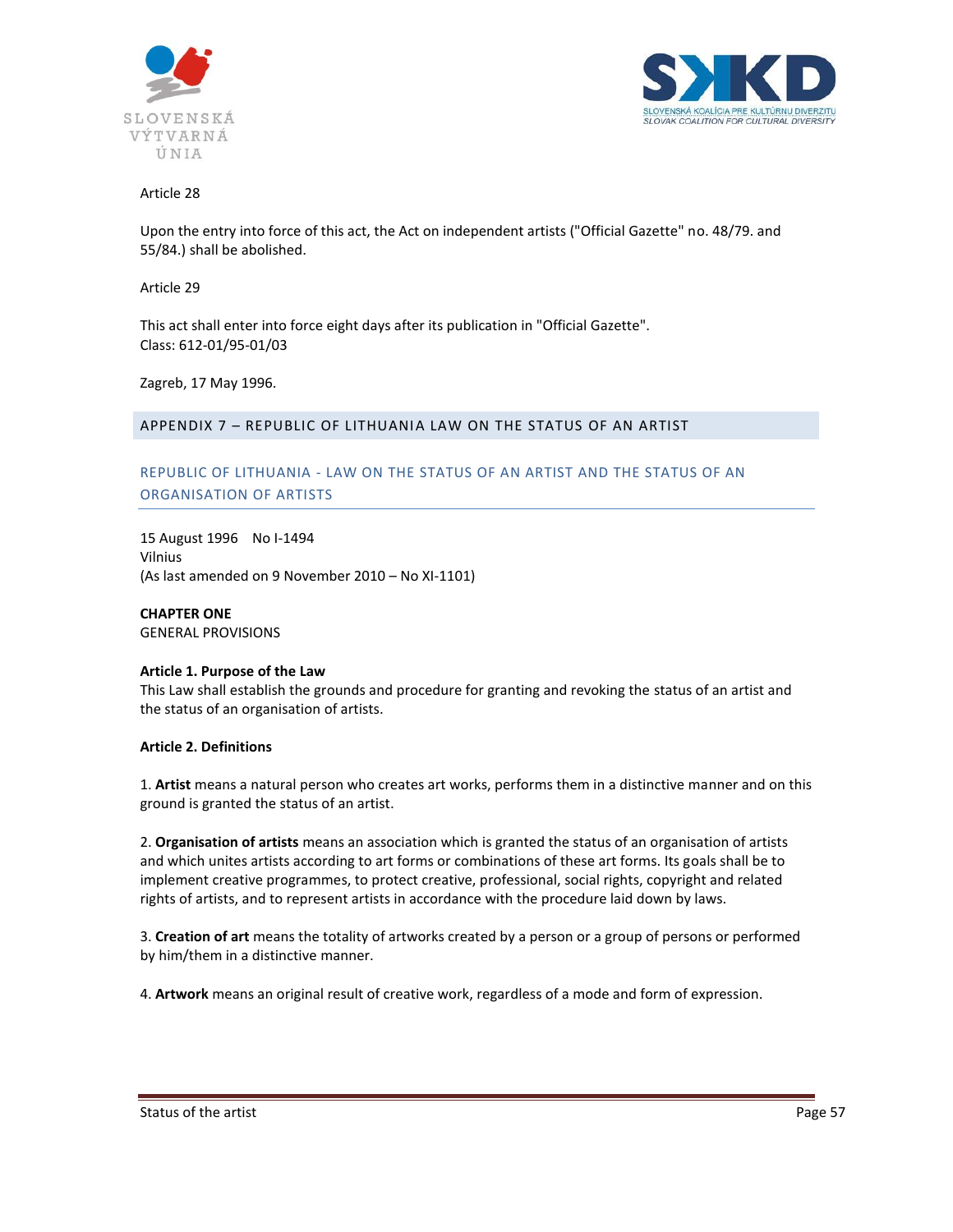Article 28

Upon the entry into force of this act, the Act on independent artists ("Official Gazette" no. 48/79. and 55/84.) shall be abolished.

Article 29

This act shall enter into force eight days after its publication in "Official Gazette".
Class: 612-01/95-01/03

Zagreb, 17 May 1996.

## APPENDIX 7 – REPUBLIC OF LITHUANIA LAW ON THE STATUS OF AN ARTIST

### REPUBLIC OF LITHUANIA - LAW ON THE STATUS OF AN ARTIST AND THE STATUS OF AN ORGANISATION OF ARTISTS

15 August 1996 No I-1494
Vilnius
(As last amended on 9 November 2010 – No XI-1101)

**CHAPTER ONE**
GENERAL PROVISIONS

**Article 1. Purpose of the Law**
This Law shall establish the grounds and procedure for granting and revoking the status of an artist and the status of an organisation of artists.

**Article 2. Definitions**

1. **Artist** means a natural person who creates art works, performs them in a distinctive manner and on this ground is granted the status of an artist.

2. **Organisation of artists** means an association which is granted the status of an organisation of artists and which unites artists according to art forms or combinations of these art forms. Its goals shall be to implement creative programmes, to protect creative, professional, social rights, copyright and related rights of artists, and to represent artists in accordance with the procedure laid down by laws.

3. **Creation of art** means the totality of artworks created by a person or a group of persons or performed by him/them in a distinctive manner.

4. **Artwork** means an original result of creative work, regardless of a mode and form of expression.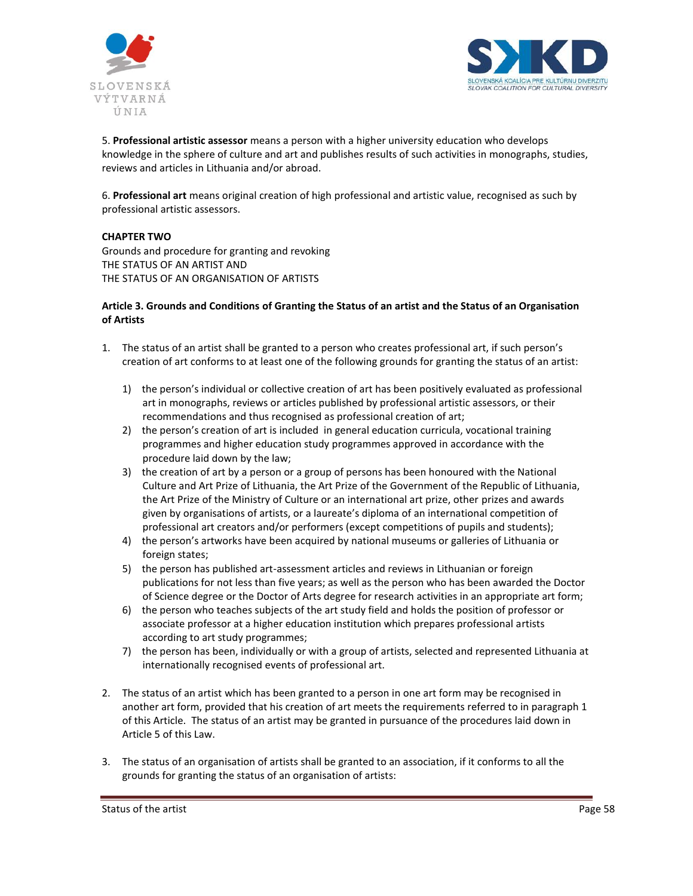5. **Professional artistic assessor** means a person with a higher university education who develops knowledge in the sphere of culture and art and publishes results of such activities in monographs, studies, reviews and articles in Lithuania and/or abroad.

6. **Professional art** means original creation of high professional and artistic value, recognised as such by professional artistic assessors.

**CHAPTER TWO**
Grounds and procedure for granting and revoking
THE STATUS OF AN ARTIST AND
THE STATUS OF AN ORGANISATION OF ARTISTS

**Article 3. Grounds and Conditions of Granting the Status of an artist and the Status of an Organisation of Artists**

1. The status of an artist shall be granted to a person who creates professional art, if such person's creation of art conforms to at least one of the following grounds for granting the status of an artist:

   1) the person's individual or collective creation of art has been positively evaluated as professional art in monographs, reviews or articles published by professional artistic assessors, or their recommendations and thus recognised as professional creation of art;
   2) the person's creation of art is included in general education curricula, vocational training programmes and higher education study programmes approved in accordance with the procedure laid down by the law;
   3) the creation of art by a person or a group of persons has been honoured with the National Culture and Art Prize of Lithuania, the Art Prize of the Government of the Republic of Lithuania, the Art Prize of the Ministry of Culture or an international art prize, other prizes and awards given by organisations of artists, or a laureate's diploma of an international competition of professional art creators and/or performers (except competitions of pupils and students);
   4) the person's artworks have been acquired by national museums or galleries of Lithuania or foreign states;
   5) the person has published art-assessment articles and reviews in Lithuanian or foreign publications for not less than five years; as well as the person who has been awarded the Doctor of Science degree or the Doctor of Arts degree for research activities in an appropriate art form;
   6) the person who teaches subjects of the art study field and holds the position of professor or associate professor at a higher education institution which prepares professional artists according to art study programmes;
   7) the person has been, individually or with a group of artists, selected and represented Lithuania at internationally recognised events of professional art.

2. The status of an artist which has been granted to a person in one art form may be recognised in another art form, provided that his creation of art meets the requirements referred to in paragraph 1 of this Article. The status of an artist may be granted in pursuance of the procedures laid down in Article 5 of this Law.

3. The status of an organisation of artists shall be granted to an association, if it conforms to all the grounds for granting the status of an organisation of artists: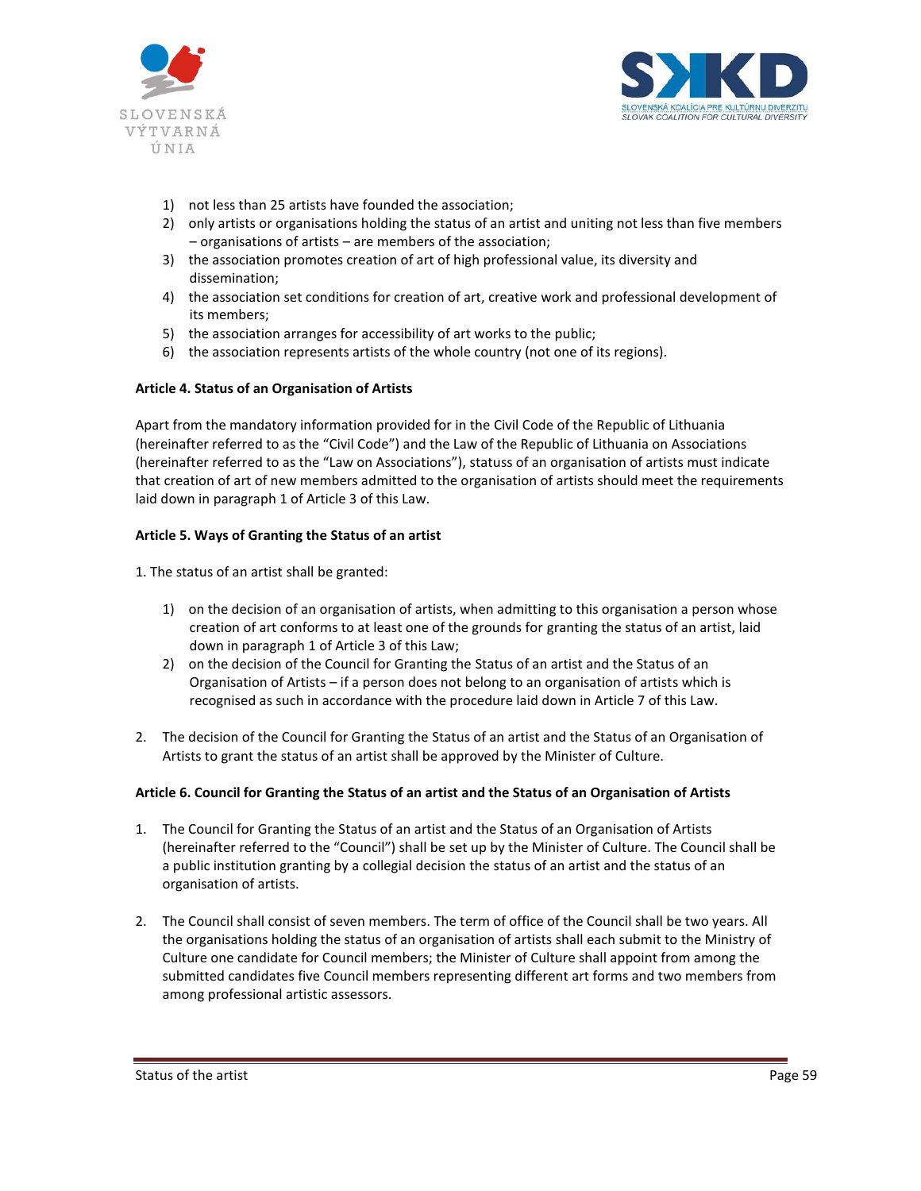1) not less than 25 artists have founded the association;
2) only artists or organisations holding the status of an artist and uniting not less than five members – organisations of artists – are members of the association;
3) the association promotes creation of art of high professional value, its diversity and dissemination;
4) the association set conditions for creation of art, creative work and professional development of its members;
5) the association arranges for accessibility of art works to the public;
6) the association represents artists of the whole country (not one of its regions).

**Article 4. Status of an Organisation of Artists**

Apart from the mandatory information provided for in the Civil Code of the Republic of Lithuania (hereinafter referred to as the "Civil Code") and the Law of the Republic of Lithuania on Associations (hereinafter referred to as the "Law on Associations"), statuss of an organisation of artists must indicate that creation of art of new members admitted to the organisation of artists should meet the requirements laid down in paragraph 1 of Article 3 of this Law.

**Article 5. Ways of Granting the Status of an artist**

1. The status of an artist shall be granted:

    1) on the decision of an organisation of artists, when admitting to this organisation a person whose creation of art conforms to at least one of the grounds for granting the status of an artist, laid down in paragraph 1 of Article 3 of this Law;
    2) on the decision of the Council for Granting the Status of an artist and the Status of an Organisation of Artists – if a person does not belong to an organisation of artists which is recognised as such in accordance with the procedure laid down in Article 7 of this Law.

2. The decision of the Council for Granting the Status of an artist and the Status of an Organisation of Artists to grant the status of an artist shall be approved by the Minister of Culture.

**Article 6. Council for Granting the Status of an artist and the Status of an Organisation of Artists**

1. The Council for Granting the Status of an artist and the Status of an Organisation of Artists (hereinafter referred to the "Council") shall be set up by the Minister of Culture. The Council shall be a public institution granting by a collegial decision the status of an artist and the status of an organisation of artists.

2. The Council shall consist of seven members. The term of office of the Council shall be two years. All the organisations holding the status of an organisation of artists shall each submit to the Ministry of Culture one candidate for Council members; the Minister of Culture shall appoint from among the submitted candidates five Council members representing different art forms and two members from among professional artistic assessors.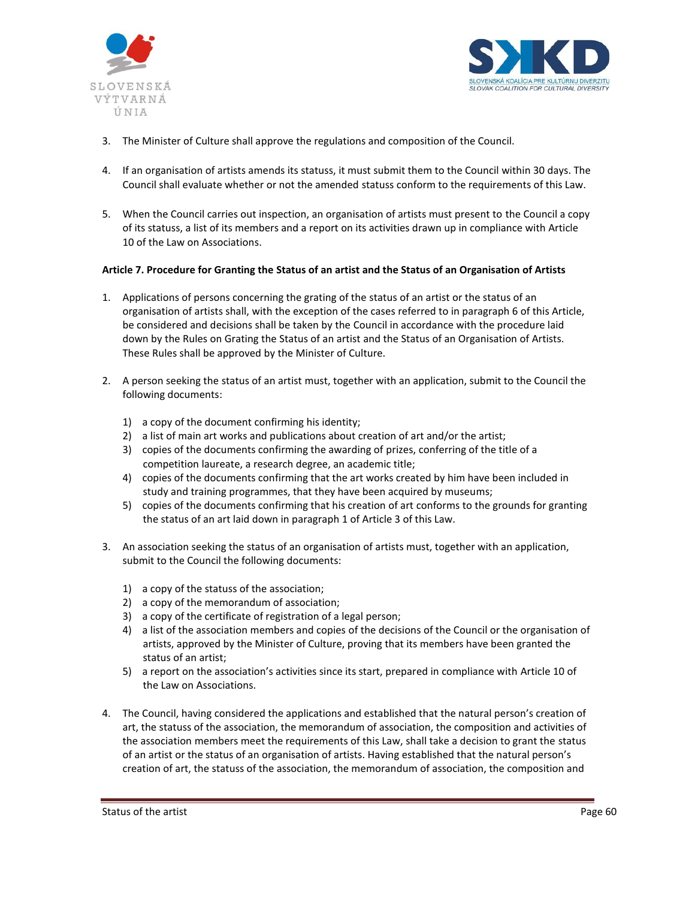3. The Minister of Culture shall approve the regulations and composition of the Council.

4. If an organisation of artists amends its statuss, it must submit them to the Council within 30 days. The Council shall evaluate whether or not the amended statuss conform to the requirements of this Law.

5. When the Council carries out inspection, an organisation of artists must present to the Council a copy of its statuss, a list of its members and a report on its activities drawn up in compliance with Article 10 of the Law on Associations.

**Article 7. Procedure for Granting the Status of an artist and the Status of an Organisation of Artists**

1. Applications of persons concerning the grating of the status of an artist or the status of an organisation of artists shall, with the exception of the cases referred to in paragraph 6 of this Article, be considered and decisions shall be taken by the Council in accordance with the procedure laid down by the Rules on Grating the Status of an artist and the Status of an Organisation of Artists. These Rules shall be approved by the Minister of Culture.

2. A person seeking the status of an artist must, together with an application, submit to the Council the following documents:

   1) a copy of the document confirming his identity;
   2) a list of main art works and publications about creation of art and/or the artist;
   3) copies of the documents confirming the awarding of prizes, conferring of the title of a competition laureate, a research degree, an academic title;
   4) copies of the documents confirming that the art works created by him have been included in study and training programmes, that they have been acquired by museums;
   5) copies of the documents confirming that his creation of art conforms to the grounds for granting the status of an art laid down in paragraph 1 of Article 3 of this Law.

3. An association seeking the status of an organisation of artists must, together with an application, submit to the Council the following documents:

   1) a copy of the statuss of the association;
   2) a copy of the memorandum of association;
   3) a copy of the certificate of registration of a legal person;
   4) a list of the association members and copies of the decisions of the Council or the organisation of artists, approved by the Minister of Culture, proving that its members have been granted the status of an artist;
   5) a report on the association's activities since its start, prepared in compliance with Article 10 of the Law on Associations.

4. The Council, having considered the applications and established that the natural person's creation of art, the statuss of the association, the memorandum of association, the composition and activities of the association members meet the requirements of this Law, shall take a decision to grant the status of an artist or the status of an organisation of artists. Having established that the natural person's creation of art, the statuss of the association, the memorandum of association, the composition and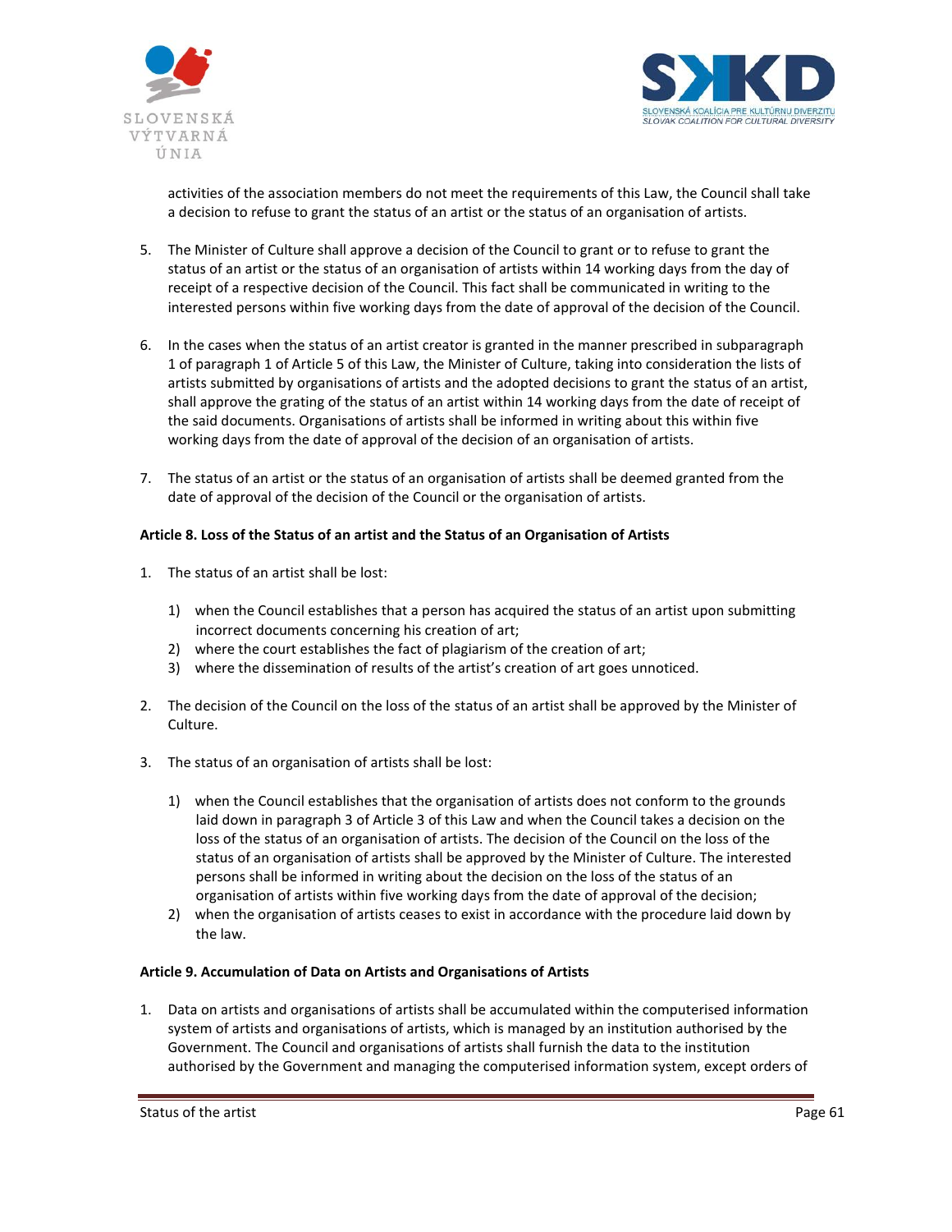activities of the association members do not meet the requirements of this Law, the Council shall take a decision to refuse to grant the status of an artist or the status of an organisation of artists.

5. The Minister of Culture shall approve a decision of the Council to grant or to refuse to grant the status of an artist or the status of an organisation of artists within 14 working days from the day of receipt of a respective decision of the Council. This fact shall be communicated in writing to the interested persons within five working days from the date of approval of the decision of the Council.

6. In the cases when the status of an artist creator is granted in the manner prescribed in subparagraph 1 of paragraph 1 of Article 5 of this Law, the Minister of Culture, taking into consideration the lists of artists submitted by organisations of artists and the adopted decisions to grant the status of an artist, shall approve the grating of the status of an artist within 14 working days from the date of receipt of the said documents. Organisations of artists shall be informed in writing about this within five working days from the date of approval of the decision of an organisation of artists.

7. The status of an artist or the status of an organisation of artists shall be deemed granted from the date of approval of the decision of the Council or the organisation of artists.

**Article 8. Loss of the Status of an artist and the Status of an Organisation of Artists**

1. The status of an artist shall be lost:

   1) when the Council establishes that a person has acquired the status of an artist upon submitting incorrect documents concerning his creation of art;
   2) where the court establishes the fact of plagiarism of the creation of art;
   3) where the dissemination of results of the artist's creation of art goes unnoticed.

2. The decision of the Council on the loss of the status of an artist shall be approved by the Minister of Culture.

3. The status of an organisation of artists shall be lost:

   1) when the Council establishes that the organisation of artists does not conform to the grounds laid down in paragraph 3 of Article 3 of this Law and when the Council takes a decision on the loss of the status of an organisation of artists. The decision of the Council on the loss of the status of an organisation of artists shall be approved by the Minister of Culture. The interested persons shall be informed in writing about the decision on the loss of the status of an organisation of artists within five working days from the date of approval of the decision;
   2) when the organisation of artists ceases to exist in accordance with the procedure laid down by the law.

**Article 9. Accumulation of Data on Artists and Organisations of Artists**

1. Data on artists and organisations of artists shall be accumulated within the computerised information system of artists and organisations of artists, which is managed by an institution authorised by the Government. The Council and organisations of artists shall furnish the data to the institution authorised by the Government and managing the computerised information system, except orders of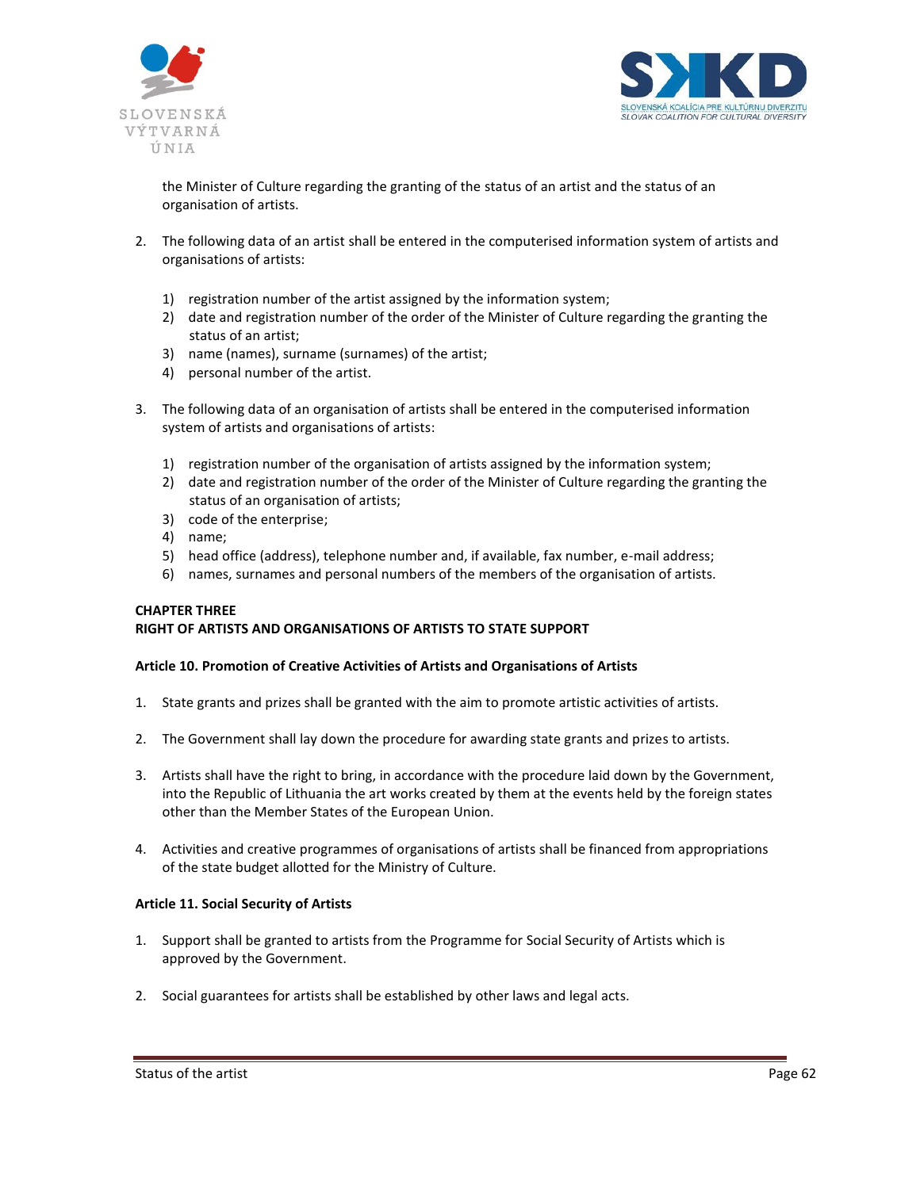the Minister of Culture regarding the granting of the status of an artist and the status of an organisation of artists.

2. The following data of an artist shall be entered in the computerised information system of artists and organisations of artists:

   1) registration number of the artist assigned by the information system;
   2) date and registration number of the order of the Minister of Culture regarding the granting the status of an artist;
   3) name (names), surname (surnames) of the artist;
   4) personal number of the artist.

3. The following data of an organisation of artists shall be entered in the computerised information system of artists and organisations of artists:

   1) registration number of the organisation of artists assigned by the information system;
   2) date and registration number of the order of the Minister of Culture regarding the granting the status of an organisation of artists;
   3) code of the enterprise;
   4) name;
   5) head office (address), telephone number and, if available, fax number, e-mail address;
   6) names, surnames and personal numbers of the members of the organisation of artists.

**CHAPTER THREE**
**RIGHT OF ARTISTS AND ORGANISATIONS OF ARTISTS TO STATE SUPPORT**

**Article 10. Promotion of Creative Activities of Artists and Organisations of Artists**

1. State grants and prizes shall be granted with the aim to promote artistic activities of artists.

2. The Government shall lay down the procedure for awarding state grants and prizes to artists.

3. Artists shall have the right to bring, in accordance with the procedure laid down by the Government, into the Republic of Lithuania the art works created by them at the events held by the foreign states other than the Member States of the European Union.

4. Activities and creative programmes of organisations of artists shall be financed from appropriations of the state budget allotted for the Ministry of Culture.

**Article 11. Social Security of Artists**

1. Support shall be granted to artists from the Programme for Social Security of Artists which is approved by the Government.

2. Social guarantees for artists shall be established by other laws and legal acts.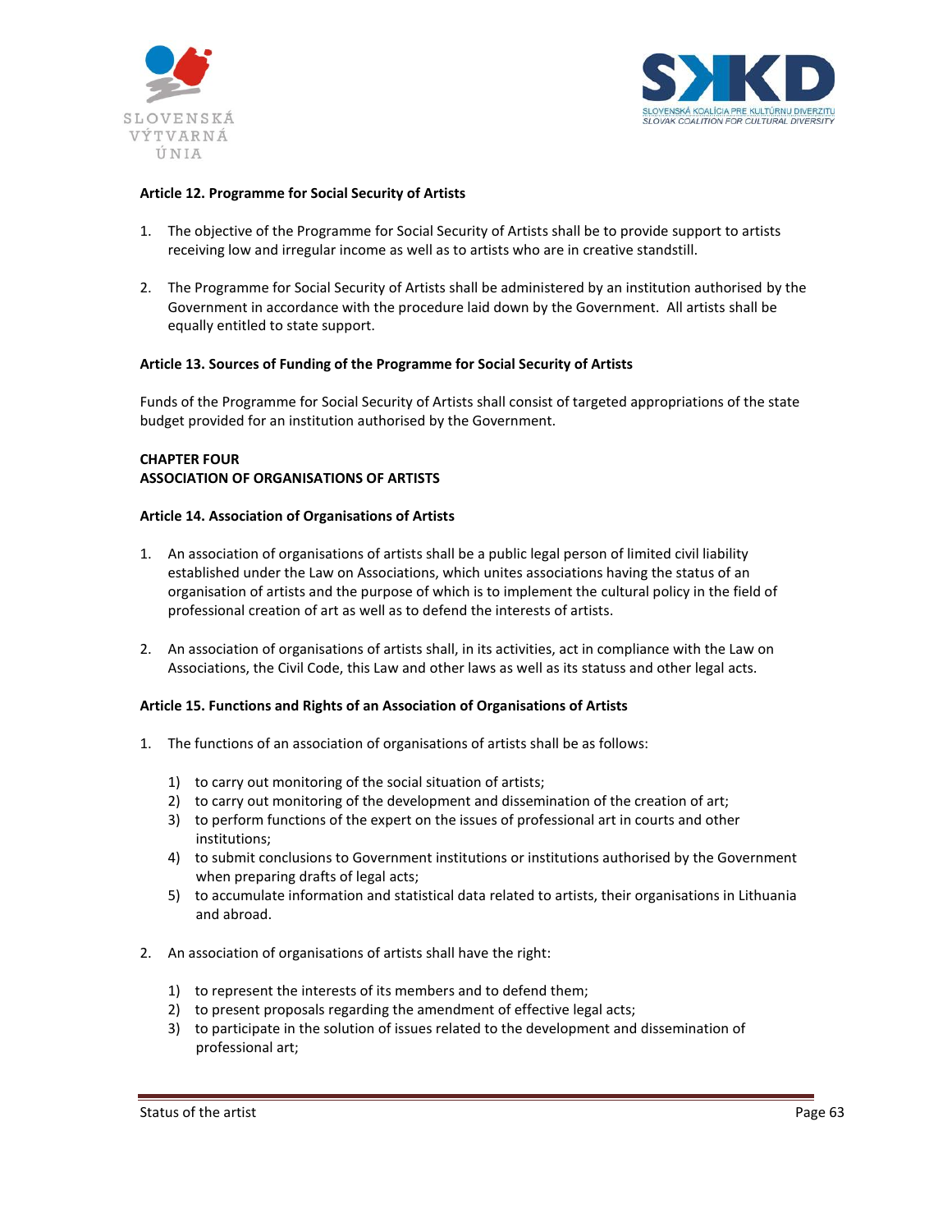### Article 12. Programme for Social Security of Artists

1. The objective of the Programme for Social Security of Artists shall be to provide support to artists receiving low and irregular income as well as to artists who are in creative standstill.

2. The Programme for Social Security of Artists shall be administered by an institution authorised by the Government in accordance with the procedure laid down by the Government. All artists shall be equally entitled to state support.

### Article 13. Sources of Funding of the Programme for Social Security of Artists

Funds of the Programme for Social Security of Artists shall consist of targeted appropriations of the state budget provided for an institution authorised by the Government.

## CHAPTER FOUR
## ASSOCIATION OF ORGANISATIONS OF ARTISTS

### Article 14. Association of Organisations of Artists

1. An association of organisations of artists shall be a public legal person of limited civil liability established under the Law on Associations, which unites associations having the status of an organisation of artists and the purpose of which is to implement the cultural policy in the field of professional creation of art as well as to defend the interests of artists.

2. An association of organisations of artists shall, in its activities, act in compliance with the Law on Associations, the Civil Code, this Law and other laws as well as its statuss and other legal acts.

### Article 15. Functions and Rights of an Association of Organisations of Artists

1. The functions of an association of organisations of artists shall be as follows:

   1) to carry out monitoring of the social situation of artists;
   2) to carry out monitoring of the development and dissemination of the creation of art;
   3) to perform functions of the expert on the issues of professional art in courts and other institutions;
   4) to submit conclusions to Government institutions or institutions authorised by the Government when preparing drafts of legal acts;
   5) to accumulate information and statistical data related to artists, their organisations in Lithuania and abroad.

2. An association of organisations of artists shall have the right:

   1) to represent the interests of its members and to defend them;
   2) to present proposals regarding the amendment of effective legal acts;
   3) to participate in the solution of issues related to the development and dissemination of professional art;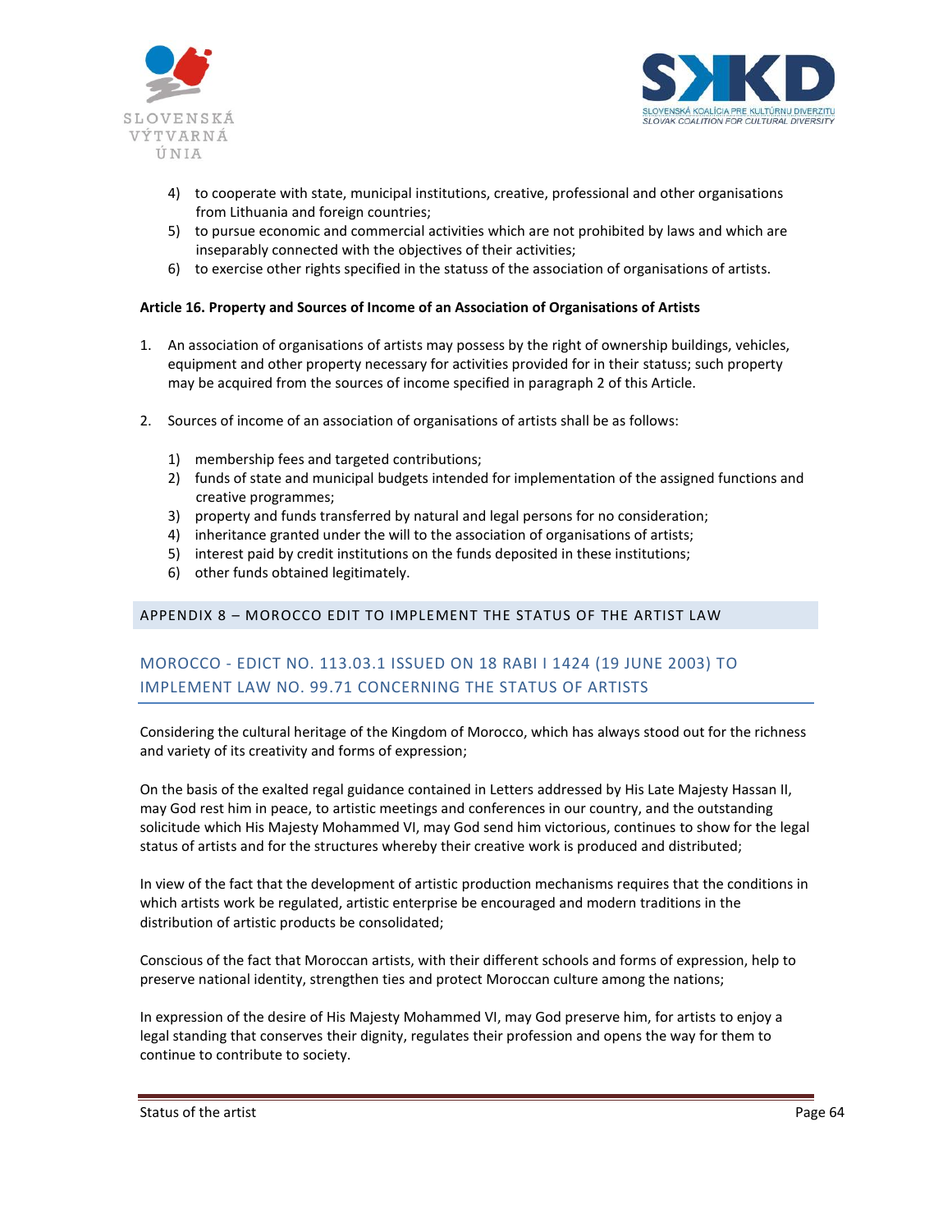4) to cooperate with state, municipal institutions, creative, professional and other organisations from Lithuania and foreign countries;
5) to pursue economic and commercial activities which are not prohibited by laws and which are inseparably connected with the objectives of their activities;
6) to exercise other rights specified in the statuss of the association of organisations of artists.

**Article 16. Property and Sources of Income of an Association of Organisations of Artists**

1. An association of organisations of artists may possess by the right of ownership buildings, vehicles, equipment and other property necessary for activities provided for in their statuss; such property may be acquired from the sources of income specified in paragraph 2 of this Article.

2. Sources of income of an association of organisations of artists shall be as follows:

   1) membership fees and targeted contributions;
   2) funds of state and municipal budgets intended for implementation of the assigned functions and creative programmes;
   3) property and funds transferred by natural and legal persons for no consideration;
   4) inheritance granted under the will to the association of organisations of artists;
   5) interest paid by credit institutions on the funds deposited in these institutions;
   6) other funds obtained legitimately.

# APPENDIX 8 – MOROCCO EDIT TO IMPLEMENT THE STATUS OF THE ARTIST LAW

## MOROCCO - EDICT NO. 113.03.1 ISSUED ON 18 RABI I 1424 (19 JUNE 2003) TO IMPLEMENT LAW NO. 99.71 CONCERNING THE STATUS OF ARTISTS

Considering the cultural heritage of the Kingdom of Morocco, which has always stood out for the richness and variety of its creativity and forms of expression;

On the basis of the exalted regal guidance contained in Letters addressed by His Late Majesty Hassan II, may God rest him in peace, to artistic meetings and conferences in our country, and the outstanding solicitude which His Majesty Mohammed VI, may God send him victorious, continues to show for the legal status of artists and for the structures whereby their creative work is produced and distributed;

In view of the fact that the development of artistic production mechanisms requires that the conditions in which artists work be regulated, artistic enterprise be encouraged and modern traditions in the distribution of artistic products be consolidated;

Conscious of the fact that Moroccan artists, with their different schools and forms of expression, help to preserve national identity, strengthen ties and protect Moroccan culture among the nations;

In expression of the desire of His Majesty Mohammed VI, may God preserve him, for artists to enjoy a legal standing that conserves their dignity, regulates their profession and opens the way for them to continue to contribute to society.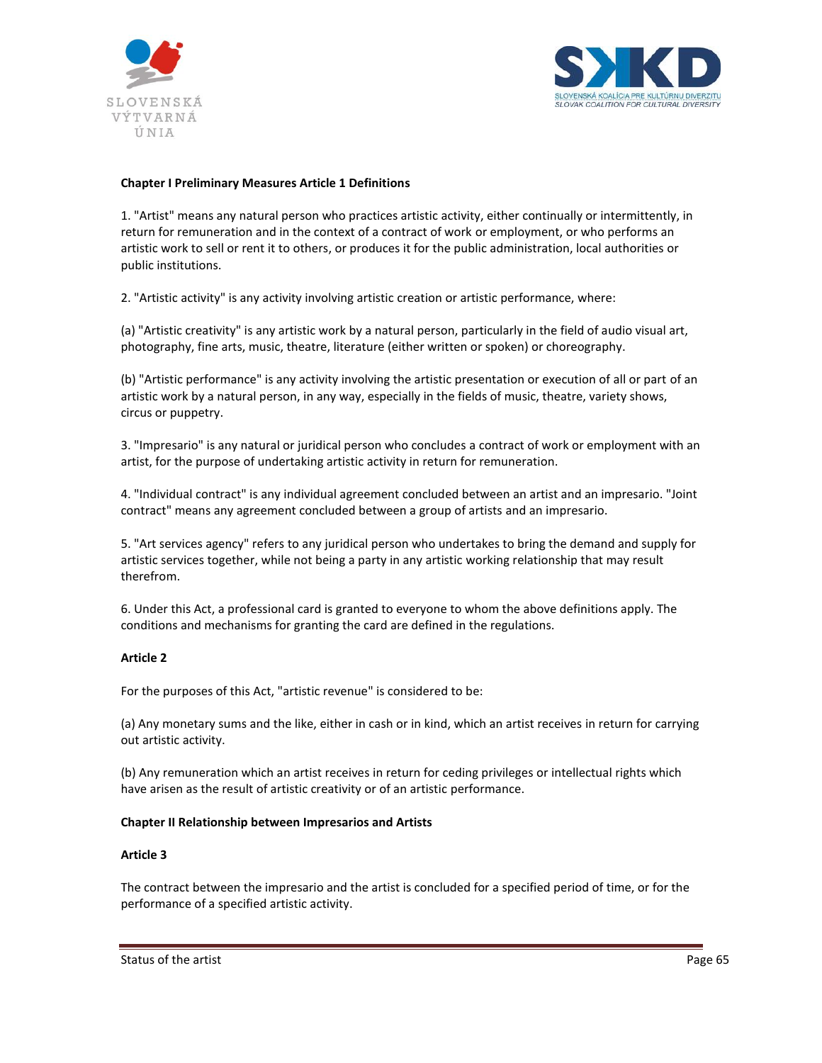**Chapter I Preliminary Measures Article 1 Definitions**

1. "Artist" means any natural person who practices artistic activity, either continually or intermittently, in return for remuneration and in the context of a contract of work or employment, or who performs an artistic work to sell or rent it to others, or produces it for the public administration, local authorities or public institutions.

2. "Artistic activity" is any activity involving artistic creation or artistic performance, where:

(a) "Artistic creativity" is any artistic work by a natural person, particularly in the field of audio visual art, photography, fine arts, music, theatre, literature (either written or spoken) or choreography.

(b) "Artistic performance" is any activity involving the artistic presentation or execution of all or part of an artistic work by a natural person, in any way, especially in the fields of music, theatre, variety shows, circus or puppetry.

3. "Impresario" is any natural or juridical person who concludes a contract of work or employment with an artist, for the purpose of undertaking artistic activity in return for remuneration.

4. "Individual contract" is any individual agreement concluded between an artist and an impresario. "Joint contract" means any agreement concluded between a group of artists and an impresario.

5. "Art services agency" refers to any juridical person who undertakes to bring the demand and supply for artistic services together, while not being a party in any artistic working relationship that may result therefrom.

6. Under this Act, a professional card is granted to everyone to whom the above definitions apply. The conditions and mechanisms for granting the card are defined in the regulations.

**Article 2**

For the purposes of this Act, "artistic revenue" is considered to be:

(a) Any monetary sums and the like, either in cash or in kind, which an artist receives in return for carrying out artistic activity.

(b) Any remuneration which an artist receives in return for ceding privileges or intellectual rights which have arisen as the result of artistic creativity or of an artistic performance.

**Chapter II Relationship between Impresarios and Artists**

**Article 3**

The contract between the impresario and the artist is concluded for a specified period of time, or for the performance of a specified artistic activity.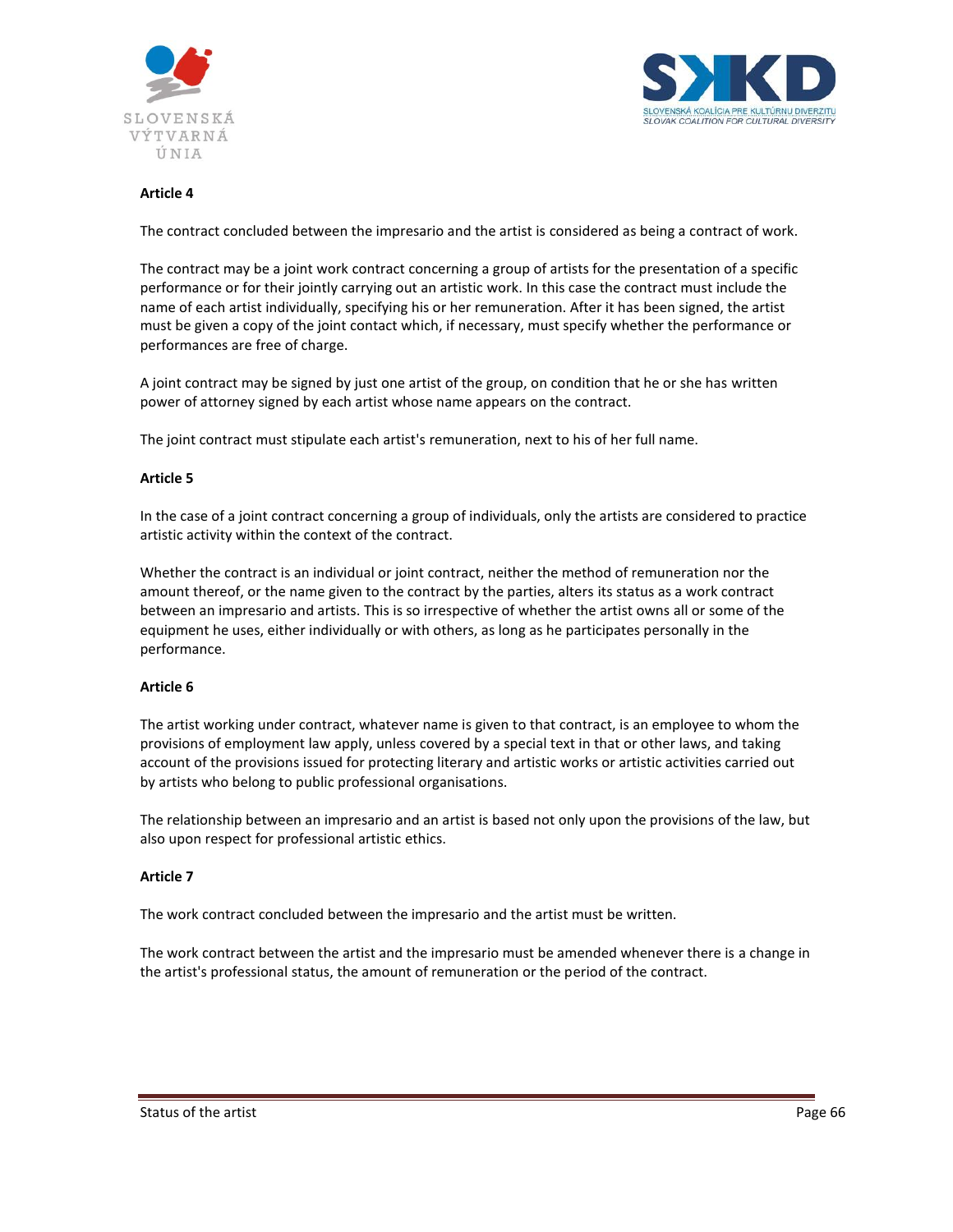**Article 4**

The contract concluded between the impresario and the artist is considered as being a contract of work.

The contract may be a joint work contract concerning a group of artists for the presentation of a specific performance or for their jointly carrying out an artistic work. In this case the contract must include the name of each artist individually, specifying his or her remuneration. After it has been signed, the artist must be given a copy of the joint contact which, if necessary, must specify whether the performance or performances are free of charge.

A joint contract may be signed by just one artist of the group, on condition that he or she has written power of attorney signed by each artist whose name appears on the contract.

The joint contract must stipulate each artist's remuneration, next to his of her full name.

**Article 5**

In the case of a joint contract concerning a group of individuals, only the artists are considered to practice artistic activity within the context of the contract.

Whether the contract is an individual or joint contract, neither the method of remuneration nor the amount thereof, or the name given to the contract by the parties, alters its status as a work contract between an impresario and artists. This is so irrespective of whether the artist owns all or some of the equipment he uses, either individually or with others, as long as he participates personally in the performance.

**Article 6**

The artist working under contract, whatever name is given to that contract, is an employee to whom the provisions of employment law apply, unless covered by a special text in that or other laws, and taking account of the provisions issued for protecting literary and artistic works or artistic activities carried out by artists who belong to public professional organisations.

The relationship between an impresario and an artist is based not only upon the provisions of the law, but also upon respect for professional artistic ethics.

**Article 7**

The work contract concluded between the impresario and the artist must be written.

The work contract between the artist and the impresario must be amended whenever there is a change in the artist's professional status, the amount of remuneration or the period of the contract.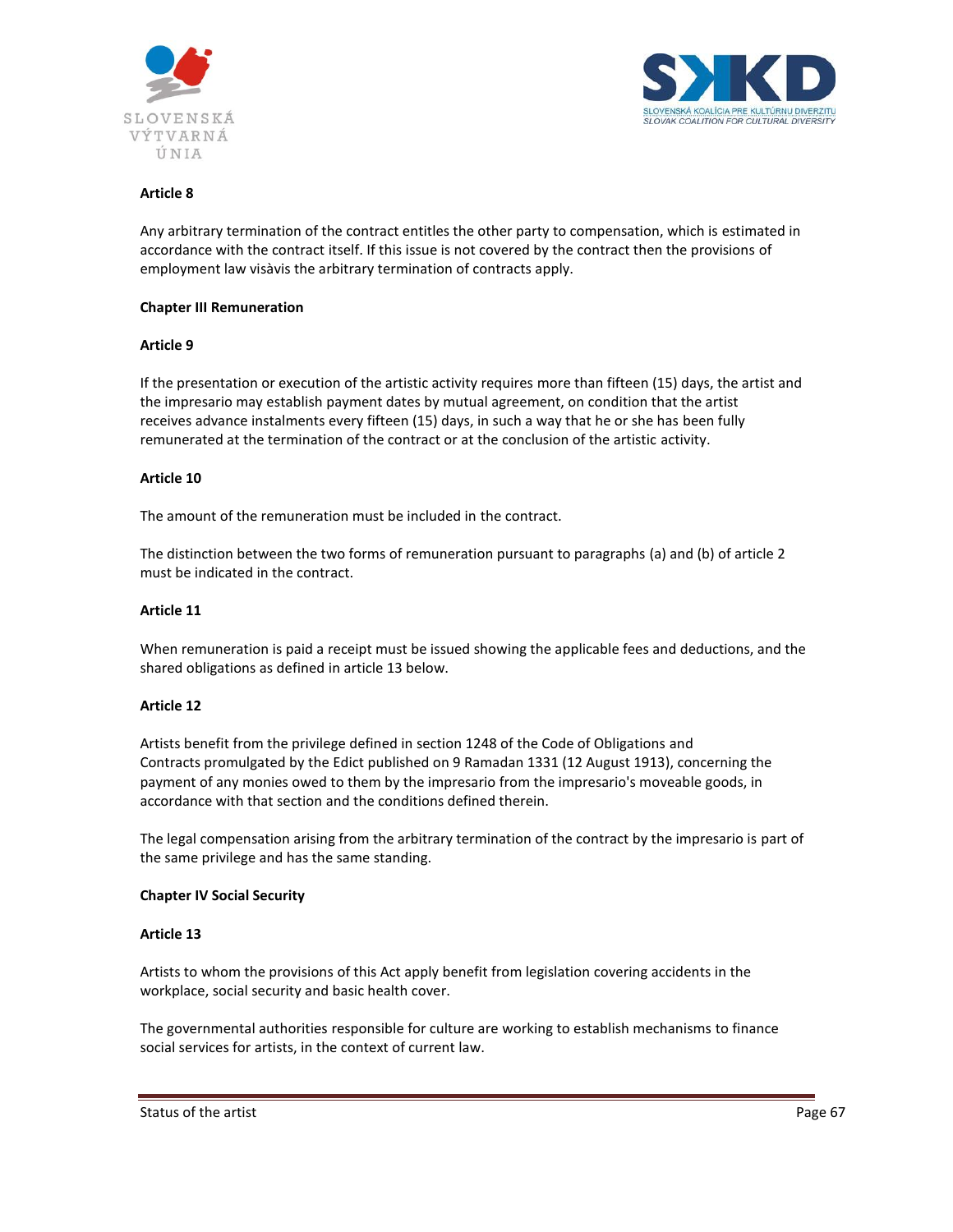**Article 8**

Any arbitrary termination of the contract entitles the other party to compensation, which is estimated in accordance with the contract itself. If this issue is not covered by the contract then the provisions of employment law visàvis the arbitrary termination of contracts apply.

**Chapter III Remuneration**

**Article 9**

If the presentation or execution of the artistic activity requires more than fifteen (15) days, the artist and the impresario may establish payment dates by mutual agreement, on condition that the artist receives advance instalments every fifteen (15) days, in such a way that he or she has been fully remunerated at the termination of the contract or at the conclusion of the artistic activity.

**Article 10**

The amount of the remuneration must be included in the contract.

The distinction between the two forms of remuneration pursuant to paragraphs (a) and (b) of article 2 must be indicated in the contract.

**Article 11**

When remuneration is paid a receipt must be issued showing the applicable fees and deductions, and the shared obligations as defined in article 13 below.

**Article 12**

Artists benefit from the privilege defined in section 1248 of the Code of Obligations and Contracts promulgated by the Edict published on 9 Ramadan 1331 (12 August 1913), concerning the payment of any monies owed to them by the impresario from the impresario's moveable goods, in accordance with that section and the conditions defined therein.

The legal compensation arising from the arbitrary termination of the contract by the impresario is part of the same privilege and has the same standing.

**Chapter IV Social Security**

**Article 13**

Artists to whom the provisions of this Act apply benefit from legislation covering accidents in the workplace, social security and basic health cover.

The governmental authorities responsible for culture are working to establish mechanisms to finance social services for artists, in the context of current law.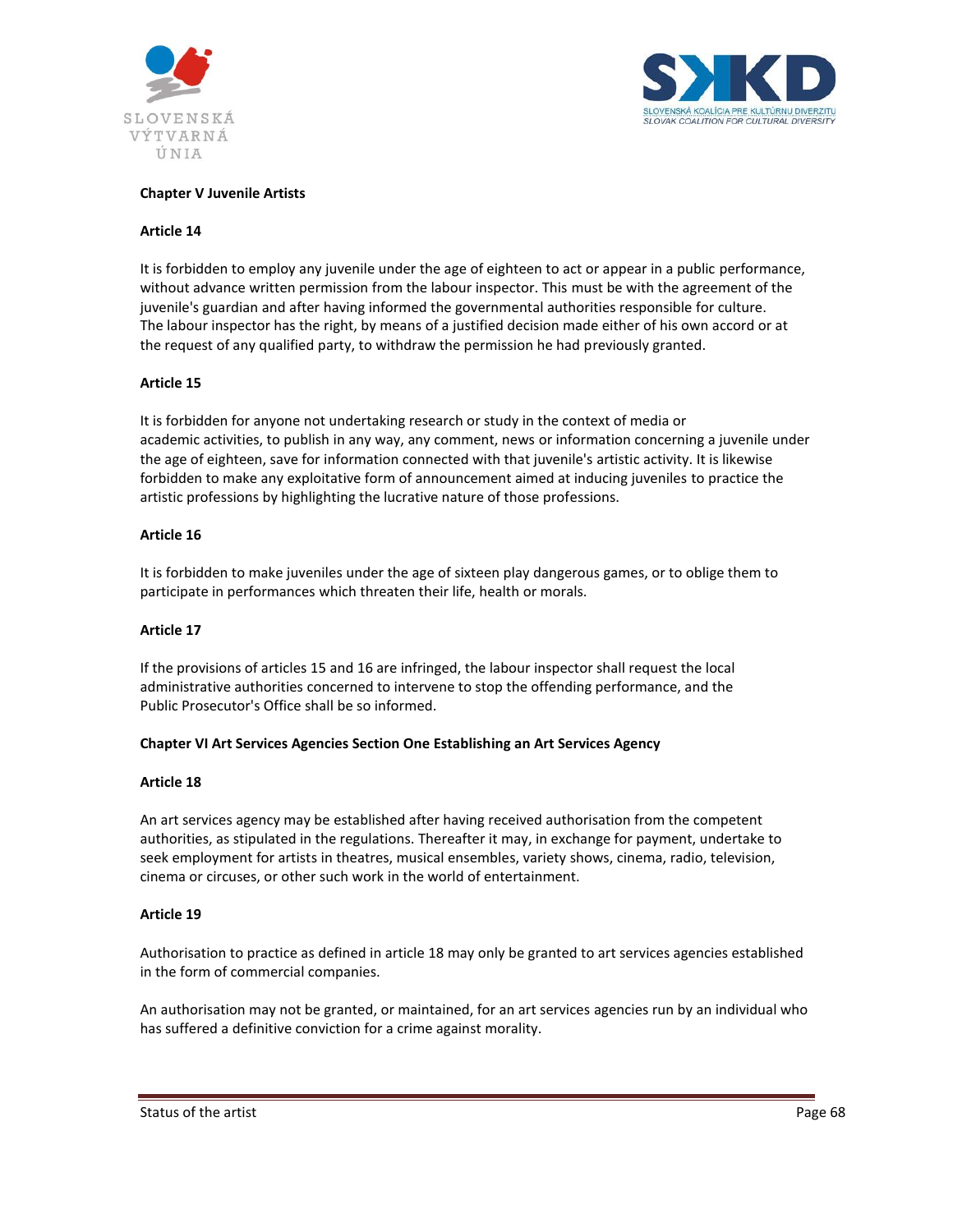**Chapter V Juvenile Artists**

**Article 14**

It is forbidden to employ any juvenile under the age of eighteen to act or appear in a public performance, without advance written permission from the labour inspector. This must be with the agreement of the juvenile's guardian and after having informed the governmental authorities responsible for culture. The labour inspector has the right, by means of a justified decision made either of his own accord or at the request of any qualified party, to withdraw the permission he had previously granted.

**Article 15**

It is forbidden for anyone not undertaking research or study in the context of media or academic activities, to publish in any way, any comment, news or information concerning a juvenile under the age of eighteen, save for information connected with that juvenile's artistic activity. It is likewise forbidden to make any exploitative form of announcement aimed at inducing juveniles to practice the artistic professions by highlighting the lucrative nature of those professions.

**Article 16**

It is forbidden to make juveniles under the age of sixteen play dangerous games, or to oblige them to participate in performances which threaten their life, health or morals.

**Article 17**

If the provisions of articles 15 and 16 are infringed, the labour inspector shall request the local administrative authorities concerned to intervene to stop the offending performance, and the Public Prosecutor's Office shall be so informed.

**Chapter VI Art Services Agencies Section One Establishing an Art Services Agency**

**Article 18**

An art services agency may be established after having received authorisation from the competent authorities, as stipulated in the regulations. Thereafter it may, in exchange for payment, undertake to seek employment for artists in theatres, musical ensembles, variety shows, cinema, radio, television, cinema or circuses, or other such work in the world of entertainment.

**Article 19**

Authorisation to practice as defined in article 18 may only be granted to art services agencies established in the form of commercial companies.

An authorisation may not be granted, or maintained, for an art services agencies run by an individual who has suffered a definitive conviction for a crime against morality.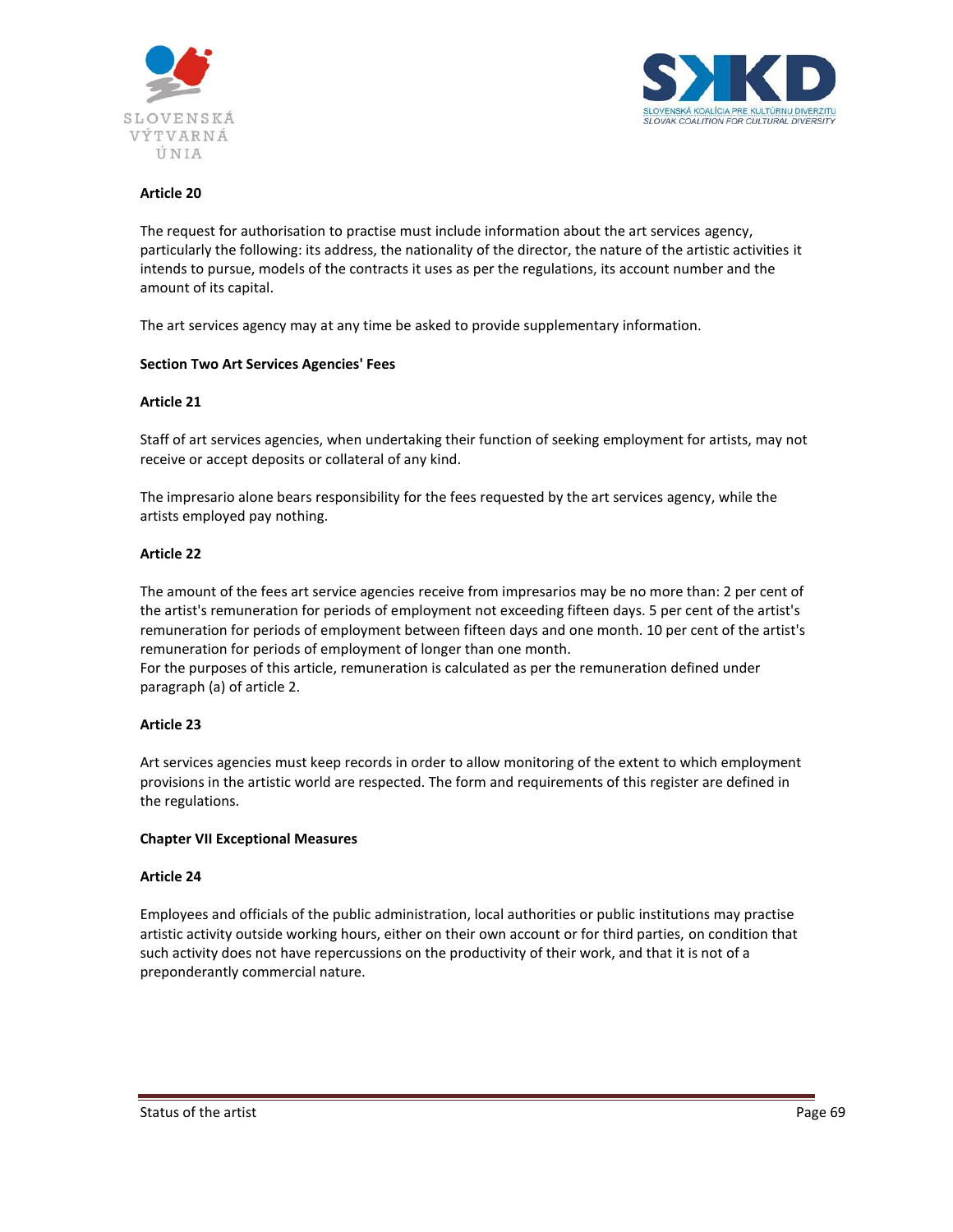**Article 20**

The request for authorisation to practise must include information about the art services agency, particularly the following: its address, the nationality of the director, the nature of the artistic activities it intends to pursue, models of the contracts it uses as per the regulations, its account number and the amount of its capital.

The art services agency may at any time be asked to provide supplementary information.

**Section Two Art Services Agencies' Fees**

**Article 21**

Staff of art services agencies, when undertaking their function of seeking employment for artists, may not receive or accept deposits or collateral of any kind.

The impresario alone bears responsibility for the fees requested by the art services agency, while the artists employed pay nothing.

**Article 22**

The amount of the fees art service agencies receive from impresarios may be no more than: 2 per cent of the artist's remuneration for periods of employment not exceeding fifteen days. 5 per cent of the artist's remuneration for periods of employment between fifteen days and one month. 10 per cent of the artist's remuneration for periods of employment of longer than one month.
For the purposes of this article, remuneration is calculated as per the remuneration defined under paragraph (a) of article 2.

**Article 23**

Art services agencies must keep records in order to allow monitoring of the extent to which employment provisions in the artistic world are respected. The form and requirements of this register are defined in the regulations.

**Chapter VII Exceptional Measures**

**Article 24**

Employees and officials of the public administration, local authorities or public institutions may practise artistic activity outside working hours, either on their own account or for third parties, on condition that such activity does not have repercussions on the productivity of their work, and that it is not of a preponderantly commercial nature.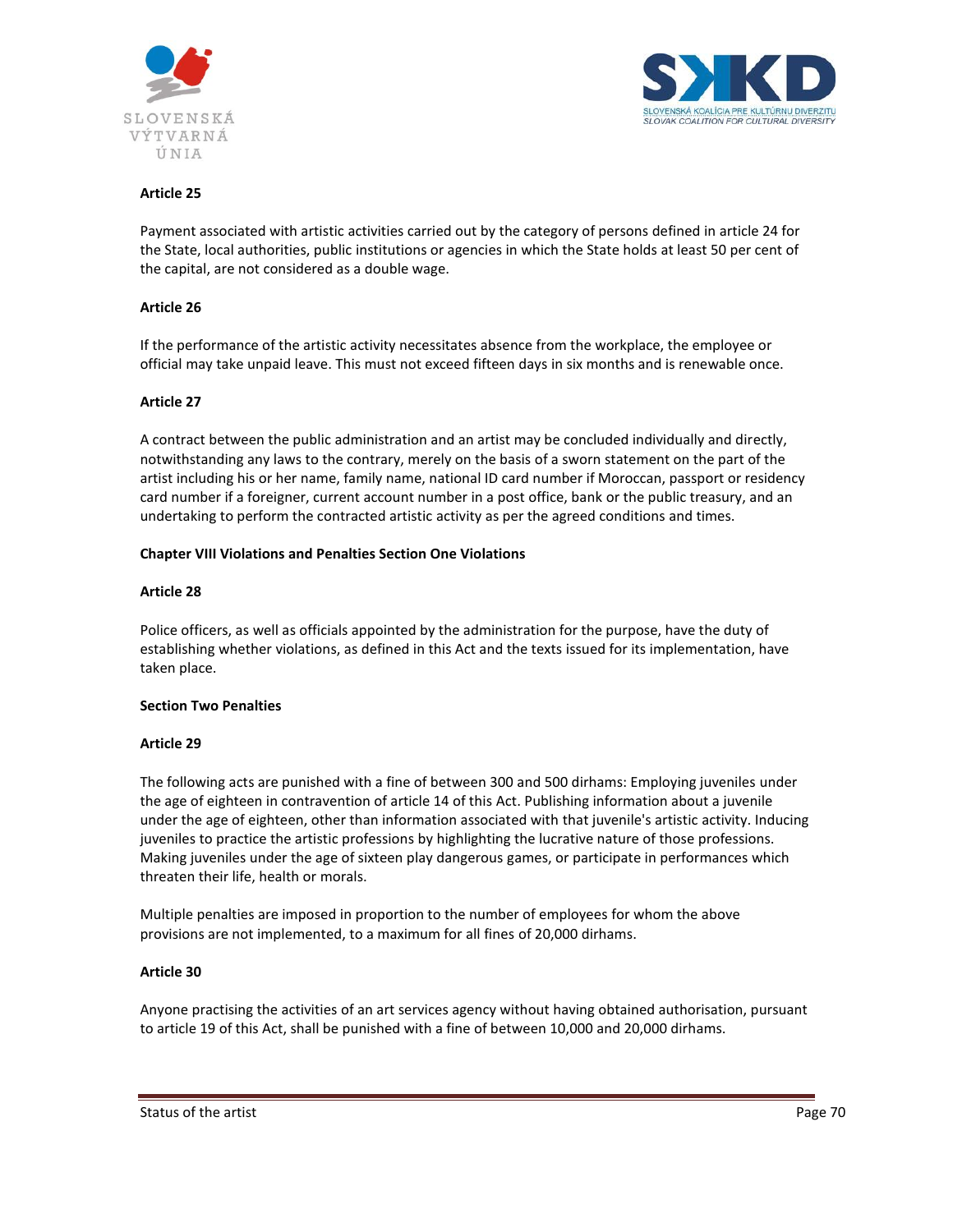**Article 25**

Payment associated with artistic activities carried out by the category of persons defined in article 24 for the State, local authorities, public institutions or agencies in which the State holds at least 50 per cent of the capital, are not considered as a double wage.

**Article 26**

If the performance of the artistic activity necessitates absence from the workplace, the employee or official may take unpaid leave. This must not exceed fifteen days in six months and is renewable once.

**Article 27**

A contract between the public administration and an artist may be concluded individually and directly, notwithstanding any laws to the contrary, merely on the basis of a sworn statement on the part of the artist including his or her name, family name, national ID card number if Moroccan, passport or residency card number if a foreigner, current account number in a post office, bank or the public treasury, and an undertaking to perform the contracted artistic activity as per the agreed conditions and times.

**Chapter VIII Violations and Penalties Section One Violations**

**Article 28**

Police officers, as well as officials appointed by the administration for the purpose, have the duty of establishing whether violations, as defined in this Act and the texts issued for its implementation, have taken place.

**Section Two Penalties**

**Article 29**

The following acts are punished with a fine of between 300 and 500 dirhams: Employing juveniles under the age of eighteen in contravention of article 14 of this Act. Publishing information about a juvenile under the age of eighteen, other than information associated with that juvenile's artistic activity. Inducing juveniles to practice the artistic professions by highlighting the lucrative nature of those professions. Making juveniles under the age of sixteen play dangerous games, or participate in performances which threaten their life, health or morals.

Multiple penalties are imposed in proportion to the number of employees for whom the above provisions are not implemented, to a maximum for all fines of 20,000 dirhams.

**Article 30**

Anyone practising the activities of an art services agency without having obtained authorisation, pursuant to article 19 of this Act, shall be punished with a fine of between 10,000 and 20,000 dirhams.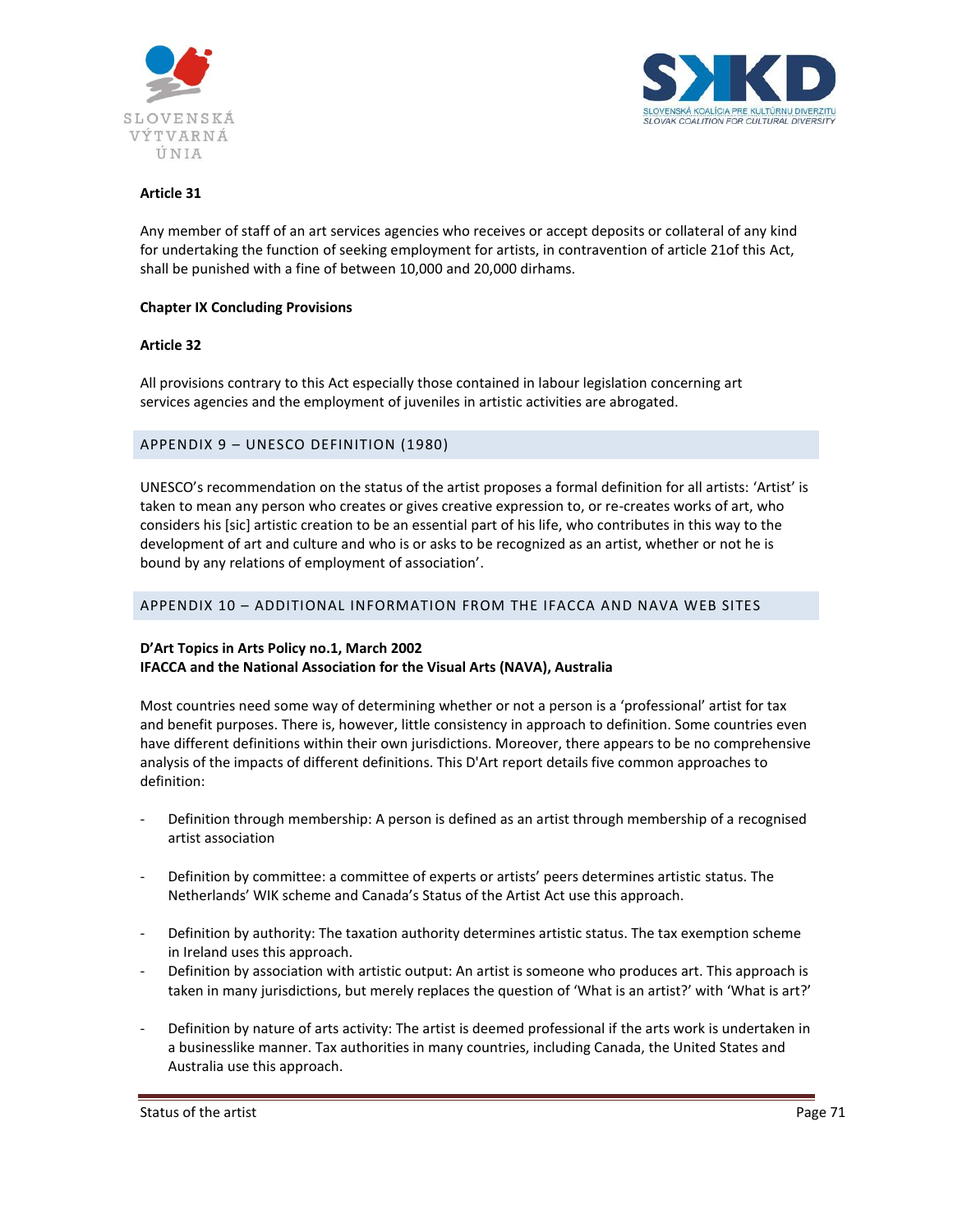**Article 31**

Any member of staff of an art services agencies who receives or accept deposits or collateral of any kind for undertaking the function of seeking employment for artists, in contravention of article 21of this Act, shall be punished with a fine of between 10,000 and 20,000 dirhams.

**Chapter IX Concluding Provisions**

**Article 32**

All provisions contrary to this Act especially those contained in labour legislation concerning art services agencies and the employment of juveniles in artistic activities are abrogated.

## APPENDIX 9 – UNESCO DEFINITION (1980)

UNESCO's recommendation on the status of the artist proposes a formal definition for all artists: 'Artist' is taken to mean any person who creates or gives creative expression to, or re-creates works of art, who considers his [sic] artistic creation to be an essential part of his life, who contributes in this way to the development of art and culture and who is or asks to be recognized as an artist, whether or not he is bound by any relations of employment of association'.

## APPENDIX 10 – ADDITIONAL INFORMATION FROM THE IFACCA AND NAVA WEB SITES

**D'Art Topics in Arts Policy no.1, March 2002**
**IFACCA and the National Association for the Visual Arts (NAVA), Australia**

Most countries need some way of determining whether or not a person is a 'professional' artist for tax and benefit purposes. There is, however, little consistency in approach to definition. Some countries even have different definitions within their own jurisdictions. Moreover, there appears to be no comprehensive analysis of the impacts of different definitions. This D'Art report details five common approaches to definition:

- Definition through membership: A person is defined as an artist through membership of a recognised artist association
- Definition by committee: a committee of experts or artists' peers determines artistic status. The Netherlands' WIK scheme and Canada's Status of the Artist Act use this approach.
- Definition by authority: The taxation authority determines artistic status. The tax exemption scheme in Ireland uses this approach.
- Definition by association with artistic output: An artist is someone who produces art. This approach is taken in many jurisdictions, but merely replaces the question of 'What is an artist?' with 'What is art?'
- Definition by nature of arts activity: The artist is deemed professional if the arts work is undertaken in a businesslike manner. Tax authorities in many countries, including Canada, the United States and Australia use this approach.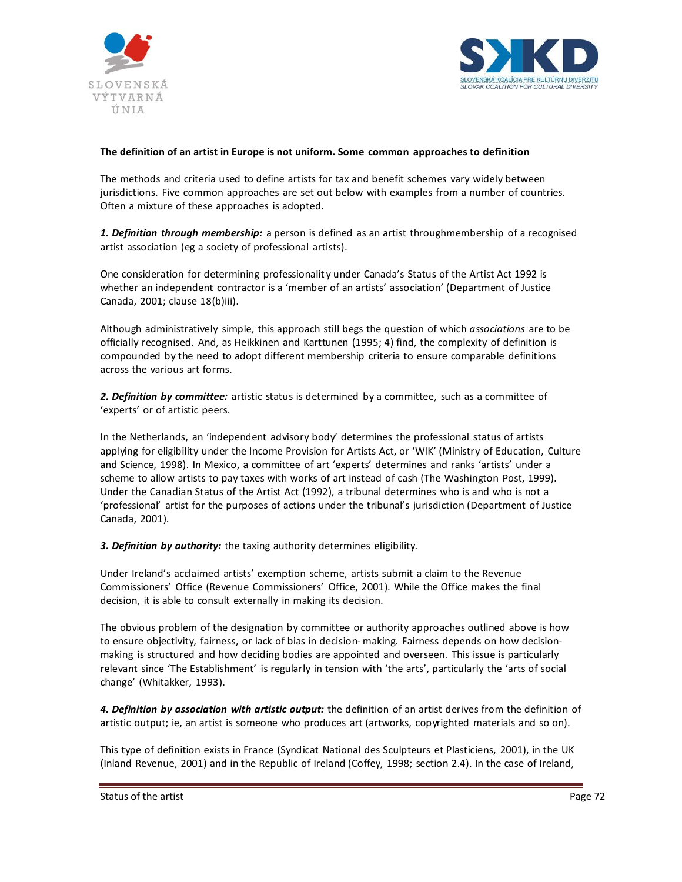**The definition of an artist in Europe is not uniform. Some common approaches to definition**

The methods and criteria used to define artists for tax and benefit schemes vary widely between jurisdictions. Five common approaches are set out below with examples from a number of countries. Often a mixture of these approaches is adopted.

***1. Definition through membership:*** a person is defined as an artist throughmembership of a recognised artist association (eg a society of professional artists).

One consideration for determining professionality under Canada's Status of the Artist Act 1992 is whether an independent contractor is a 'member of an artists' association' (Department of Justice Canada, 2001; clause 18(b)iii).

Although administratively simple, this approach still begs the question of which *associations* are to be officially recognised. And, as Heikkinen and Karttunen (1995; 4) find, the complexity of definition is compounded by the need to adopt different membership criteria to ensure comparable definitions across the various art forms.

***2. Definition by committee:*** artistic status is determined by a committee, such as a committee of 'experts' or of artistic peers.

In the Netherlands, an 'independent advisory body' determines the professional status of artists applying for eligibility under the Income Provision for Artists Act, or 'WIK' (Ministry of Education, Culture and Science, 1998). In Mexico, a committee of art 'experts' determines and ranks 'artists' under a scheme to allow artists to pay taxes with works of art instead of cash (The Washington Post, 1999). Under the Canadian Status of the Artist Act (1992), a tribunal determines who is and who is not a 'professional' artist for the purposes of actions under the tribunal's jurisdiction (Department of Justice Canada, 2001).

***3. Definition by authority:*** the taxing authority determines eligibility.

Under Ireland's acclaimed artists' exemption scheme, artists submit a claim to the Revenue Commissioners' Office (Revenue Commissioners' Office, 2001). While the Office makes the final decision, it is able to consult externally in making its decision.

The obvious problem of the designation by committee or authority approaches outlined above is how to ensure objectivity, fairness, or lack of bias in decision- making. Fairness depends on how decision-making is structured and how deciding bodies are appointed and overseen. This issue is particularly relevant since 'The Establishment' is regularly in tension with 'the arts', particularly the 'arts of social change' (Whitakker, 1993).

***4. Definition by association with artistic output:*** the definition of an artist derives from the definition of artistic output; ie, an artist is someone who produces art (artworks, copyrighted materials and so on).

This type of definition exists in France (Syndicat National des Sculpteurs et Plasticiens, 2001), in the UK (Inland Revenue, 2001) and in the Republic of Ireland (Coffey, 1998; section 2.4). In the case of Ireland,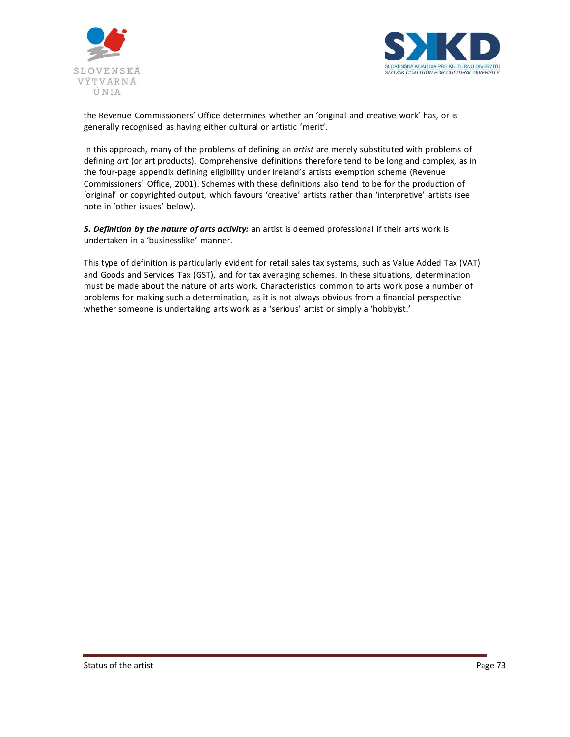the Revenue Commissioners' Office determines whether an 'original and creative work' has, or is generally recognised as having either cultural or artistic 'merit'.

In this approach, many of the problems of defining an *artist* are merely substituted with problems of defining *art* (or art products). Comprehensive definitions therefore tend to be long and complex, as in the four-page appendix defining eligibility under Ireland's artists exemption scheme (Revenue Commissioners' Office, 2001). Schemes with these definitions also tend to be for the production of 'original' or copyrighted output, which favours 'creative' artists rather than 'interpretive' artists (see note in 'other issues' below).

***5. Definition by the nature of arts activity:*** an artist is deemed professional if their arts work is undertaken in a 'businesslike' manner.

This type of definition is particularly evident for retail sales tax systems, such as Value Added Tax (VAT) and Goods and Services Tax (GST), and for tax averaging schemes. In these situations, determination must be made about the nature of arts work. Characteristics common to arts work pose a number of problems for making such a determination, as it is not always obvious from a financial perspective whether someone is undertaking arts work as a 'serious' artist or simply a 'hobbyist.'